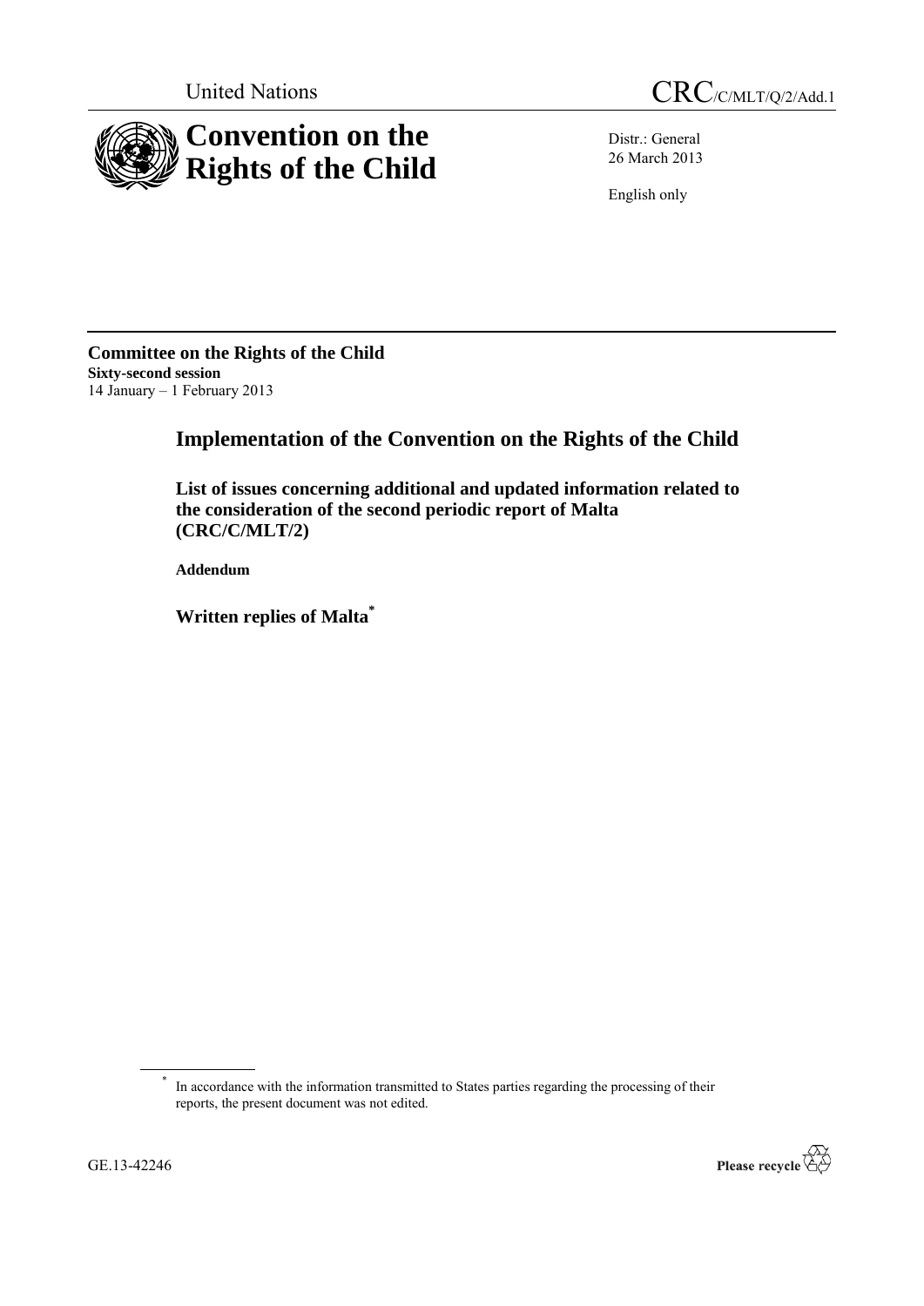United Nations

CRC/C/MLT/Q/2/Add.1

# Convention on the Rights of the Child

Distr.: General
26 March 2013

English only

**Committee on the Rights of the Child**
**Sixty-second session**
14 January – 1 February 2013

## Implementation of the Convention on the Rights of the Child

### List of issues concerning additional and updated information related to the consideration of the second periodic report of Malta (CRC/C/MLT/2)

**Addendum**

### Written replies of Malta*

---

\* In accordance with the information transmitted to States parties regarding the processing of their reports, the present document was not edited.

GE.13-42246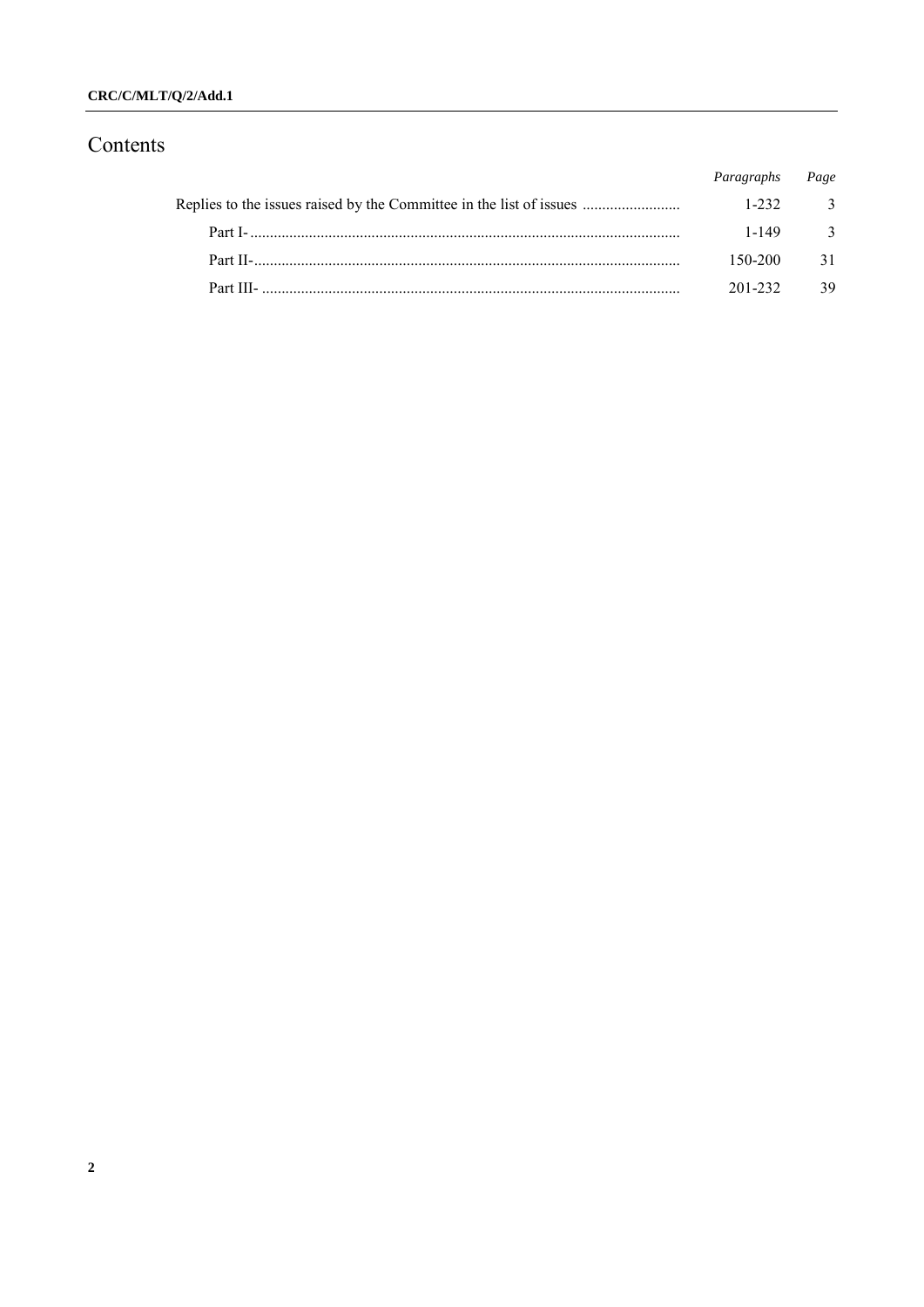# Contents

| | *Paragraphs* | *Page* |
|---|---|---|
| Replies to the issues raised by the Committee in the list of issues | 1-232 | 3 |
| Part I- | 1-149 | 3 |
| Part II- | 150-200 | 31 |
| Part III- | 201-232 | 39 |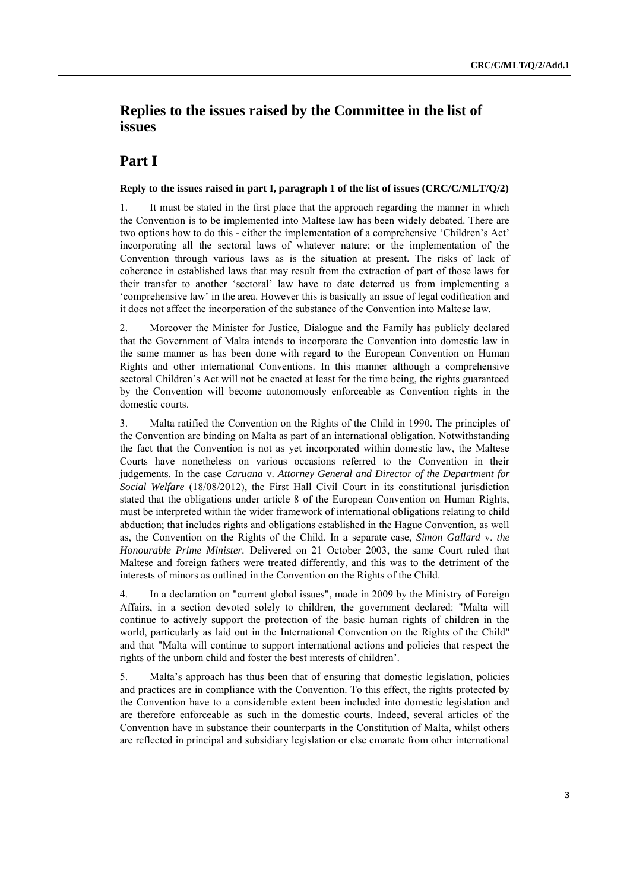# Replies to the issues raised by the Committee in the list of issues

# Part I

### Reply to the issues raised in part I, paragraph 1 of the list of issues (CRC/C/MLT/Q/2)

1. It must be stated in the first place that the approach regarding the manner in which the Convention is to be implemented into Maltese law has been widely debated. There are two options how to do this - either the implementation of a comprehensive 'Children's Act' incorporating all the sectoral laws of whatever nature; or the implementation of the Convention through various laws as is the situation at present. The risks of lack of coherence in established laws that may result from the extraction of part of those laws for their transfer to another 'sectoral' law have to date deterred us from implementing a 'comprehensive law' in the area. However this is basically an issue of legal codification and it does not affect the incorporation of the substance of the Convention into Maltese law.

2. Moreover the Minister for Justice, Dialogue and the Family has publicly declared that the Government of Malta intends to incorporate the Convention into domestic law in the same manner as has been done with regard to the European Convention on Human Rights and other international Conventions. In this manner although a comprehensive sectoral Children's Act will not be enacted at least for the time being, the rights guaranteed by the Convention will become autonomously enforceable as Convention rights in the domestic courts.

3. Malta ratified the Convention on the Rights of the Child in 1990. The principles of the Convention are binding on Malta as part of an international obligation. Notwithstanding the fact that the Convention is not as yet incorporated within domestic law, the Maltese Courts have nonetheless on various occasions referred to the Convention in their judgements. In the case *Caruana* v. *Attorney General and Director of the Department for Social Welfare* (18/08/2012), the First Hall Civil Court in its constitutional jurisdiction stated that the obligations under article 8 of the European Convention on Human Rights, must be interpreted within the wider framework of international obligations relating to child abduction; that includes rights and obligations established in the Hague Convention, as well as, the Convention on the Rights of the Child. In a separate case, *Simon Gallard* v. *the Honourable Prime Minister.* Delivered on 21 October 2003, the same Court ruled that Maltese and foreign fathers were treated differently, and this was to the detriment of the interests of minors as outlined in the Convention on the Rights of the Child.

4. In a declaration on "current global issues", made in 2009 by the Ministry of Foreign Affairs, in a section devoted solely to children, the government declared: "Malta will continue to actively support the protection of the basic human rights of children in the world, particularly as laid out in the International Convention on the Rights of the Child" and that "Malta will continue to support international actions and policies that respect the rights of the unborn child and foster the best interests of children'.

5. Malta's approach has thus been that of ensuring that domestic legislation, policies and practices are in compliance with the Convention. To this effect, the rights protected by the Convention have to a considerable extent been included into domestic legislation and are therefore enforceable as such in the domestic courts. Indeed, several articles of the Convention have in substance their counterparts in the Constitution of Malta, whilst others are reflected in principal and subsidiary legislation or else emanate from other international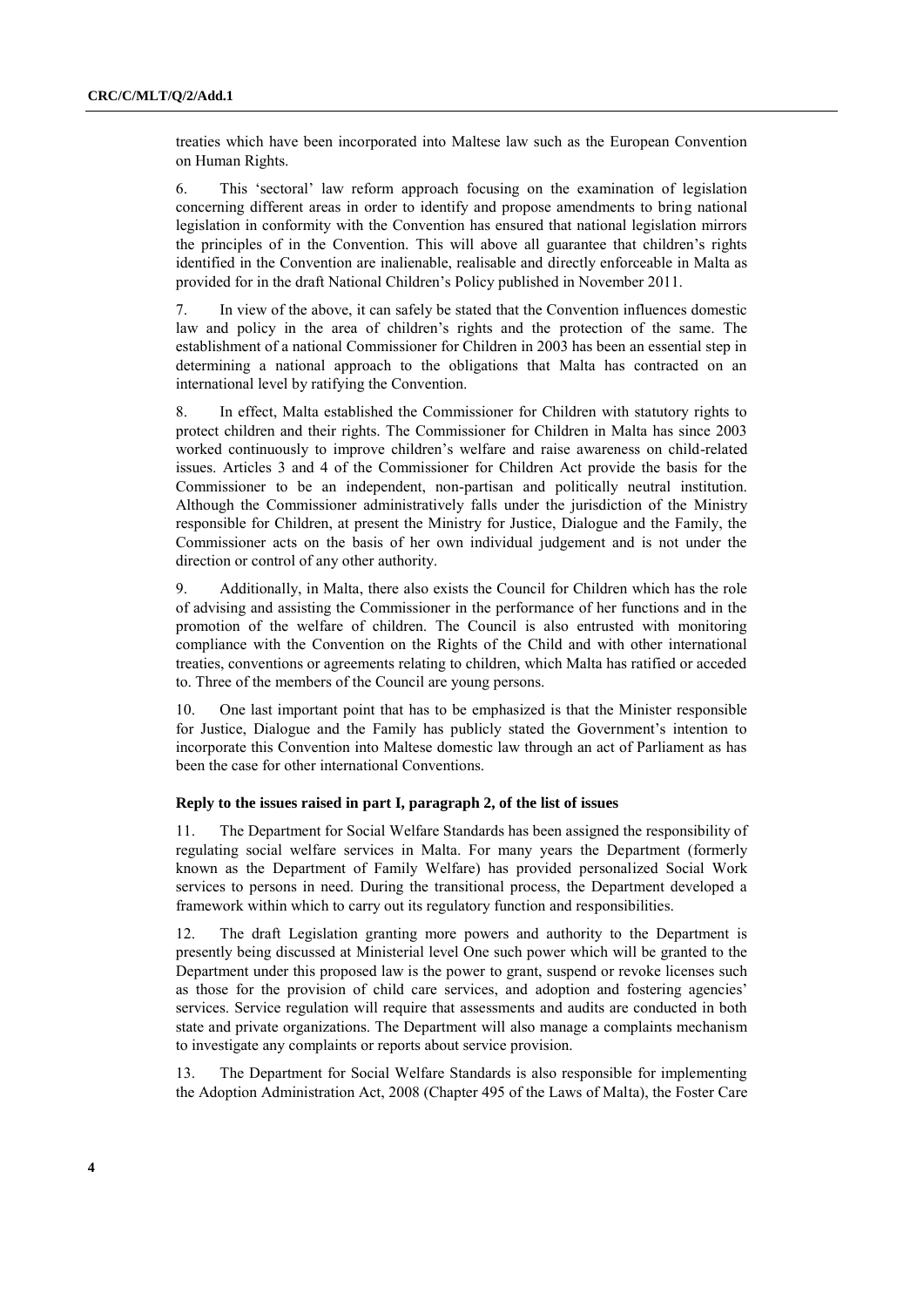treaties which have been incorporated into Maltese law such as the European Convention on Human Rights.

6. This 'sectoral' law reform approach focusing on the examination of legislation concerning different areas in order to identify and propose amendments to bring national legislation in conformity with the Convention has ensured that national legislation mirrors the principles of in the Convention. This will above all guarantee that children's rights identified in the Convention are inalienable, realisable and directly enforceable in Malta as provided for in the draft National Children's Policy published in November 2011.

7. In view of the above, it can safely be stated that the Convention influences domestic law and policy in the area of children's rights and the protection of the same. The establishment of a national Commissioner for Children in 2003 has been an essential step in determining a national approach to the obligations that Malta has contracted on an international level by ratifying the Convention.

8. In effect, Malta established the Commissioner for Children with statutory rights to protect children and their rights. The Commissioner for Children in Malta has since 2003 worked continuously to improve children's welfare and raise awareness on child-related issues. Articles 3 and 4 of the Commissioner for Children Act provide the basis for the Commissioner to be an independent, non-partisan and politically neutral institution. Although the Commissioner administratively falls under the jurisdiction of the Ministry responsible for Children, at present the Ministry for Justice, Dialogue and the Family, the Commissioner acts on the basis of her own individual judgement and is not under the direction or control of any other authority.

9. Additionally, in Malta, there also exists the Council for Children which has the role of advising and assisting the Commissioner in the performance of her functions and in the promotion of the welfare of children. The Council is also entrusted with monitoring compliance with the Convention on the Rights of the Child and with other international treaties, conventions or agreements relating to children, which Malta has ratified or acceded to. Three of the members of the Council are young persons.

10. One last important point that has to be emphasized is that the Minister responsible for Justice, Dialogue and the Family has publicly stated the Government's intention to incorporate this Convention into Maltese domestic law through an act of Parliament as has been the case for other international Conventions.

### Reply to the issues raised in part I, paragraph 2, of the list of issues

11. The Department for Social Welfare Standards has been assigned the responsibility of regulating social welfare services in Malta. For many years the Department (formerly known as the Department of Family Welfare) has provided personalized Social Work services to persons in need. During the transitional process, the Department developed a framework within which to carry out its regulatory function and responsibilities.

12. The draft Legislation granting more powers and authority to the Department is presently being discussed at Ministerial level One such power which will be granted to the Department under this proposed law is the power to grant, suspend or revoke licenses such as those for the provision of child care services, and adoption and fostering agencies' services. Service regulation will require that assessments and audits are conducted in both state and private organizations. The Department will also manage a complaints mechanism to investigate any complaints or reports about service provision.

13. The Department for Social Welfare Standards is also responsible for implementing the Adoption Administration Act, 2008 (Chapter 495 of the Laws of Malta), the Foster Care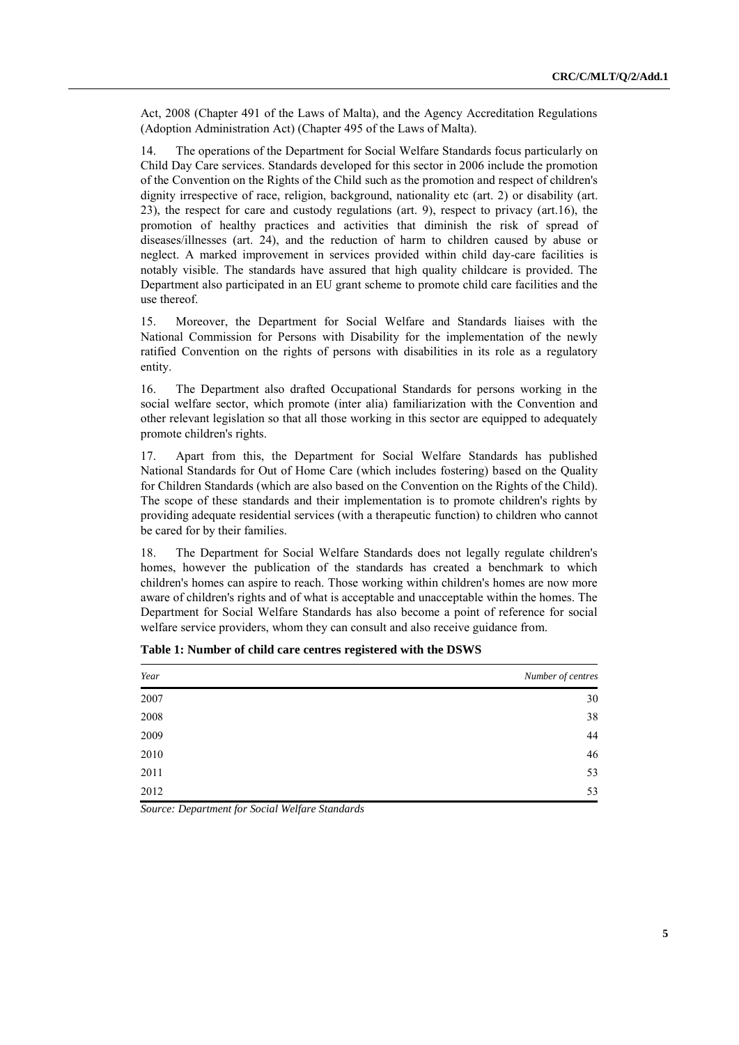Act, 2008 (Chapter 491 of the Laws of Malta), and the Agency Accreditation Regulations (Adoption Administration Act) (Chapter 495 of the Laws of Malta).

14. The operations of the Department for Social Welfare Standards focus particularly on Child Day Care services. Standards developed for this sector in 2006 include the promotion of the Convention on the Rights of the Child such as the promotion and respect of children's dignity irrespective of race, religion, background, nationality etc (art. 2) or disability (art. 23), the respect for care and custody regulations (art. 9), respect to privacy (art.16), the promotion of healthy practices and activities that diminish the risk of spread of diseases/illnesses (art. 24), and the reduction of harm to children caused by abuse or neglect. A marked improvement in services provided within child day-care facilities is notably visible. The standards have assured that high quality childcare is provided. The Department also participated in an EU grant scheme to promote child care facilities and the use thereof.

15. Moreover, the Department for Social Welfare and Standards liaises with the National Commission for Persons with Disability for the implementation of the newly ratified Convention on the rights of persons with disabilities in its role as a regulatory entity.

16. The Department also drafted Occupational Standards for persons working in the social welfare sector, which promote (inter alia) familiarization with the Convention and other relevant legislation so that all those working in this sector are equipped to adequately promote children's rights.

17. Apart from this, the Department for Social Welfare Standards has published National Standards for Out of Home Care (which includes fostering) based on the Quality for Children Standards (which are also based on the Convention on the Rights of the Child). The scope of these standards and their implementation is to promote children's rights by providing adequate residential services (with a therapeutic function) to children who cannot be cared for by their families.

18. The Department for Social Welfare Standards does not legally regulate children's homes, however the publication of the standards has created a benchmark to which children's homes can aspire to reach. Those working within children's homes are now more aware of children's rights and of what is acceptable and unacceptable within the homes. The Department for Social Welfare Standards has also become a point of reference for social welfare service providers, whom they can consult and also receive guidance from.

**Table 1: Number of child care centres registered with the DSWS**

| *Year* | *Number of centres* |
|---|---:|
| 2007 | 30 |
| 2008 | 38 |
| 2009 | 44 |
| 2010 | 46 |
| 2011 | 53 |
| 2012 | 53 |

*Source: Department for Social Welfare Standards*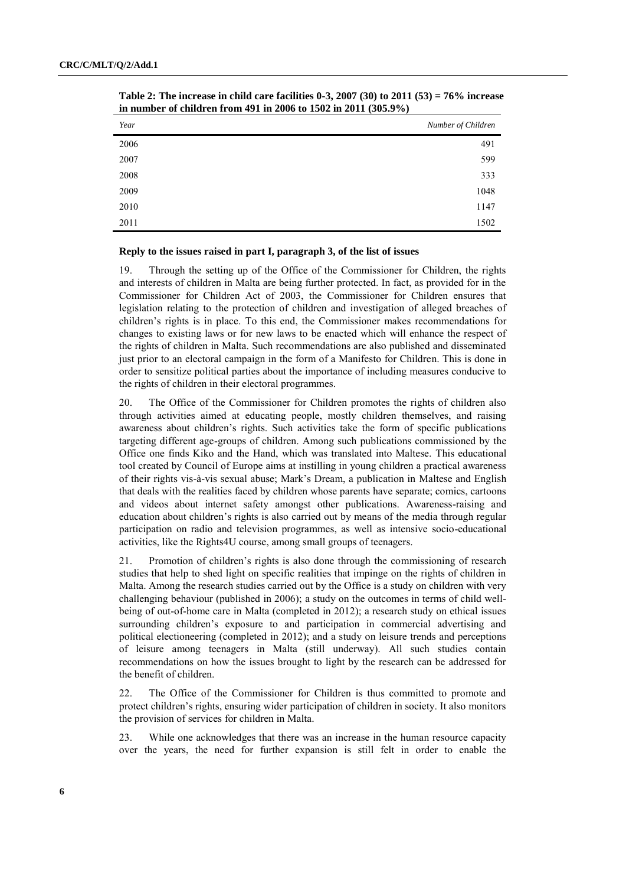**Table 2: The increase in child care facilities 0-3, 2007 (30) to 2011 (53) = 76% increase in number of children from 491 in 2006 to 1502 in 2011 (305.9%)**

| *Year* | *Number of Children* |
|---|---:|
| 2006 | 491 |
| 2007 | 599 |
| 2008 | 333 |
| 2009 | 1048 |
| 2010 | 1147 |
| 2011 | 1502 |

**Reply to the issues raised in part I, paragraph 3, of the list of issues**

19. Through the setting up of the Office of the Commissioner for Children, the rights and interests of children in Malta are being further protected. In fact, as provided for in the Commissioner for Children Act of 2003, the Commissioner for Children ensures that legislation relating to the protection of children and investigation of alleged breaches of children's rights is in place. To this end, the Commissioner makes recommendations for changes to existing laws or for new laws to be enacted which will enhance the respect of the rights of children in Malta. Such recommendations are also published and disseminated just prior to an electoral campaign in the form of a Manifesto for Children. This is done in order to sensitize political parties about the importance of including measures conducive to the rights of children in their electoral programmes.

20. The Office of the Commissioner for Children promotes the rights of children also through activities aimed at educating people, mostly children themselves, and raising awareness about children's rights. Such activities take the form of specific publications targeting different age-groups of children. Among such publications commissioned by the Office one finds Kiko and the Hand, which was translated into Maltese. This educational tool created by Council of Europe aims at instilling in young children a practical awareness of their rights vis-à-vis sexual abuse; Mark's Dream, a publication in Maltese and English that deals with the realities faced by children whose parents have separate; comics, cartoons and videos about internet safety amongst other publications. Awareness-raising and education about children's rights is also carried out by means of the media through regular participation on radio and television programmes, as well as intensive socio-educational activities, like the Rights4U course, among small groups of teenagers.

21. Promotion of children's rights is also done through the commissioning of research studies that help to shed light on specific realities that impinge on the rights of children in Malta. Among the research studies carried out by the Office is a study on children with very challenging behaviour (published in 2006); a study on the outcomes in terms of child well-being of out-of-home care in Malta (completed in 2012); a research study on ethical issues surrounding children's exposure to and participation in commercial advertising and political electioneering (completed in 2012); and a study on leisure trends and perceptions of leisure among teenagers in Malta (still underway). All such studies contain recommendations on how the issues brought to light by the research can be addressed for the benefit of children.

22. The Office of the Commissioner for Children is thus committed to promote and protect children's rights, ensuring wider participation of children in society. It also monitors the provision of services for children in Malta.

23. While one acknowledges that there was an increase in the human resource capacity over the years, the need for further expansion is still felt in order to enable the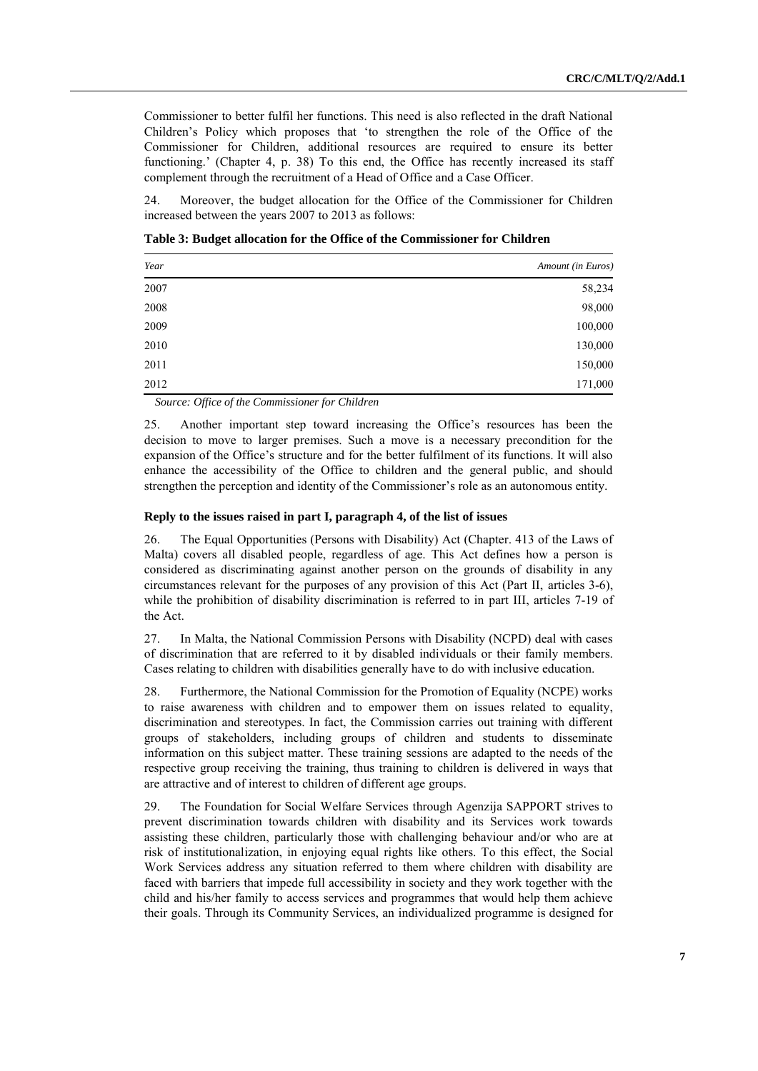Commissioner to better fulfil her functions. This need is also reflected in the draft National Children's Policy which proposes that 'to strengthen the role of the Office of the Commissioner for Children, additional resources are required to ensure its better functioning.' (Chapter 4, p. 38) To this end, the Office has recently increased its staff complement through the recruitment of a Head of Office and a Case Officer.

24. Moreover, the budget allocation for the Office of the Commissioner for Children increased between the years 2007 to 2013 as follows:

**Table 3: Budget allocation for the Office of the Commissioner for Children**

| *Year* | *Amount (in Euros)* |
|---|---:|
| 2007 | 58,234 |
| 2008 | 98,000 |
| 2009 | 100,000 |
| 2010 | 130,000 |
| 2011 | 150,000 |
| 2012 | 171,000 |

*Source: Office of the Commissioner for Children*

25. Another important step toward increasing the Office's resources has been the decision to move to larger premises. Such a move is a necessary precondition for the expansion of the Office's structure and for the better fulfilment of its functions. It will also enhance the accessibility of the Office to children and the general public, and should strengthen the perception and identity of the Commissioner's role as an autonomous entity.

#### Reply to the issues raised in part I, paragraph 4, of the list of issues

26. The Equal Opportunities (Persons with Disability) Act (Chapter. 413 of the Laws of Malta) covers all disabled people, regardless of age. This Act defines how a person is considered as discriminating against another person on the grounds of disability in any circumstances relevant for the purposes of any provision of this Act (Part II, articles 3-6), while the prohibition of disability discrimination is referred to in part III, articles 7-19 of the Act.

27. In Malta, the National Commission Persons with Disability (NCPD) deal with cases of discrimination that are referred to it by disabled individuals or their family members. Cases relating to children with disabilities generally have to do with inclusive education.

28. Furthermore, the National Commission for the Promotion of Equality (NCPE) works to raise awareness with children and to empower them on issues related to equality, discrimination and stereotypes. In fact, the Commission carries out training with different groups of stakeholders, including groups of children and students to disseminate information on this subject matter. These training sessions are adapted to the needs of the respective group receiving the training, thus training to children is delivered in ways that are attractive and of interest to children of different age groups.

29. The Foundation for Social Welfare Services through Agenzija SAPPORT strives to prevent discrimination towards children with disability and its Services work towards assisting these children, particularly those with challenging behaviour and/or who are at risk of institutionalization, in enjoying equal rights like others. To this effect, the Social Work Services address any situation referred to them where children with disability are faced with barriers that impede full accessibility in society and they work together with the child and his/her family to access services and programmes that would help them achieve their goals. Through its Community Services, an individualized programme is designed for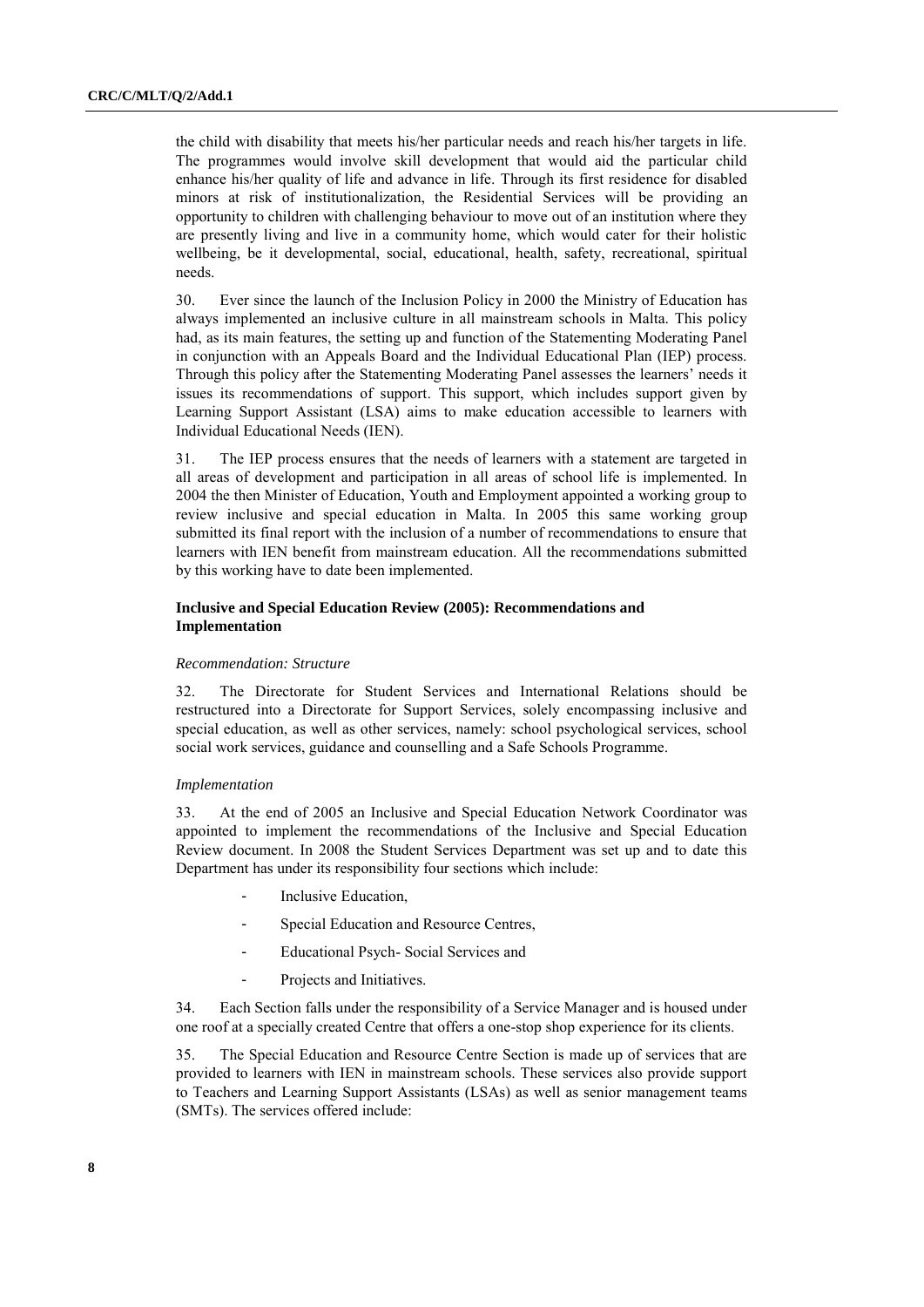the child with disability that meets his/her particular needs and reach his/her targets in life. The programmes would involve skill development that would aid the particular child enhance his/her quality of life and advance in life. Through its first residence for disabled minors at risk of institutionalization, the Residential Services will be providing an opportunity to children with challenging behaviour to move out of an institution where they are presently living and live in a community home, which would cater for their holistic wellbeing, be it developmental, social, educational, health, safety, recreational, spiritual needs.

30. Ever since the launch of the Inclusion Policy in 2000 the Ministry of Education has always implemented an inclusive culture in all mainstream schools in Malta. This policy had, as its main features, the setting up and function of the Statementing Moderating Panel in conjunction with an Appeals Board and the Individual Educational Plan (IEP) process. Through this policy after the Statementing Moderating Panel assesses the learners' needs it issues its recommendations of support. This support, which includes support given by Learning Support Assistant (LSA) aims to make education accessible to learners with Individual Educational Needs (IEN).

31. The IEP process ensures that the needs of learners with a statement are targeted in all areas of development and participation in all areas of school life is implemented. In 2004 the then Minister of Education, Youth and Employment appointed a working group to review inclusive and special education in Malta. In 2005 this same working group submitted its final report with the inclusion of a number of recommendations to ensure that learners with IEN benefit from mainstream education. All the recommendations submitted by this working have to date been implemented.

### Inclusive and Special Education Review (2005): Recommendations and Implementation

*Recommendation: Structure*

32. The Directorate for Student Services and International Relations should be restructured into a Directorate for Support Services, solely encompassing inclusive and special education, as well as other services, namely: school psychological services, school social work services, guidance and counselling and a Safe Schools Programme.

*Implementation*

33. At the end of 2005 an Inclusive and Special Education Network Coordinator was appointed to implement the recommendations of the Inclusive and Special Education Review document. In 2008 the Student Services Department was set up and to date this Department has under its responsibility four sections which include:

- Inclusive Education,
- Special Education and Resource Centres,
- Educational Psych- Social Services and
- Projects and Initiatives.

34. Each Section falls under the responsibility of a Service Manager and is housed under one roof at a specially created Centre that offers a one-stop shop experience for its clients.

35. The Special Education and Resource Centre Section is made up of services that are provided to learners with IEN in mainstream schools. These services also provide support to Teachers and Learning Support Assistants (LSAs) as well as senior management teams (SMTs). The services offered include: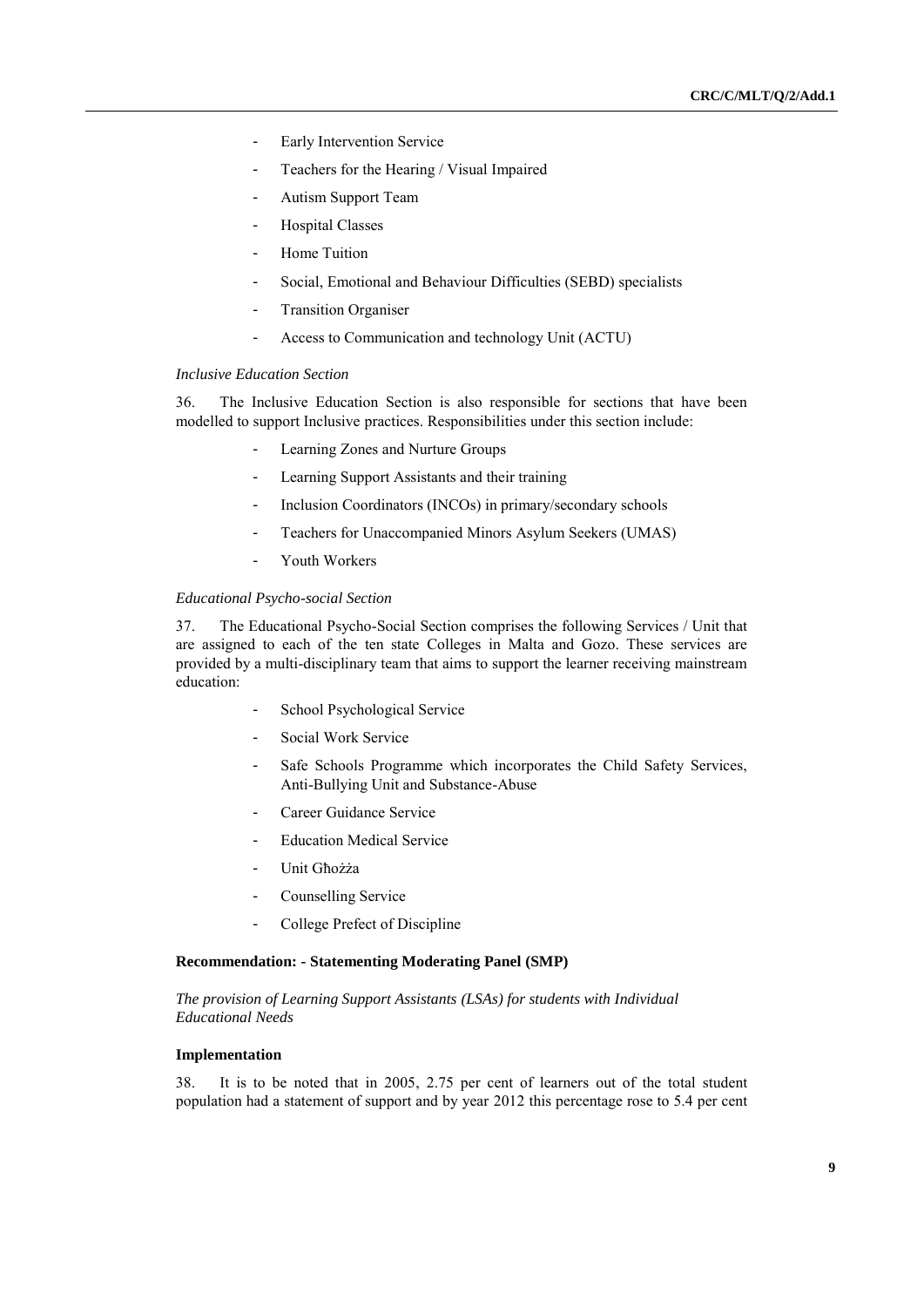- Early Intervention Service
- Teachers for the Hearing / Visual Impaired
- Autism Support Team
- Hospital Classes
- Home Tuition
- Social, Emotional and Behaviour Difficulties (SEBD) specialists
- Transition Organiser
- Access to Communication and technology Unit (ACTU)

*Inclusive Education Section*

36. The Inclusive Education Section is also responsible for sections that have been modelled to support Inclusive practices. Responsibilities under this section include:

- Learning Zones and Nurture Groups
- Learning Support Assistants and their training
- Inclusion Coordinators (INCOs) in primary/secondary schools
- Teachers for Unaccompanied Minors Asylum Seekers (UMAS)
- Youth Workers

*Educational Psycho-social Section*

37. The Educational Psycho-Social Section comprises the following Services / Unit that are assigned to each of the ten state Colleges in Malta and Gozo. These services are provided by a multi-disciplinary team that aims to support the learner receiving mainstream education:

- School Psychological Service
- Social Work Service
- Safe Schools Programme which incorporates the Child Safety Services, Anti-Bullying Unit and Substance-Abuse
- Career Guidance Service
- Education Medical Service
- Unit Għożża
- Counselling Service
- College Prefect of Discipline

**Recommendation: - Statementing Moderating Panel (SMP)**

*The provision of Learning Support Assistants (LSAs) for students with Individual Educational Needs*

**Implementation**

38. It is to be noted that in 2005, 2.75 per cent of learners out of the total student population had a statement of support and by year 2012 this percentage rose to 5.4 per cent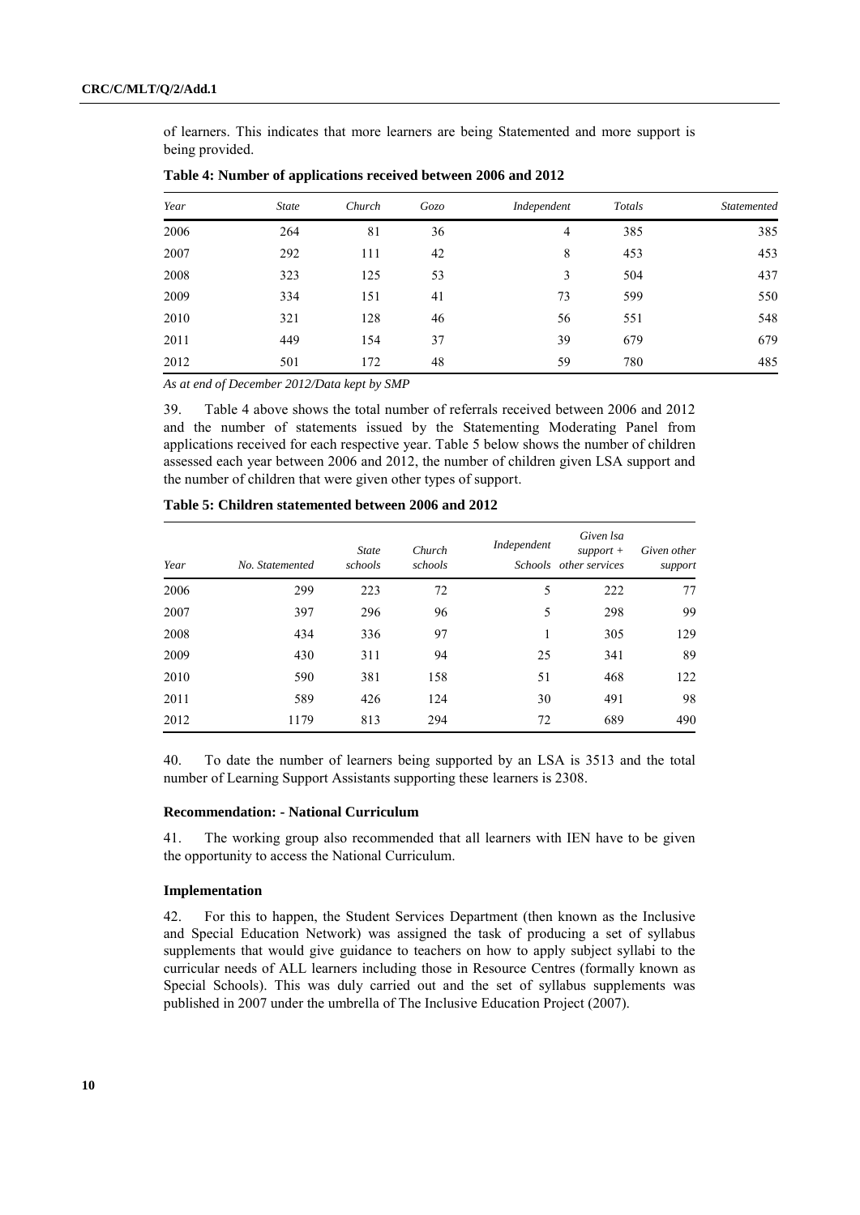of learners. This indicates that more learners are being Statemented and more support is being provided.

**Table 4: Number of applications received between 2006 and 2012**

| *Year* | *State* | *Church* | *Gozo* | *Independent* | *Totals* | *Statemented* |
|---|---|---|---|---|---|---|
| 2006 | 264 | 81 | 36 | 4 | 385 | 385 |
| 2007 | 292 | 111 | 42 | 8 | 453 | 453 |
| 2008 | 323 | 125 | 53 | 3 | 504 | 437 |
| 2009 | 334 | 151 | 41 | 73 | 599 | 550 |
| 2010 | 321 | 128 | 46 | 56 | 551 | 548 |
| 2011 | 449 | 154 | 37 | 39 | 679 | 679 |
| 2012 | 501 | 172 | 48 | 59 | 780 | 485 |

*As at end of December 2012/Data kept by SMP*

39. Table 4 above shows the total number of referrals received between 2006 and 2012 and the number of statements issued by the Statementing Moderating Panel from applications received for each respective year. Table 5 below shows the number of children assessed each year between 2006 and 2012, the number of children given LSA support and the number of children that were given other types of support.

**Table 5: Children statemented between 2006 and 2012**

| *Year* | *No. Statemented* | *State schools* | *Church schools* | *Independent Schools* | *Given lsa support + other services* | *Given other support* |
|---|---|---|---|---|---|---|
| 2006 | 299 | 223 | 72 | 5 | 222 | 77 |
| 2007 | 397 | 296 | 96 | 5 | 298 | 99 |
| 2008 | 434 | 336 | 97 | 1 | 305 | 129 |
| 2009 | 430 | 311 | 94 | 25 | 341 | 89 |
| 2010 | 590 | 381 | 158 | 51 | 468 | 122 |
| 2011 | 589 | 426 | 124 | 30 | 491 | 98 |
| 2012 | 1179 | 813 | 294 | 72 | 689 | 490 |

40. To date the number of learners being supported by an LSA is 3513 and the total number of Learning Support Assistants supporting these learners is 2308.

### Recommendation: - National Curriculum

41. The working group also recommended that all learners with IEN have to be given the opportunity to access the National Curriculum.

### Implementation

42. For this to happen, the Student Services Department (then known as the Inclusive and Special Education Network) was assigned the task of producing a set of syllabus supplements that would give guidance to teachers on how to apply subject syllabi to the curricular needs of ALL learners including those in Resource Centres (formally known as Special Schools). This was duly carried out and the set of syllabus supplements was published in 2007 under the umbrella of The Inclusive Education Project (2007).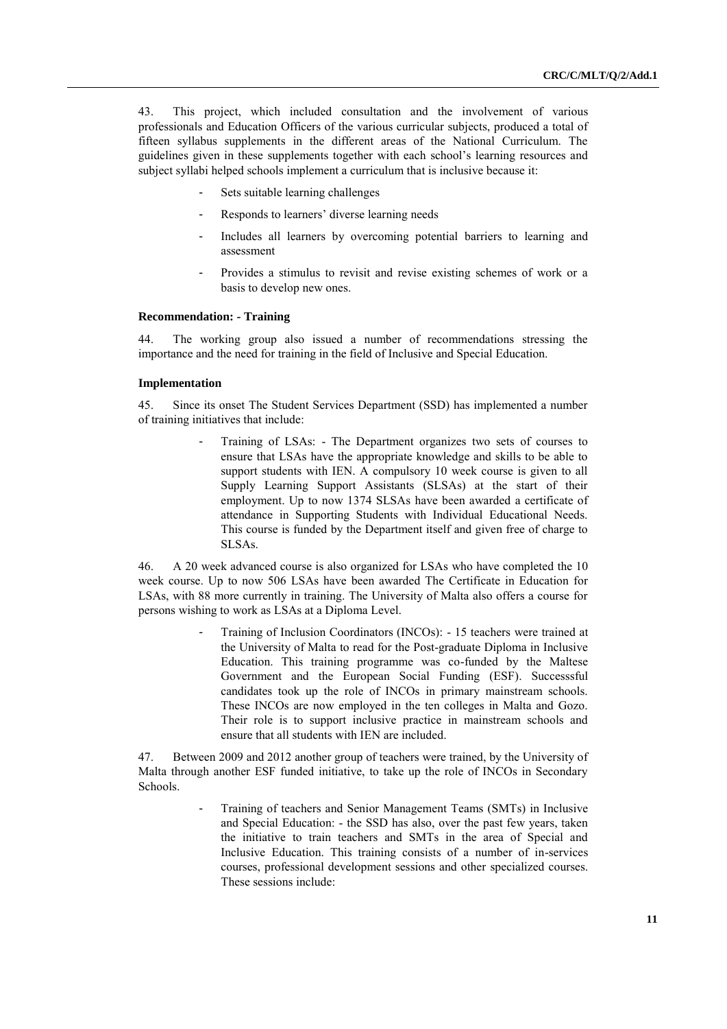43. This project, which included consultation and the involvement of various professionals and Education Officers of the various curricular subjects, produced a total of fifteen syllabus supplements in the different areas of the National Curriculum. The guidelines given in these supplements together with each school's learning resources and subject syllabi helped schools implement a curriculum that is inclusive because it:

- Sets suitable learning challenges
- Responds to learners' diverse learning needs
- Includes all learners by overcoming potential barriers to learning and assessment
- Provides a stimulus to revisit and revise existing schemes of work or a basis to develop new ones.

**Recommendation: - Training**

44. The working group also issued a number of recommendations stressing the importance and the need for training in the field of Inclusive and Special Education.

**Implementation**

45. Since its onset The Student Services Department (SSD) has implemented a number of training initiatives that include:

- Training of LSAs: - The Department organizes two sets of courses to ensure that LSAs have the appropriate knowledge and skills to be able to support students with IEN. A compulsory 10 week course is given to all Supply Learning Support Assistants (SLSAs) at the start of their employment. Up to now 1374 SLSAs have been awarded a certificate of attendance in Supporting Students with Individual Educational Needs. This course is funded by the Department itself and given free of charge to SLSAs.

46. A 20 week advanced course is also organized for LSAs who have completed the 10 week course. Up to now 506 LSAs have been awarded The Certificate in Education for LSAs, with 88 more currently in training. The University of Malta also offers a course for persons wishing to work as LSAs at a Diploma Level.

- Training of Inclusion Coordinators (INCOs): - 15 teachers were trained at the University of Malta to read for the Post-graduate Diploma in Inclusive Education. This training programme was co-funded by the Maltese Government and the European Social Funding (ESF). Successsful candidates took up the role of INCOs in primary mainstream schools. These INCOs are now employed in the ten colleges in Malta and Gozo. Their role is to support inclusive practice in mainstream schools and ensure that all students with IEN are included.

47. Between 2009 and 2012 another group of teachers were trained, by the University of Malta through another ESF funded initiative, to take up the role of INCOs in Secondary Schools.

- Training of teachers and Senior Management Teams (SMTs) in Inclusive and Special Education: - the SSD has also, over the past few years, taken the initiative to train teachers and SMTs in the area of Special and Inclusive Education. This training consists of a number of in-services courses, professional development sessions and other specialized courses. These sessions include: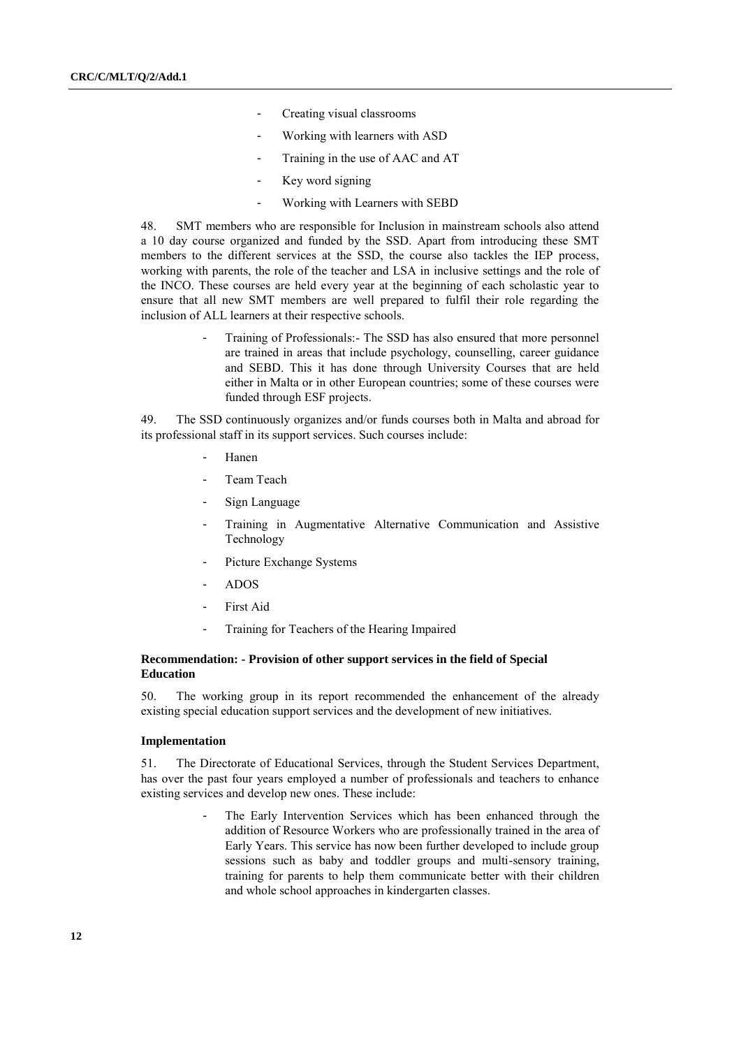- Creating visual classrooms
- Working with learners with ASD
- Training in the use of AAC and AT
- Key word signing
- Working with Learners with SEBD

48. SMT members who are responsible for Inclusion in mainstream schools also attend a 10 day course organized and funded by the SSD. Apart from introducing these SMT members to the different services at the SSD, the course also tackles the IEP process, working with parents, the role of the teacher and LSA in inclusive settings and the role of the INCO. These courses are held every year at the beginning of each scholastic year to ensure that all new SMT members are well prepared to fulfil their role regarding the inclusion of ALL learners at their respective schools.

- Training of Professionals:- The SSD has also ensured that more personnel are trained in areas that include psychology, counselling, career guidance and SEBD. This it has done through University Courses that are held either in Malta or in other European countries; some of these courses were funded through ESF projects.

49. The SSD continuously organizes and/or funds courses both in Malta and abroad for its professional staff in its support services. Such courses include:

- Hanen
- Team Teach
- Sign Language
- Training in Augmentative Alternative Communication and Assistive Technology
- Picture Exchange Systems
- ADOS
- First Aid
- Training for Teachers of the Hearing Impaired

#### Recommendation: - Provision of other support services in the field of Special Education

50. The working group in its report recommended the enhancement of the already existing special education support services and the development of new initiatives.

#### Implementation

51. The Directorate of Educational Services, through the Student Services Department, has over the past four years employed a number of professionals and teachers to enhance existing services and develop new ones. These include:

- The Early Intervention Services which has been enhanced through the addition of Resource Workers who are professionally trained in the area of Early Years. This service has now been further developed to include group sessions such as baby and toddler groups and multi-sensory training, training for parents to help them communicate better with their children and whole school approaches in kindergarten classes.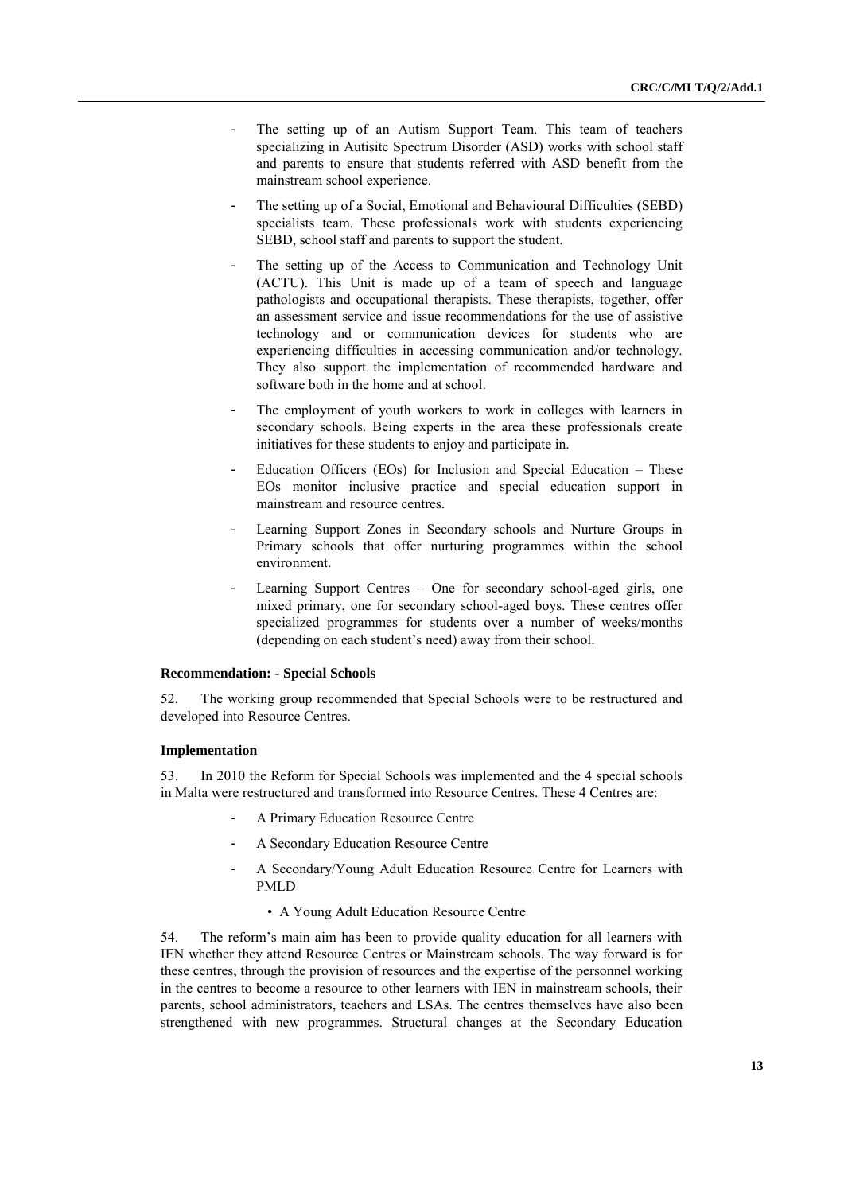- The setting up of an Autism Support Team. This team of teachers specializing in Autisitc Spectrum Disorder (ASD) works with school staff and parents to ensure that students referred with ASD benefit from the mainstream school experience.
- The setting up of a Social, Emotional and Behavioural Difficulties (SEBD) specialists team. These professionals work with students experiencing SEBD, school staff and parents to support the student.
- The setting up of the Access to Communication and Technology Unit (ACTU). This Unit is made up of a team of speech and language pathologists and occupational therapists. These therapists, together, offer an assessment service and issue recommendations for the use of assistive technology and or communication devices for students who are experiencing difficulties in accessing communication and/or technology. They also support the implementation of recommended hardware and software both in the home and at school.
- The employment of youth workers to work in colleges with learners in secondary schools. Being experts in the area these professionals create initiatives for these students to enjoy and participate in.
- Education Officers (EOs) for Inclusion and Special Education – These EOs monitor inclusive practice and special education support in mainstream and resource centres.
- Learning Support Zones in Secondary schools and Nurture Groups in Primary schools that offer nurturing programmes within the school environment.
- Learning Support Centres – One for secondary school-aged girls, one mixed primary, one for secondary school-aged boys. These centres offer specialized programmes for students over a number of weeks/months (depending on each student's need) away from their school.

**Recommendation: - Special Schools**

52. The working group recommended that Special Schools were to be restructured and developed into Resource Centres.

**Implementation**

53. In 2010 the Reform for Special Schools was implemented and the 4 special schools in Malta were restructured and transformed into Resource Centres. These 4 Centres are:

- A Primary Education Resource Centre
- A Secondary Education Resource Centre
- A Secondary/Young Adult Education Resource Centre for Learners with PMLD
  - A Young Adult Education Resource Centre

54. The reform's main aim has been to provide quality education for all learners with IEN whether they attend Resource Centres or Mainstream schools. The way forward is for these centres, through the provision of resources and the expertise of the personnel working in the centres to become a resource to other learners with IEN in mainstream schools, their parents, school administrators, teachers and LSAs. The centres themselves have also been strengthened with new programmes. Structural changes at the Secondary Education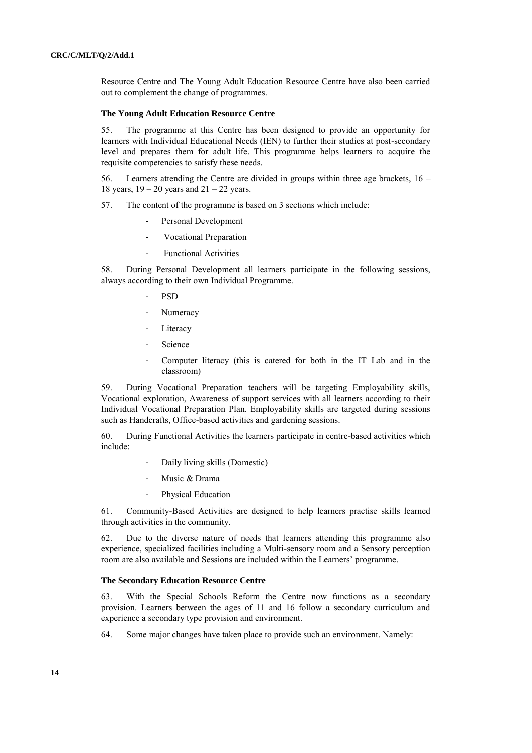Resource Centre and The Young Adult Education Resource Centre have also been carried out to complement the change of programmes.

### The Young Adult Education Resource Centre

55. The programme at this Centre has been designed to provide an opportunity for learners with Individual Educational Needs (IEN) to further their studies at post-secondary level and prepares them for adult life. This programme helps learners to acquire the requisite competencies to satisfy these needs.

56. Learners attending the Centre are divided in groups within three age brackets, 16 – 18 years, 19 – 20 years and 21 – 22 years.

57. The content of the programme is based on 3 sections which include:

- Personal Development
- Vocational Preparation
- Functional Activities

58. During Personal Development all learners participate in the following sessions, always according to their own Individual Programme.

- PSD
- Numeracy
- Literacy
- Science
- Computer literacy (this is catered for both in the IT Lab and in the classroom)

59. During Vocational Preparation teachers will be targeting Employability skills, Vocational exploration, Awareness of support services with all learners according to their Individual Vocational Preparation Plan. Employability skills are targeted during sessions such as Handcrafts, Office-based activities and gardening sessions.

60. During Functional Activities the learners participate in centre-based activities which include:

- Daily living skills (Domestic)
- Music & Drama
- Physical Education

61. Community-Based Activities are designed to help learners practise skills learned through activities in the community.

62. Due to the diverse nature of needs that learners attending this programme also experience, specialized facilities including a Multi-sensory room and a Sensory perception room are also available and Sessions are included within the Learners' programme.

### The Secondary Education Resource Centre

63. With the Special Schools Reform the Centre now functions as a secondary provision. Learners between the ages of 11 and 16 follow a secondary curriculum and experience a secondary type provision and environment.

64. Some major changes have taken place to provide such an environment. Namely: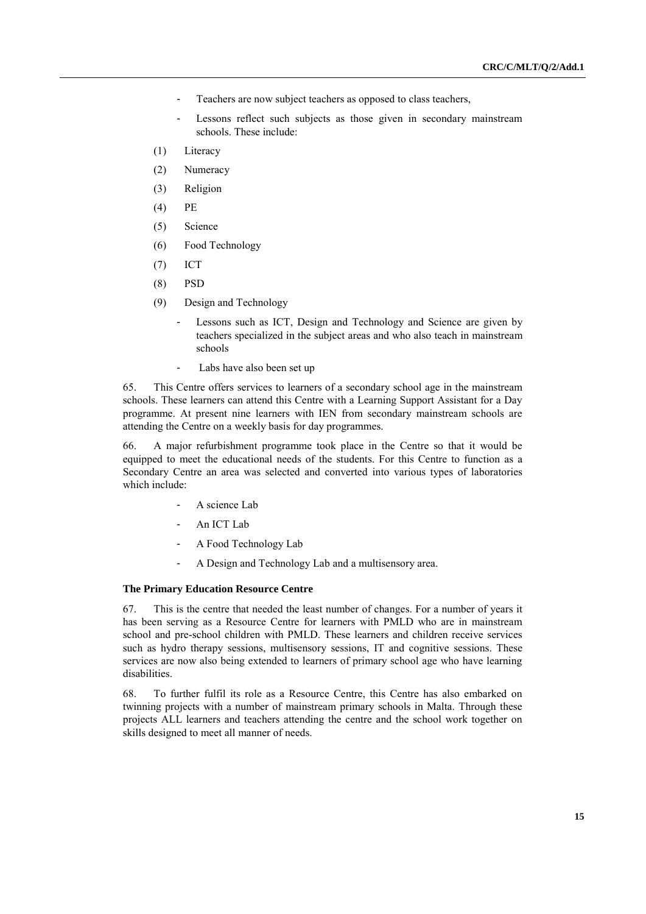- Teachers are now subject teachers as opposed to class teachers,
- Lessons reflect such subjects as those given in secondary mainstream schools. These include:

(1) Literacy

(2) Numeracy

(3) Religion

(4) PE

(5) Science

(6) Food Technology

(7) ICT

(8) PSD

(9) Design and Technology

- Lessons such as ICT, Design and Technology and Science are given by teachers specialized in the subject areas and who also teach in mainstream schools
- Labs have also been set up

65. This Centre offers services to learners of a secondary school age in the mainstream schools. These learners can attend this Centre with a Learning Support Assistant for a Day programme. At present nine learners with IEN from secondary mainstream schools are attending the Centre on a weekly basis for day programmes.

66. A major refurbishment programme took place in the Centre so that it would be equipped to meet the educational needs of the students. For this Centre to function as a Secondary Centre an area was selected and converted into various types of laboratories which include:

- A science Lab
- An ICT Lab
- A Food Technology Lab
- A Design and Technology Lab and a multisensory area.

**The Primary Education Resource Centre**

67. This is the centre that needed the least number of changes. For a number of years it has been serving as a Resource Centre for learners with PMLD who are in mainstream school and pre-school children with PMLD. These learners and children receive services such as hydro therapy sessions, multisensory sessions, IT and cognitive sessions. These services are now also being extended to learners of primary school age who have learning disabilities.

68. To further fulfil its role as a Resource Centre, this Centre has also embarked on twinning projects with a number of mainstream primary schools in Malta. Through these projects ALL learners and teachers attending the centre and the school work together on skills designed to meet all manner of needs.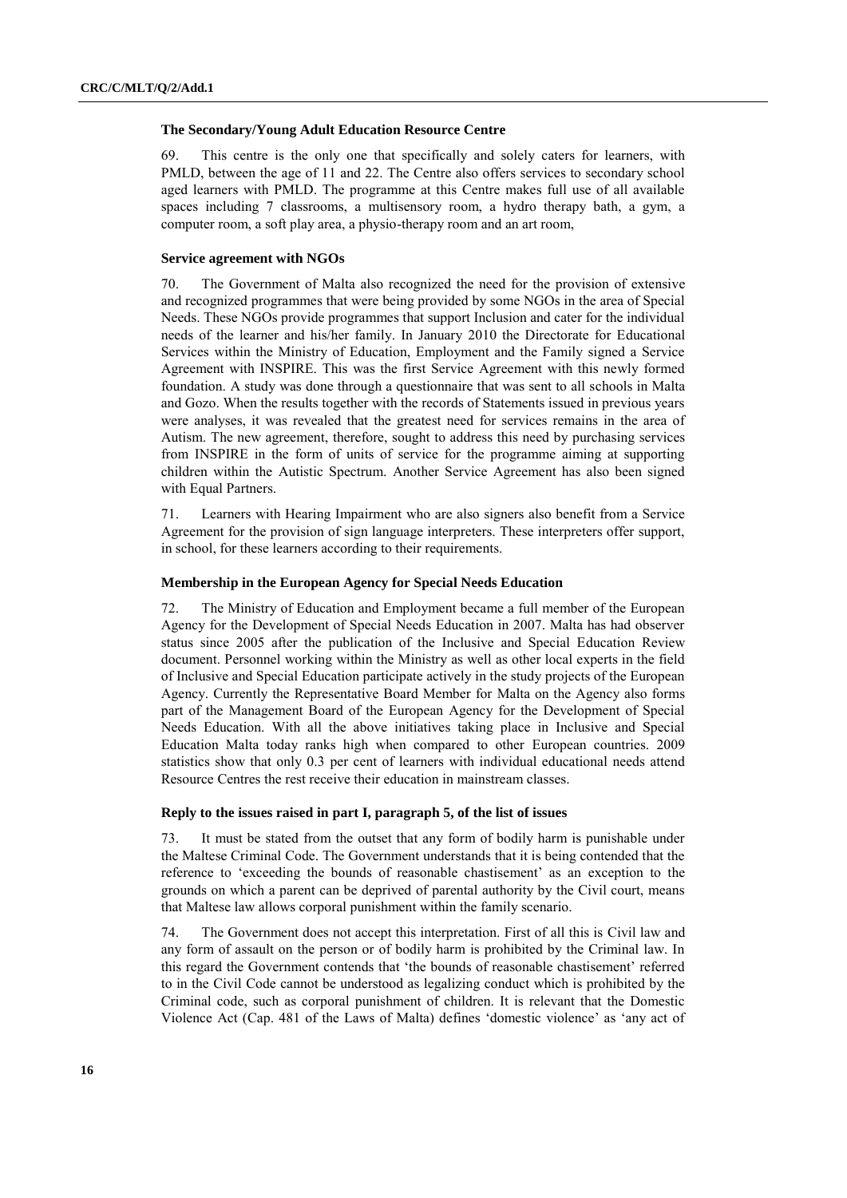### The Secondary/Young Adult Education Resource Centre

69. This centre is the only one that specifically and solely caters for learners, with PMLD, between the age of 11 and 22. The Centre also offers services to secondary school aged learners with PMLD. The programme at this Centre makes full use of all available spaces including 7 classrooms, a multisensory room, a hydro therapy bath, a gym, a computer room, a soft play area, a physio-therapy room and an art room,

### Service agreement with NGOs

70. The Government of Malta also recognized the need for the provision of extensive and recognized programmes that were being provided by some NGOs in the area of Special Needs. These NGOs provide programmes that support Inclusion and cater for the individual needs of the learner and his/her family. In January 2010 the Directorate for Educational Services within the Ministry of Education, Employment and the Family signed a Service Agreement with INSPIRE. This was the first Service Agreement with this newly formed foundation. A study was done through a questionnaire that was sent to all schools in Malta and Gozo. When the results together with the records of Statements issued in previous years were analyses, it was revealed that the greatest need for services remains in the area of Autism. The new agreement, therefore, sought to address this need by purchasing services from INSPIRE in the form of units of service for the programme aiming at supporting children within the Autistic Spectrum. Another Service Agreement has also been signed with Equal Partners.

71. Learners with Hearing Impairment who are also signers also benefit from a Service Agreement for the provision of sign language interpreters. These interpreters offer support, in school, for these learners according to their requirements.

### Membership in the European Agency for Special Needs Education

72. The Ministry of Education and Employment became a full member of the European Agency for the Development of Special Needs Education in 2007. Malta has had observer status since 2005 after the publication of the Inclusive and Special Education Review document. Personnel working within the Ministry as well as other local experts in the field of Inclusive and Special Education participate actively in the study projects of the European Agency. Currently the Representative Board Member for Malta on the Agency also forms part of the Management Board of the European Agency for the Development of Special Needs Education. With all the above initiatives taking place in Inclusive and Special Education Malta today ranks high when compared to other European countries. 2009 statistics show that only 0.3 per cent of learners with individual educational needs attend Resource Centres the rest receive their education in mainstream classes.

### Reply to the issues raised in part I, paragraph 5, of the list of issues

73. It must be stated from the outset that any form of bodily harm is punishable under the Maltese Criminal Code. The Government understands that it is being contended that the reference to 'exceeding the bounds of reasonable chastisement' as an exception to the grounds on which a parent can be deprived of parental authority by the Civil court, means that Maltese law allows corporal punishment within the family scenario.

74. The Government does not accept this interpretation. First of all this is Civil law and any form of assault on the person or of bodily harm is prohibited by the Criminal law. In this regard the Government contends that 'the bounds of reasonable chastisement' referred to in the Civil Code cannot be understood as legalizing conduct which is prohibited by the Criminal code, such as corporal punishment of children. It is relevant that the Domestic Violence Act (Cap. 481 of the Laws of Malta) defines 'domestic violence' as 'any act of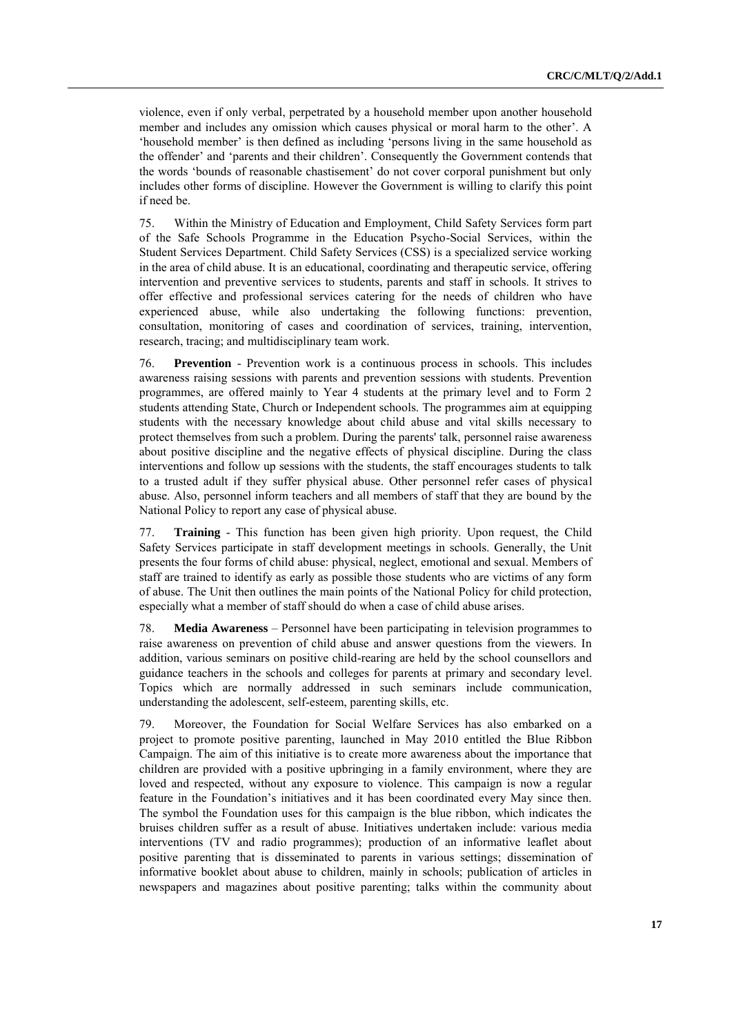violence, even if only verbal, perpetrated by a household member upon another household member and includes any omission which causes physical or moral harm to the other'. A 'household member' is then defined as including 'persons living in the same household as the offender' and 'parents and their children'. Consequently the Government contends that the words 'bounds of reasonable chastisement' do not cover corporal punishment but only includes other forms of discipline. However the Government is willing to clarify this point if need be.

75. Within the Ministry of Education and Employment, Child Safety Services form part of the Safe Schools Programme in the Education Psycho-Social Services, within the Student Services Department. Child Safety Services (CSS) is a specialized service working in the area of child abuse. It is an educational, coordinating and therapeutic service, offering intervention and preventive services to students, parents and staff in schools. It strives to offer effective and professional services catering for the needs of children who have experienced abuse, while also undertaking the following functions: prevention, consultation, monitoring of cases and coordination of services, training, intervention, research, tracing; and multidisciplinary team work.

76. **Prevention** - Prevention work is a continuous process in schools. This includes awareness raising sessions with parents and prevention sessions with students. Prevention programmes, are offered mainly to Year 4 students at the primary level and to Form 2 students attending State, Church or Independent schools. The programmes aim at equipping students with the necessary knowledge about child abuse and vital skills necessary to protect themselves from such a problem. During the parents' talk, personnel raise awareness about positive discipline and the negative effects of physical discipline. During the class interventions and follow up sessions with the students, the staff encourages students to talk to a trusted adult if they suffer physical abuse. Other personnel refer cases of physical abuse. Also, personnel inform teachers and all members of staff that they are bound by the National Policy to report any case of physical abuse.

77. **Training** - This function has been given high priority. Upon request, the Child Safety Services participate in staff development meetings in schools. Generally, the Unit presents the four forms of child abuse: physical, neglect, emotional and sexual. Members of staff are trained to identify as early as possible those students who are victims of any form of abuse. The Unit then outlines the main points of the National Policy for child protection, especially what a member of staff should do when a case of child abuse arises.

78. **Media Awareness** – Personnel have been participating in television programmes to raise awareness on prevention of child abuse and answer questions from the viewers. In addition, various seminars on positive child-rearing are held by the school counsellors and guidance teachers in the schools and colleges for parents at primary and secondary level. Topics which are normally addressed in such seminars include communication, understanding the adolescent, self-esteem, parenting skills, etc.

79. Moreover, the Foundation for Social Welfare Services has also embarked on a project to promote positive parenting, launched in May 2010 entitled the Blue Ribbon Campaign. The aim of this initiative is to create more awareness about the importance that children are provided with a positive upbringing in a family environment, where they are loved and respected, without any exposure to violence. This campaign is now a regular feature in the Foundation's initiatives and it has been coordinated every May since then. The symbol the Foundation uses for this campaign is the blue ribbon, which indicates the bruises children suffer as a result of abuse. Initiatives undertaken include: various media interventions (TV and radio programmes); production of an informative leaflet about positive parenting that is disseminated to parents in various settings; dissemination of informative booklet about abuse to children, mainly in schools; publication of articles in newspapers and magazines about positive parenting; talks within the community about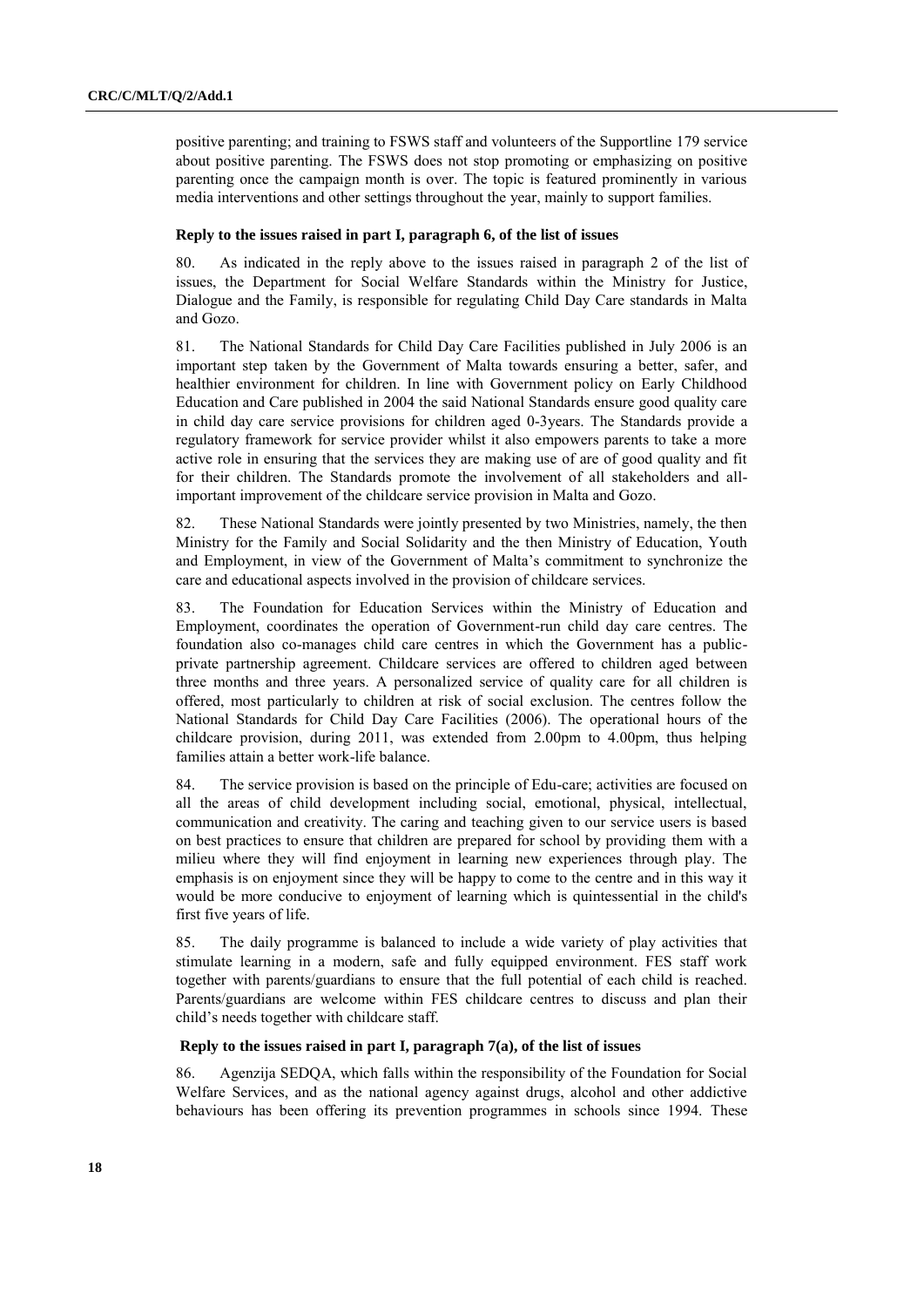positive parenting; and training to FSWS staff and volunteers of the Supportline 179 service about positive parenting. The FSWS does not stop promoting or emphasizing on positive parenting once the campaign month is over. The topic is featured prominently in various media interventions and other settings throughout the year, mainly to support families.

**Reply to the issues raised in part I, paragraph 6, of the list of issues**

80. As indicated in the reply above to the issues raised in paragraph 2 of the list of issues, the Department for Social Welfare Standards within the Ministry for Justice, Dialogue and the Family, is responsible for regulating Child Day Care standards in Malta and Gozo.

81. The National Standards for Child Day Care Facilities published in July 2006 is an important step taken by the Government of Malta towards ensuring a better, safer, and healthier environment for children. In line with Government policy on Early Childhood Education and Care published in 2004 the said National Standards ensure good quality care in child day care service provisions for children aged 0-3years. The Standards provide a regulatory framework for service provider whilst it also empowers parents to take a more active role in ensuring that the services they are making use of are of good quality and fit for their children. The Standards promote the involvement of all stakeholders and all-important improvement of the childcare service provision in Malta and Gozo.

82. These National Standards were jointly presented by two Ministries, namely, the then Ministry for the Family and Social Solidarity and the then Ministry of Education, Youth and Employment, in view of the Government of Malta's commitment to synchronize the care and educational aspects involved in the provision of childcare services.

83. The Foundation for Education Services within the Ministry of Education and Employment, coordinates the operation of Government-run child day care centres. The foundation also co-manages child care centres in which the Government has a public-private partnership agreement. Childcare services are offered to children aged between three months and three years. A personalized service of quality care for all children is offered, most particularly to children at risk of social exclusion. The centres follow the National Standards for Child Day Care Facilities (2006). The operational hours of the childcare provision, during 2011, was extended from 2.00pm to 4.00pm, thus helping families attain a better work-life balance.

84. The service provision is based on the principle of Edu-care; activities are focused on all the areas of child development including social, emotional, physical, intellectual, communication and creativity. The caring and teaching given to our service users is based on best practices to ensure that children are prepared for school by providing them with a milieu where they will find enjoyment in learning new experiences through play. The emphasis is on enjoyment since they will be happy to come to the centre and in this way it would be more conducive to enjoyment of learning which is quintessential in the child's first five years of life.

85. The daily programme is balanced to include a wide variety of play activities that stimulate learning in a modern, safe and fully equipped environment. FES staff work together with parents/guardians to ensure that the full potential of each child is reached. Parents/guardians are welcome within FES childcare centres to discuss and plan their child's needs together with childcare staff.

**Reply to the issues raised in part I, paragraph 7(a), of the list of issues**

86. Agenzija SEDQA, which falls within the responsibility of the Foundation for Social Welfare Services, and as the national agency against drugs, alcohol and other addictive behaviours has been offering its prevention programmes in schools since 1994. These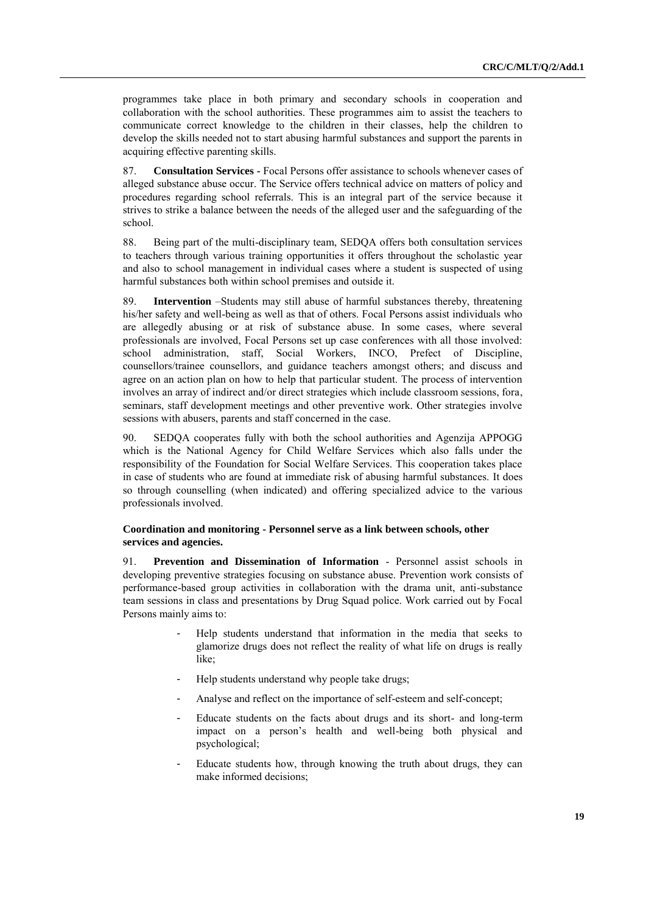programmes take place in both primary and secondary schools in cooperation and collaboration with the school authorities. These programmes aim to assist the teachers to communicate correct knowledge to the children in their classes, help the children to develop the skills needed not to start abusing harmful substances and support the parents in acquiring effective parenting skills.

87. **Consultation Services -** Focal Persons offer assistance to schools whenever cases of alleged substance abuse occur. The Service offers technical advice on matters of policy and procedures regarding school referrals. This is an integral part of the service because it strives to strike a balance between the needs of the alleged user and the safeguarding of the school.

88. Being part of the multi-disciplinary team, SEDQA offers both consultation services to teachers through various training opportunities it offers throughout the scholastic year and also to school management in individual cases where a student is suspected of using harmful substances both within school premises and outside it.

89. **Intervention** –Students may still abuse of harmful substances thereby, threatening his/her safety and well-being as well as that of others. Focal Persons assist individuals who are allegedly abusing or at risk of substance abuse. In some cases, where several professionals are involved, Focal Persons set up case conferences with all those involved: school administration, staff, Social Workers, INCO, Prefect of Discipline, counsellors/trainee counsellors, and guidance teachers amongst others; and discuss and agree on an action plan on how to help that particular student. The process of intervention involves an array of indirect and/or direct strategies which include classroom sessions, fora, seminars, staff development meetings and other preventive work. Other strategies involve sessions with abusers, parents and staff concerned in the case.

90. SEDQA cooperates fully with both the school authorities and Agenzija APPOGG which is the National Agency for Child Welfare Services which also falls under the responsibility of the Foundation for Social Welfare Services. This cooperation takes place in case of students who are found at immediate risk of abusing harmful substances. It does so through counselling (when indicated) and offering specialized advice to the various professionals involved.

**Coordination and monitoring - Personnel serve as a link between schools, other services and agencies.**

91. **Prevention and Dissemination of Information** - Personnel assist schools in developing preventive strategies focusing on substance abuse. Prevention work consists of performance-based group activities in collaboration with the drama unit, anti-substance team sessions in class and presentations by Drug Squad police. Work carried out by Focal Persons mainly aims to:

- Help students understand that information in the media that seeks to glamorize drugs does not reflect the reality of what life on drugs is really like;
- Help students understand why people take drugs;
- Analyse and reflect on the importance of self-esteem and self-concept;
- Educate students on the facts about drugs and its short- and long-term impact on a person's health and well-being both physical and psychological;
- Educate students how, through knowing the truth about drugs, they can make informed decisions;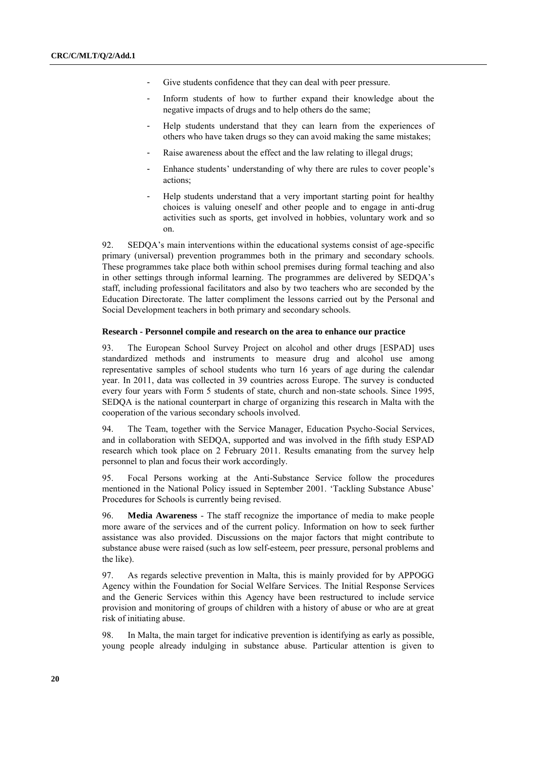- Give students confidence that they can deal with peer pressure.
- Inform students of how to further expand their knowledge about the negative impacts of drugs and to help others do the same;
- Help students understand that they can learn from the experiences of others who have taken drugs so they can avoid making the same mistakes;
- Raise awareness about the effect and the law relating to illegal drugs;
- Enhance students' understanding of why there are rules to cover people's actions;
- Help students understand that a very important starting point for healthy choices is valuing oneself and other people and to engage in anti-drug activities such as sports, get involved in hobbies, voluntary work and so on.

92. SEDQA's main interventions within the educational systems consist of age-specific primary (universal) prevention programmes both in the primary and secondary schools. These programmes take place both within school premises during formal teaching and also in other settings through informal learning. The programmes are delivered by SEDQA's staff, including professional facilitators and also by two teachers who are seconded by the Education Directorate. The latter compliment the lessons carried out by the Personal and Social Development teachers in both primary and secondary schools.

**Research - Personnel compile and research on the area to enhance our practice**

93. The European School Survey Project on alcohol and other drugs [ESPAD] uses standardized methods and instruments to measure drug and alcohol use among representative samples of school students who turn 16 years of age during the calendar year. In 2011, data was collected in 39 countries across Europe. The survey is conducted every four years with Form 5 students of state, church and non-state schools. Since 1995, SEDQA is the national counterpart in charge of organizing this research in Malta with the cooperation of the various secondary schools involved.

94. The Team, together with the Service Manager, Education Psycho-Social Services, and in collaboration with SEDQA, supported and was involved in the fifth study ESPAD research which took place on 2 February 2011. Results emanating from the survey help personnel to plan and focus their work accordingly.

95. Focal Persons working at the Anti-Substance Service follow the procedures mentioned in the National Policy issued in September 2001. 'Tackling Substance Abuse' Procedures for Schools is currently being revised.

96. **Media Awareness** - The staff recognize the importance of media to make people more aware of the services and of the current policy. Information on how to seek further assistance was also provided. Discussions on the major factors that might contribute to substance abuse were raised (such as low self-esteem, peer pressure, personal problems and the like).

97. As regards selective prevention in Malta, this is mainly provided for by APPOGG Agency within the Foundation for Social Welfare Services. The Initial Response Services and the Generic Services within this Agency have been restructured to include service provision and monitoring of groups of children with a history of abuse or who are at great risk of initiating abuse.

98. In Malta, the main target for indicative prevention is identifying as early as possible, young people already indulging in substance abuse. Particular attention is given to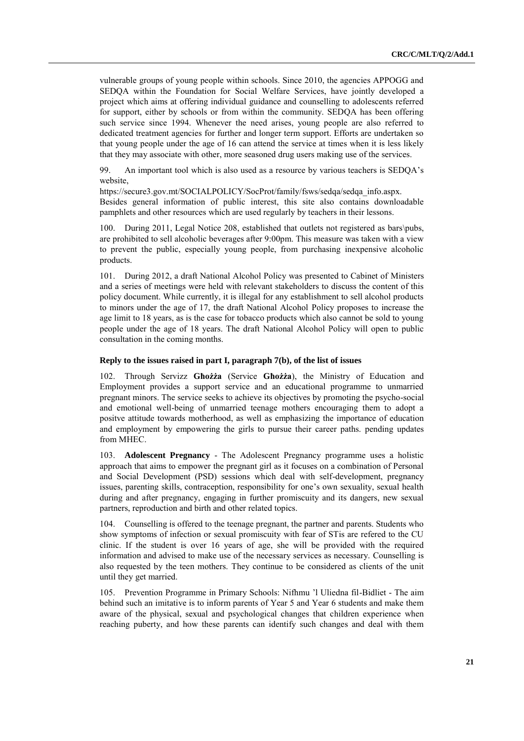vulnerable groups of young people within schools. Since 2010, the agencies APPOGG and SEDQA within the Foundation for Social Welfare Services, have jointly developed a project which aims at offering individual guidance and counselling to adolescents referred for support, either by schools or from within the community. SEDQA has been offering such service since 1994. Whenever the need arises, young people are also referred to dedicated treatment agencies for further and longer term support. Efforts are undertaken so that young people under the age of 16 can attend the service at times when it is less likely that they may associate with other, more seasoned drug users making use of the services.

99. An important tool which is also used as a resource by various teachers is SEDQA's website, https://secure3.gov.mt/SOCIALPOLICY/SocProt/family/fsws/sedqa/sedqa_info.aspx. Besides general information of public interest, this site also contains downloadable pamphlets and other resources which are used regularly by teachers in their lessons.

100. During 2011, Legal Notice 208, established that outlets not registered as bars\pubs, are prohibited to sell alcoholic beverages after 9:00pm. This measure was taken with a view to prevent the public, especially young people, from purchasing inexpensive alcoholic products.

101. During 2012, a draft National Alcohol Policy was presented to Cabinet of Ministers and a series of meetings were held with relevant stakeholders to discuss the content of this policy document. While currently, it is illegal for any establishment to sell alcohol products to minors under the age of 17, the draft National Alcohol Policy proposes to increase the age limit to 18 years, as is the case for tobacco products which also cannot be sold to young people under the age of 18 years. The draft National Alcohol Policy will open to public consultation in the coming months.

#### Reply to the issues raised in part I, paragraph 7(b), of the list of issues

102. Through Servizz **Għożża** (Service **Għożża**), the Ministry of Education and Employment provides a support service and an educational programme to unmarried pregnant minors. The service seeks to achieve its objectives by promoting the psycho-social and emotional well-being of unmarried teenage mothers encouraging them to adopt a positve attitude towards motherhood, as well as emphasizing the importance of education and employment by empowering the girls to pursue their career paths. pending updates from MHEC.

103. **Adolescent Pregnancy** - The Adolescent Pregnancy programme uses a holistic approach that aims to empower the pregnant girl as it focuses on a combination of Personal and Social Development (PSD) sessions which deal with self-development, pregnancy issues, parenting skills, contraception, responsibility for one's own sexuality, sexual health during and after pregnancy, engaging in further promiscuity and its dangers, new sexual partners, reproduction and birth and other related topics.

104. Counselling is offered to the teenage pregnant, the partner and parents. Students who show symptoms of infection or sexual promiscuity with fear of STis are refered to the CU clinic. If the student is over 16 years of age, she will be provided with the required information and advised to make use of the necessary services as necessary. Counselling is also requested by the teen mothers. They continue to be considered as clients of the unit until they get married.

105. Prevention Programme in Primary Schools: Nifhmu 'l Uliedna fil-Bidliet - The aim behind such an imitative is to inform parents of Year 5 and Year 6 students and make them aware of the physical, sexual and psychological changes that children experience when reaching puberty, and how these parents can identify such changes and deal with them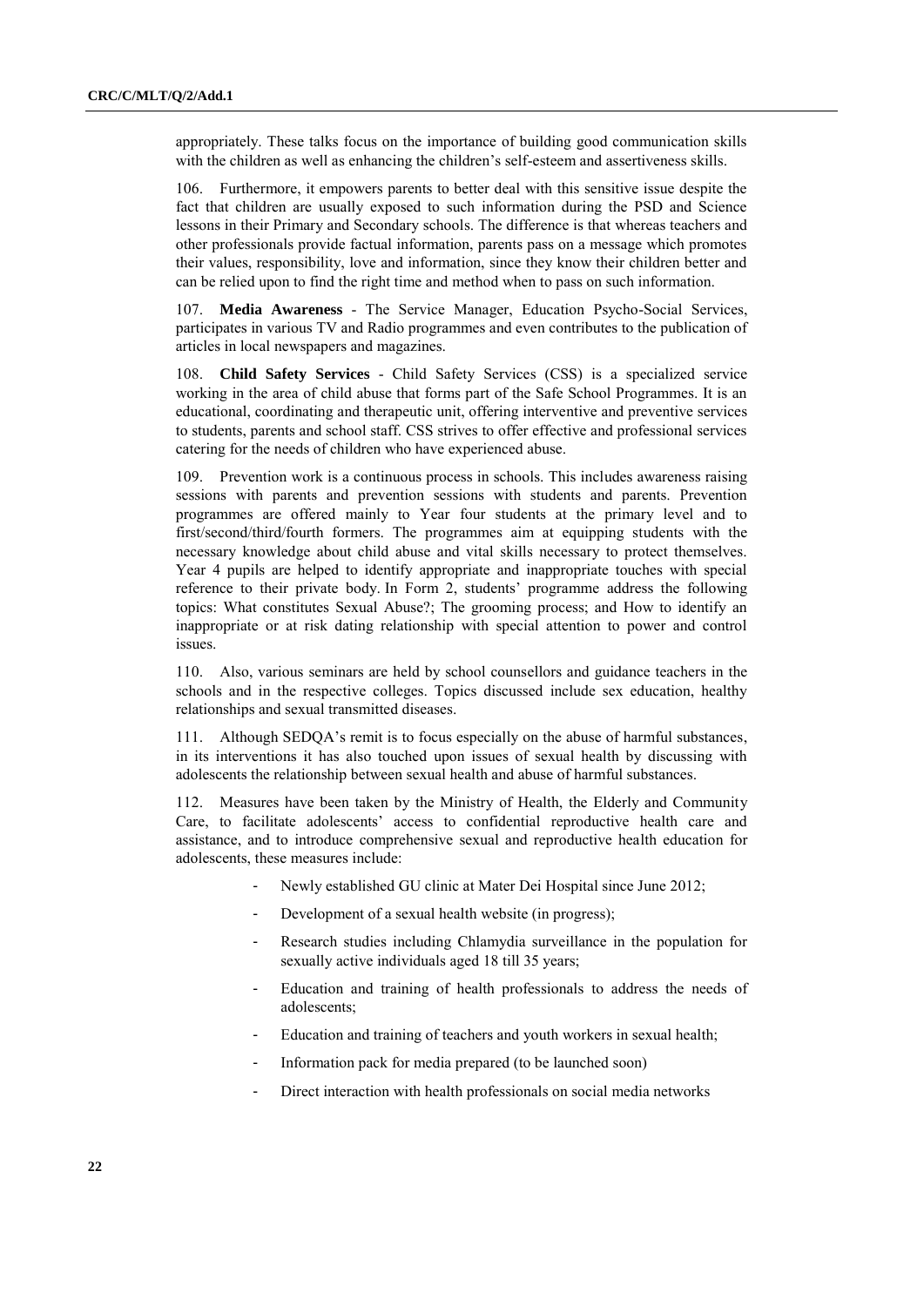appropriately. These talks focus on the importance of building good communication skills with the children as well as enhancing the children's self-esteem and assertiveness skills.

106. Furthermore, it empowers parents to better deal with this sensitive issue despite the fact that children are usually exposed to such information during the PSD and Science lessons in their Primary and Secondary schools. The difference is that whereas teachers and other professionals provide factual information, parents pass on a message which promotes their values, responsibility, love and information, since they know their children better and can be relied upon to find the right time and method when to pass on such information.

107. **Media Awareness** - The Service Manager, Education Psycho-Social Services, participates in various TV and Radio programmes and even contributes to the publication of articles in local newspapers and magazines.

108. **Child Safety Services** - Child Safety Services (CSS) is a specialized service working in the area of child abuse that forms part of the Safe School Programmes. It is an educational, coordinating and therapeutic unit, offering interventive and preventive services to students, parents and school staff. CSS strives to offer effective and professional services catering for the needs of children who have experienced abuse.

109. Prevention work is a continuous process in schools. This includes awareness raising sessions with parents and prevention sessions with students and parents. Prevention programmes are offered mainly to Year four students at the primary level and to first/second/third/fourth formers. The programmes aim at equipping students with the necessary knowledge about child abuse and vital skills necessary to protect themselves. Year 4 pupils are helped to identify appropriate and inappropriate touches with special reference to their private body. In Form 2, students' programme address the following topics: What constitutes Sexual Abuse?; The grooming process; and How to identify an inappropriate or at risk dating relationship with special attention to power and control issues.

110. Also, various seminars are held by school counsellors and guidance teachers in the schools and in the respective colleges. Topics discussed include sex education, healthy relationships and sexual transmitted diseases.

111. Although SEDQA's remit is to focus especially on the abuse of harmful substances, in its interventions it has also touched upon issues of sexual health by discussing with adolescents the relationship between sexual health and abuse of harmful substances.

112. Measures have been taken by the Ministry of Health, the Elderly and Community Care, to facilitate adolescents' access to confidential reproductive health care and assistance, and to introduce comprehensive sexual and reproductive health education for adolescents, these measures include:

- Newly established GU clinic at Mater Dei Hospital since June 2012;
- Development of a sexual health website (in progress);
- Research studies including Chlamydia surveillance in the population for sexually active individuals aged 18 till 35 years;
- Education and training of health professionals to address the needs of adolescents;
- Education and training of teachers and youth workers in sexual health;
- Information pack for media prepared (to be launched soon)
- Direct interaction with health professionals on social media networks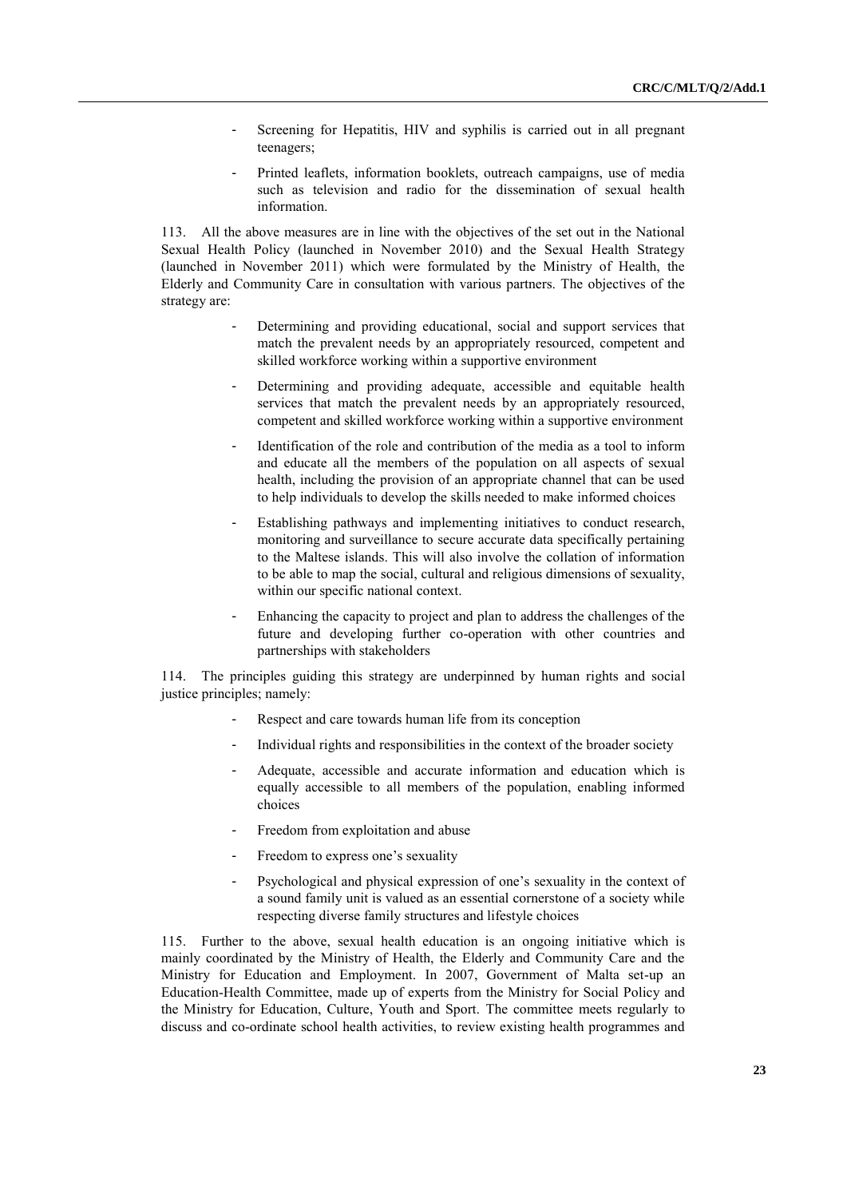- Screening for Hepatitis, HIV and syphilis is carried out in all pregnant teenagers;
- Printed leaflets, information booklets, outreach campaigns, use of media such as television and radio for the dissemination of sexual health information.

113. All the above measures are in line with the objectives of the set out in the National Sexual Health Policy (launched in November 2010) and the Sexual Health Strategy (launched in November 2011) which were formulated by the Ministry of Health, the Elderly and Community Care in consultation with various partners. The objectives of the strategy are:

- Determining and providing educational, social and support services that match the prevalent needs by an appropriately resourced, competent and skilled workforce working within a supportive environment
- Determining and providing adequate, accessible and equitable health services that match the prevalent needs by an appropriately resourced, competent and skilled workforce working within a supportive environment
- Identification of the role and contribution of the media as a tool to inform and educate all the members of the population on all aspects of sexual health, including the provision of an appropriate channel that can be used to help individuals to develop the skills needed to make informed choices
- Establishing pathways and implementing initiatives to conduct research, monitoring and surveillance to secure accurate data specifically pertaining to the Maltese islands. This will also involve the collation of information to be able to map the social, cultural and religious dimensions of sexuality, within our specific national context.
- Enhancing the capacity to project and plan to address the challenges of the future and developing further co-operation with other countries and partnerships with stakeholders

114. The principles guiding this strategy are underpinned by human rights and social justice principles; namely:

- Respect and care towards human life from its conception
- Individual rights and responsibilities in the context of the broader society
- Adequate, accessible and accurate information and education which is equally accessible to all members of the population, enabling informed choices
- Freedom from exploitation and abuse
- Freedom to express one's sexuality
- Psychological and physical expression of one's sexuality in the context of a sound family unit is valued as an essential cornerstone of a society while respecting diverse family structures and lifestyle choices

115. Further to the above, sexual health education is an ongoing initiative which is mainly coordinated by the Ministry of Health, the Elderly and Community Care and the Ministry for Education and Employment. In 2007, Government of Malta set-up an Education-Health Committee, made up of experts from the Ministry for Social Policy and the Ministry for Education, Culture, Youth and Sport. The committee meets regularly to discuss and co-ordinate school health activities, to review existing health programmes and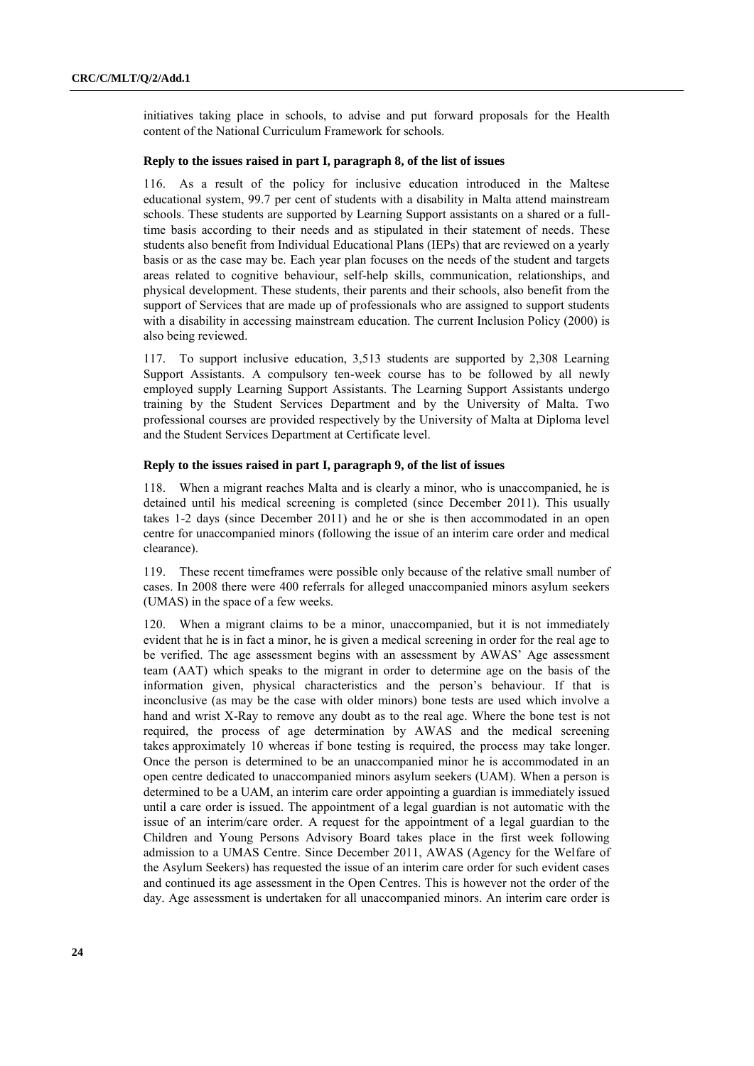initiatives taking place in schools, to advise and put forward proposals for the Health content of the National Curriculum Framework for schools.

### Reply to the issues raised in part I, paragraph 8, of the list of issues

116. As a result of the policy for inclusive education introduced in the Maltese educational system, 99.7 per cent of students with a disability in Malta attend mainstream schools. These students are supported by Learning Support assistants on a shared or a full-time basis according to their needs and as stipulated in their statement of needs. These students also benefit from Individual Educational Plans (IEPs) that are reviewed on a yearly basis or as the case may be. Each year plan focuses on the needs of the student and targets areas related to cognitive behaviour, self-help skills, communication, relationships, and physical development. These students, their parents and their schools, also benefit from the support of Services that are made up of professionals who are assigned to support students with a disability in accessing mainstream education. The current Inclusion Policy (2000) is also being reviewed.

117. To support inclusive education, 3,513 students are supported by 2,308 Learning Support Assistants. A compulsory ten-week course has to be followed by all newly employed supply Learning Support Assistants. The Learning Support Assistants undergo training by the Student Services Department and by the University of Malta. Two professional courses are provided respectively by the University of Malta at Diploma level and the Student Services Department at Certificate level.

### Reply to the issues raised in part I, paragraph 9, of the list of issues

118. When a migrant reaches Malta and is clearly a minor, who is unaccompanied, he is detained until his medical screening is completed (since December 2011). This usually takes 1-2 days (since December 2011) and he or she is then accommodated in an open centre for unaccompanied minors (following the issue of an interim care order and medical clearance).

119. These recent timeframes were possible only because of the relative small number of cases. In 2008 there were 400 referrals for alleged unaccompanied minors asylum seekers (UMAS) in the space of a few weeks.

120. When a migrant claims to be a minor, unaccompanied, but it is not immediately evident that he is in fact a minor, he is given a medical screening in order for the real age to be verified. The age assessment begins with an assessment by AWAS' Age assessment team (AAT) which speaks to the migrant in order to determine age on the basis of the information given, physical characteristics and the person's behaviour. If that is inconclusive (as may be the case with older minors) bone tests are used which involve a hand and wrist X-Ray to remove any doubt as to the real age. Where the bone test is not required, the process of age determination by AWAS and the medical screening takes approximately 10 whereas if bone testing is required, the process may take longer. Once the person is determined to be an unaccompanied minor he is accommodated in an open centre dedicated to unaccompanied minors asylum seekers (UAM). When a person is determined to be a UAM, an interim care order appointing a guardian is immediately issued until a care order is issued. The appointment of a legal guardian is not automatic with the issue of an interim/care order. A request for the appointment of a legal guardian to the Children and Young Persons Advisory Board takes place in the first week following admission to a UMAS Centre. Since December 2011, AWAS (Agency for the Welfare of the Asylum Seekers) has requested the issue of an interim care order for such evident cases and continued its age assessment in the Open Centres. This is however not the order of the day. Age assessment is undertaken for all unaccompanied minors. An interim care order is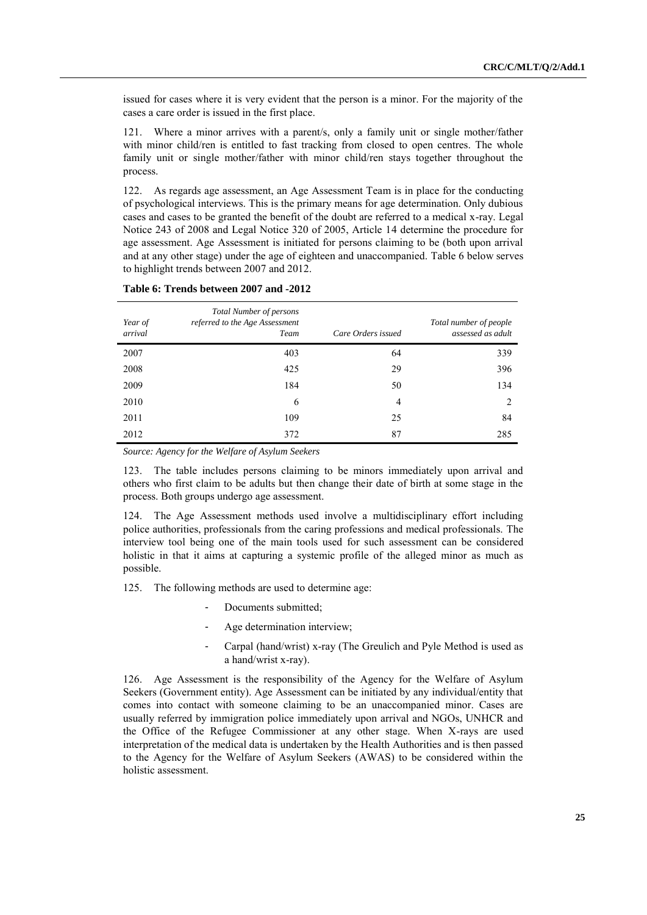issued for cases where it is very evident that the person is a minor. For the majority of the cases a care order is issued in the first place.

121. Where a minor arrives with a parent/s, only a family unit or single mother/father with minor child/ren is entitled to fast tracking from closed to open centres. The whole family unit or single mother/father with minor child/ren stays together throughout the process.

122. As regards age assessment, an Age Assessment Team is in place for the conducting of psychological interviews. This is the primary means for age determination. Only dubious cases and cases to be granted the benefit of the doubt are referred to a medical x-ray. Legal Notice 243 of 2008 and Legal Notice 320 of 2005, Article 14 determine the procedure for age assessment. Age Assessment is initiated for persons claiming to be (both upon arrival and at any other stage) under the age of eighteen and unaccompanied. Table 6 below serves to highlight trends between 2007 and 2012.

**Table 6: Trends between 2007 and -2012**

| *Year of arrival* | *Total Number of persons referred to the Age Assessment Team* | *Care Orders issued* | *Total number of people assessed as adult* |
|---|---|---|---|
| 2007 | 403 | 64 | 339 |
| 2008 | 425 | 29 | 396 |
| 2009 | 184 | 50 | 134 |
| 2010 | 6 | 4 | 2 |
| 2011 | 109 | 25 | 84 |
| 2012 | 372 | 87 | 285 |

*Source: Agency for the Welfare of Asylum Seekers*

123. The table includes persons claiming to be minors immediately upon arrival and others who first claim to be adults but then change their date of birth at some stage in the process. Both groups undergo age assessment.

124. The Age Assessment methods used involve a multidisciplinary effort including police authorities, professionals from the caring professions and medical professionals. The interview tool being one of the main tools used for such assessment can be considered holistic in that it aims at capturing a systemic profile of the alleged minor as much as possible.

125. The following methods are used to determine age:

- Documents submitted;
- Age determination interview;
- Carpal (hand/wrist) x-ray (The Greulich and Pyle Method is used as a hand/wrist x-ray).

126. Age Assessment is the responsibility of the Agency for the Welfare of Asylum Seekers (Government entity). Age Assessment can be initiated by any individual/entity that comes into contact with someone claiming to be an unaccompanied minor. Cases are usually referred by immigration police immediately upon arrival and NGOs, UNHCR and the Office of the Refugee Commissioner at any other stage. When X-rays are used interpretation of the medical data is undertaken by the Health Authorities and is then passed to the Agency for the Welfare of Asylum Seekers (AWAS) to be considered within the holistic assessment.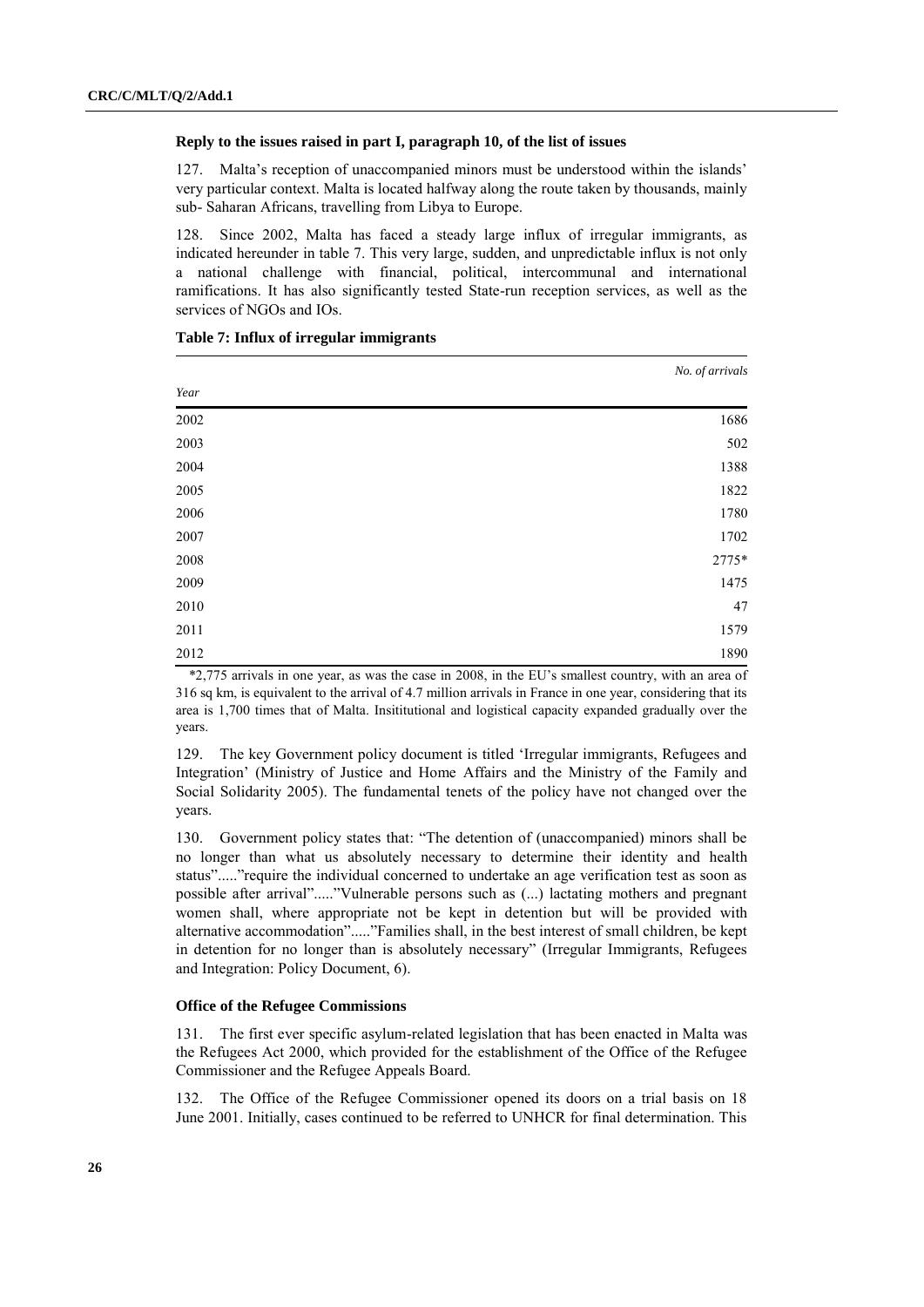### Reply to the issues raised in part I, paragraph 10, of the list of issues

127. Malta's reception of unaccompanied minors must be understood within the islands' very particular context. Malta is located halfway along the route taken by thousands, mainly sub- Saharan Africans, travelling from Libya to Europe.

128. Since 2002, Malta has faced a steady large influx of irregular immigrants, as indicated hereunder in table 7. This very large, sudden, and unpredictable influx is not only a national challenge with financial, political, intercommunal and international ramifications. It has also significantly tested State-run reception services, as well as the services of NGOs and IOs.

**Table 7: Influx of irregular immigrants**

| *Year* | *No. of arrivals* |
|---|---:|
| 2002 | 1686 |
| 2003 | 502 |
| 2004 | 1388 |
| 2005 | 1822 |
| 2006 | 1780 |
| 2007 | 1702 |
| 2008 | 2775* |
| 2009 | 1475 |
| 2010 | 47 |
| 2011 | 1579 |
| 2012 | 1890 |

*2,775 arrivals in one year, as was the case in 2008, in the EU's smallest country, with an area of 316 sq km, is equivalent to the arrival of 4.7 million arrivals in France in one year, considering that its area is 1,700 times that of Malta. Insititutional and logistical capacity expanded gradually over the years.

129. The key Government policy document is titled 'Irregular immigrants, Refugees and Integration' (Ministry of Justice and Home Affairs and the Ministry of the Family and Social Solidarity 2005). The fundamental tenets of the policy have not changed over the years.

130. Government policy states that: "The detention of (unaccompanied) minors shall be no longer than what us absolutely necessary to determine their identity and health status"....."require the individual concerned to undertake an age verification test as soon as possible after arrival"....."Vulnerable persons such as (...) lactating mothers and pregnant women shall, where appropriate not be kept in detention but will be provided with alternative accommodation"....."Families shall, in the best interest of small children, be kept in detention for no longer than is absolutely necessary" (Irregular Immigrants, Refugees and Integration: Policy Document, 6).

### Office of the Refugee Commissions

131. The first ever specific asylum-related legislation that has been enacted in Malta was the Refugees Act 2000, which provided for the establishment of the Office of the Refugee Commissioner and the Refugee Appeals Board.

132. The Office of the Refugee Commissioner opened its doors on a trial basis on 18 June 2001. Initially, cases continued to be referred to UNHCR for final determination. This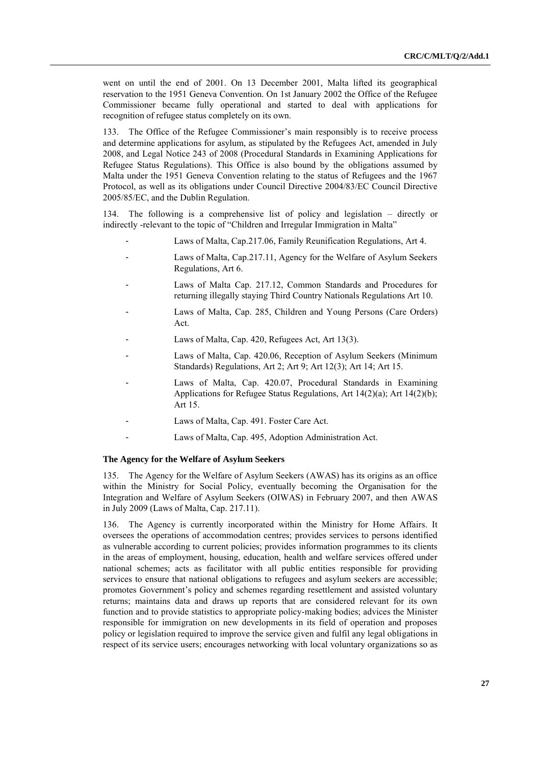went on until the end of 2001. On 13 December 2001, Malta lifted its geographical reservation to the 1951 Geneva Convention. On 1st January 2002 the Office of the Refugee Commissioner became fully operational and started to deal with applications for recognition of refugee status completely on its own.

133. The Office of the Refugee Commissioner's main responsibly is to receive process and determine applications for asylum, as stipulated by the Refugees Act, amended in July 2008, and Legal Notice 243 of 2008 (Procedural Standards in Examining Applications for Refugee Status Regulations). This Office is also bound by the obligations assumed by Malta under the 1951 Geneva Convention relating to the status of Refugees and the 1967 Protocol, as well as its obligations under Council Directive 2004/83/EC Council Directive 2005/85/EC, and the Dublin Regulation.

134. The following is a comprehensive list of policy and legislation – directly or indirectly -relevant to the topic of "Children and Irregular Immigration in Malta"

- Laws of Malta, Cap.217.06, Family Reunification Regulations, Art 4.
- Laws of Malta, Cap.217.11, Agency for the Welfare of Asylum Seekers Regulations, Art 6.
- Laws of Malta Cap. 217.12, Common Standards and Procedures for returning illegally staying Third Country Nationals Regulations Art 10.
- Laws of Malta, Cap. 285, Children and Young Persons (Care Orders) Act.
- Laws of Malta, Cap. 420, Refugees Act, Art 13(3).
- Laws of Malta, Cap. 420.06, Reception of Asylum Seekers (Minimum Standards) Regulations, Art 2; Art 9; Art 12(3); Art 14; Art 15.
- Laws of Malta, Cap. 420.07, Procedural Standards in Examining Applications for Refugee Status Regulations, Art 14(2)(a); Art 14(2)(b); Art 15.
- Laws of Malta, Cap. 491. Foster Care Act.
- Laws of Malta, Cap. 495, Adoption Administration Act.

**The Agency for the Welfare of Asylum Seekers**

135. The Agency for the Welfare of Asylum Seekers (AWAS) has its origins as an office within the Ministry for Social Policy, eventually becoming the Organisation for the Integration and Welfare of Asylum Seekers (OIWAS) in February 2007, and then AWAS in July 2009 (Laws of Malta, Cap. 217.11).

136. The Agency is currently incorporated within the Ministry for Home Affairs. It oversees the operations of accommodation centres; provides services to persons identified as vulnerable according to current policies; provides information programmes to its clients in the areas of employment, housing, education, health and welfare services offered under national schemes; acts as facilitator with all public entities responsible for providing services to ensure that national obligations to refugees and asylum seekers are accessible; promotes Government's policy and schemes regarding resettlement and assisted voluntary returns; maintains data and draws up reports that are considered relevant for its own function and to provide statistics to appropriate policy-making bodies; advices the Minister responsible for immigration on new developments in its field of operation and proposes policy or legislation required to improve the service given and fulfil any legal obligations in respect of its service users; encourages networking with local voluntary organizations so as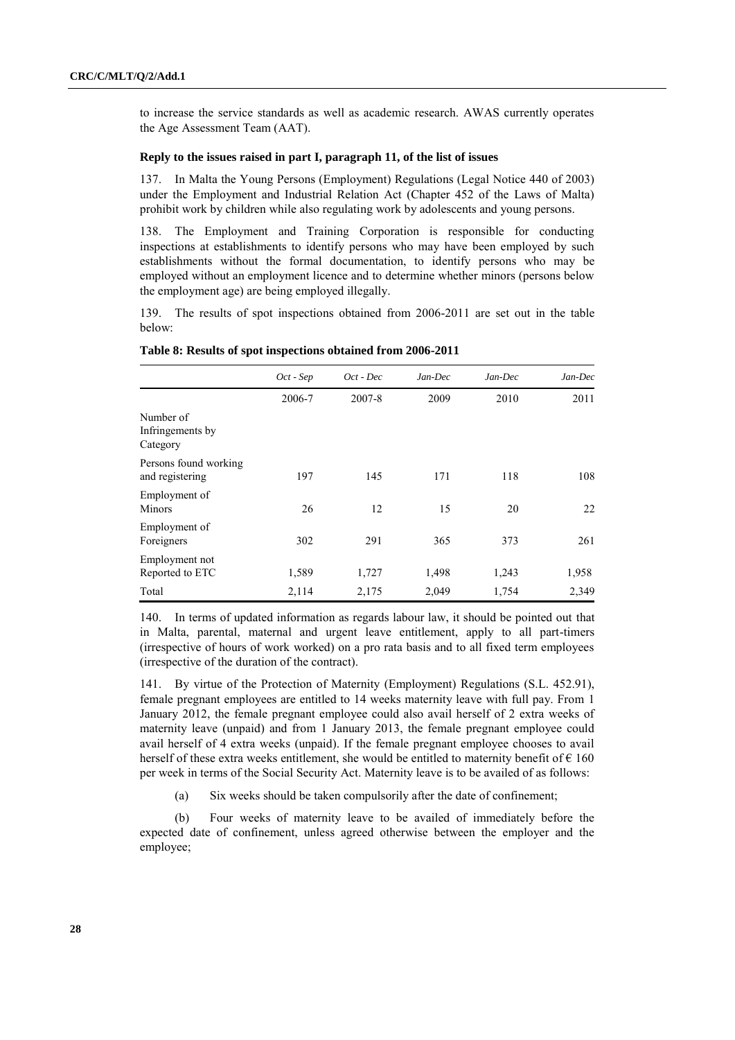to increase the service standards as well as academic research. AWAS currently operates the Age Assessment Team (AAT).

**Reply to the issues raised in part I, paragraph 11, of the list of issues**

137. In Malta the Young Persons (Employment) Regulations (Legal Notice 440 of 2003) under the Employment and Industrial Relation Act (Chapter 452 of the Laws of Malta) prohibit work by children while also regulating work by adolescents and young persons.

138. The Employment and Training Corporation is responsible for conducting inspections at establishments to identify persons who may have been employed by such establishments without the formal documentation, to identify persons who may be employed without an employment licence and to determine whether minors (persons below the employment age) are being employed illegally.

139. The results of spot inspections obtained from 2006-2011 are set out in the table below:

**Table 8: Results of spot inspections obtained from 2006-2011**

| | *Oct - Sep* | *Oct - Dec* | *Jan-Dec* | *Jan-Dec* | *Jan-Dec* |
|---|---|---|---|---|---|
| | 2006-7 | 2007-8 | 2009 | 2010 | 2011 |
| Number of Infringements by Category | | | | | |
| Persons found working and registering | 197 | 145 | 171 | 118 | 108 |
| Employment of Minors | 26 | 12 | 15 | 20 | 22 |
| Employment of Foreigners | 302 | 291 | 365 | 373 | 261 |
| Employment not Reported to ETC | 1,589 | 1,727 | 1,498 | 1,243 | 1,958 |
| Total | 2,114 | 2,175 | 2,049 | 1,754 | 2,349 |

140. In terms of updated information as regards labour law, it should be pointed out that in Malta, parental, maternal and urgent leave entitlement, apply to all part-timers (irrespective of hours of work worked) on a pro rata basis and to all fixed term employees (irrespective of the duration of the contract).

141. By virtue of the Protection of Maternity (Employment) Regulations (S.L. 452.91), female pregnant employees are entitled to 14 weeks maternity leave with full pay. From 1 January 2012, the female pregnant employee could also avail herself of 2 extra weeks of maternity leave (unpaid) and from 1 January 2013, the female pregnant employee could avail herself of 4 extra weeks (unpaid). If the female pregnant employee chooses to avail herself of these extra weeks entitlement, she would be entitled to maternity benefit of € 160 per week in terms of the Social Security Act. Maternity leave is to be availed of as follows:

(a) Six weeks should be taken compulsorily after the date of confinement;

(b) Four weeks of maternity leave to be availed of immediately before the expected date of confinement, unless agreed otherwise between the employer and the employee;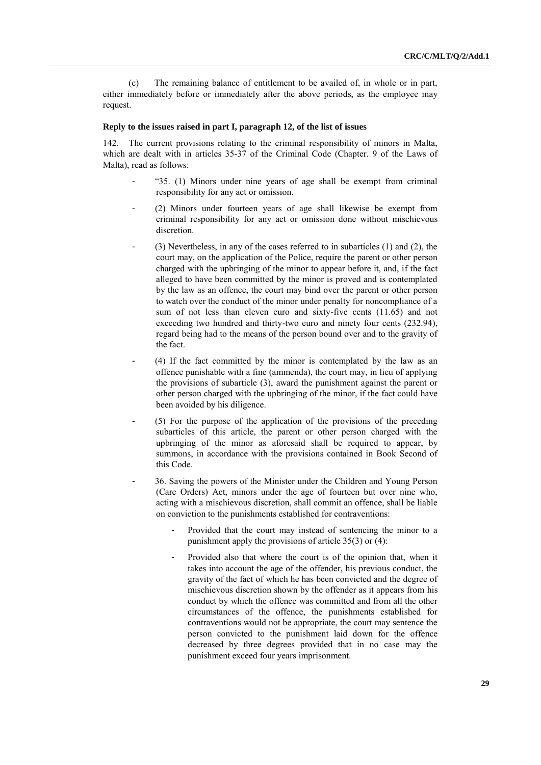(c) The remaining balance of entitlement to be availed of, in whole or in part, either immediately before or immediately after the above periods, as the employee may request.

**Reply to the issues raised in part I, paragraph 12, of the list of issues**

142. The current provisions relating to the criminal responsibility of minors in Malta, which are dealt with in articles 35-37 of the Criminal Code (Chapter. 9 of the Laws of Malta), read as follows:

- "35. (1) Minors under nine years of age shall be exempt from criminal responsibility for any act or omission.
- (2) Minors under fourteen years of age shall likewise be exempt from criminal responsibility for any act or omission done without mischievous discretion.
- (3) Nevertheless, in any of the cases referred to in subarticles (1) and (2), the court may, on the application of the Police, require the parent or other person charged with the upbringing of the minor to appear before it, and, if the fact alleged to have been committed by the minor is proved and is contemplated by the law as an offence, the court may bind over the parent or other person to watch over the conduct of the minor under penalty for noncompliance of a sum of not less than eleven euro and sixty-five cents (11.65) and not exceeding two hundred and thirty-two euro and ninety four cents (232.94), regard being had to the means of the person bound over and to the gravity of the fact.
- (4) If the fact committed by the minor is contemplated by the law as an offence punishable with a fine (ammenda), the court may, in lieu of applying the provisions of subarticle (3), award the punishment against the parent or other person charged with the upbringing of the minor, if the fact could have been avoided by his diligence.
- (5) For the purpose of the application of the provisions of the preceding subarticles of this article, the parent or other person charged with the upbringing of the minor as aforesaid shall be required to appear, by summons, in accordance with the provisions contained in Book Second of this Code.
- 36. Saving the powers of the Minister under the Children and Young Person (Care Orders) Act, minors under the age of fourteen but over nine who, acting with a mischievous discretion, shall commit an offence, shall be liable on conviction to the punishments established for contraventions:
  - Provided that the court may instead of sentencing the minor to a punishment apply the provisions of article 35(3) or (4):
  - Provided also that where the court is of the opinion that, when it takes into account the age of the offender, his previous conduct, the gravity of the fact of which he has been convicted and the degree of mischievous discretion shown by the offender as it appears from his conduct by which the offence was committed and from all the other circumstances of the offence, the punishments established for contraventions would not be appropriate, the court may sentence the person convicted to the punishment laid down for the offence decreased by three degrees provided that in no case may the punishment exceed four years imprisonment.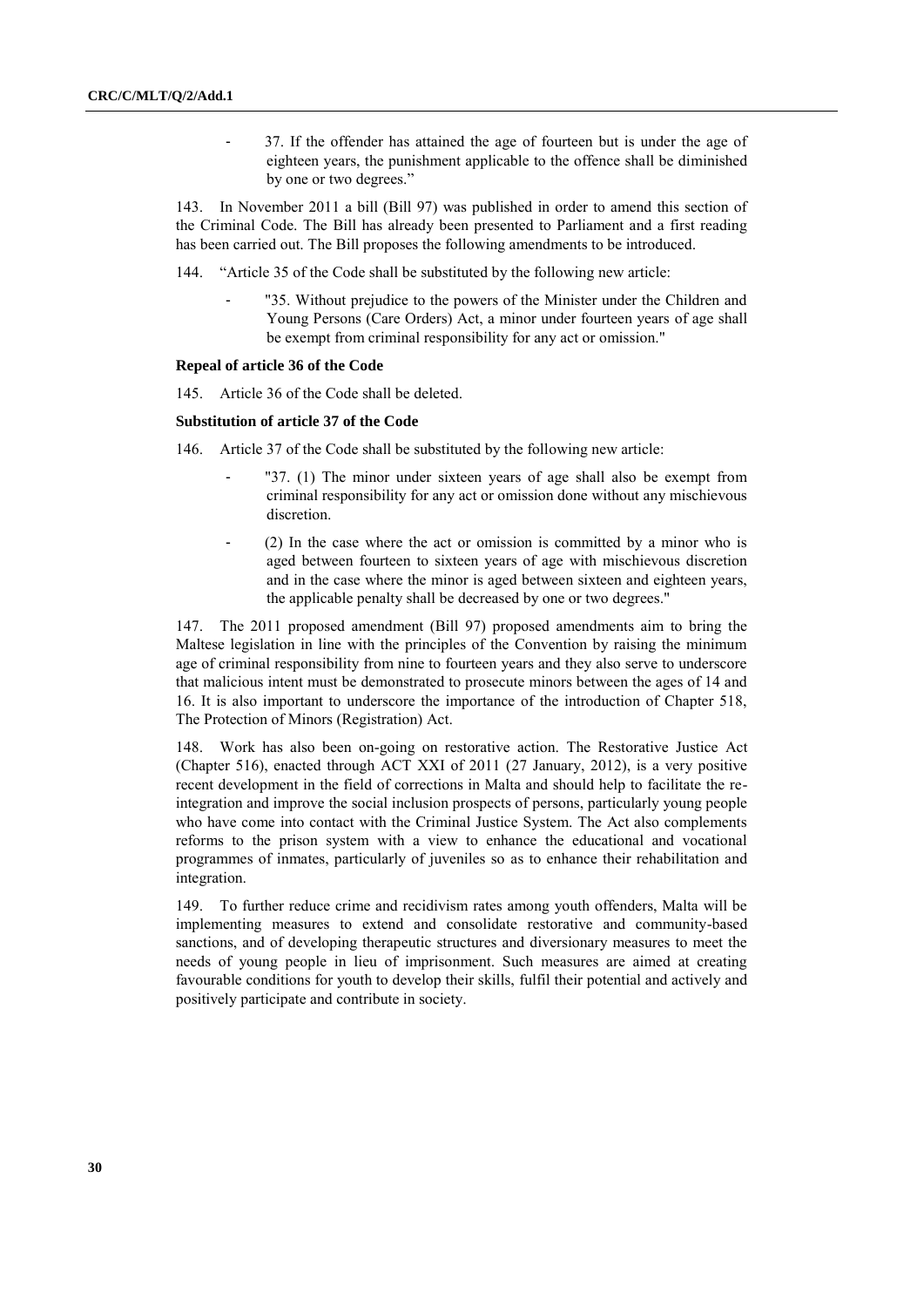- 37. If the offender has attained the age of fourteen but is under the age of eighteen years, the punishment applicable to the offence shall be diminished by one or two degrees."

143. In November 2011 a bill (Bill 97) was published in order to amend this section of the Criminal Code. The Bill has already been presented to Parliament and a first reading has been carried out. The Bill proposes the following amendments to be introduced.

144. "Article 35 of the Code shall be substituted by the following new article:

- "35. Without prejudice to the powers of the Minister under the Children and Young Persons (Care Orders) Act, a minor under fourteen years of age shall be exempt from criminal responsibility for any act or omission."

**Repeal of article 36 of the Code**

145. Article 36 of the Code shall be deleted.

**Substitution of article 37 of the Code**

146. Article 37 of the Code shall be substituted by the following new article:

- "37. (1) The minor under sixteen years of age shall also be exempt from criminal responsibility for any act or omission done without any mischievous discretion.
- (2) In the case where the act or omission is committed by a minor who is aged between fourteen to sixteen years of age with mischievous discretion and in the case where the minor is aged between sixteen and eighteen years, the applicable penalty shall be decreased by one or two degrees."

147. The 2011 proposed amendment (Bill 97) proposed amendments aim to bring the Maltese legislation in line with the principles of the Convention by raising the minimum age of criminal responsibility from nine to fourteen years and they also serve to underscore that malicious intent must be demonstrated to prosecute minors between the ages of 14 and 16. It is also important to underscore the importance of the introduction of Chapter 518, The Protection of Minors (Registration) Act.

148. Work has also been on-going on restorative action. The Restorative Justice Act (Chapter 516), enacted through ACT XXI of 2011 (27 January, 2012), is a very positive recent development in the field of corrections in Malta and should help to facilitate the re-integration and improve the social inclusion prospects of persons, particularly young people who have come into contact with the Criminal Justice System. The Act also complements reforms to the prison system with a view to enhance the educational and vocational programmes of inmates, particularly of juveniles so as to enhance their rehabilitation and integration.

149. To further reduce crime and recidivism rates among youth offenders, Malta will be implementing measures to extend and consolidate restorative and community-based sanctions, and of developing therapeutic structures and diversionary measures to meet the needs of young people in lieu of imprisonment. Such measures are aimed at creating favourable conditions for youth to develop their skills, fulfil their potential and actively and positively participate and contribute in society.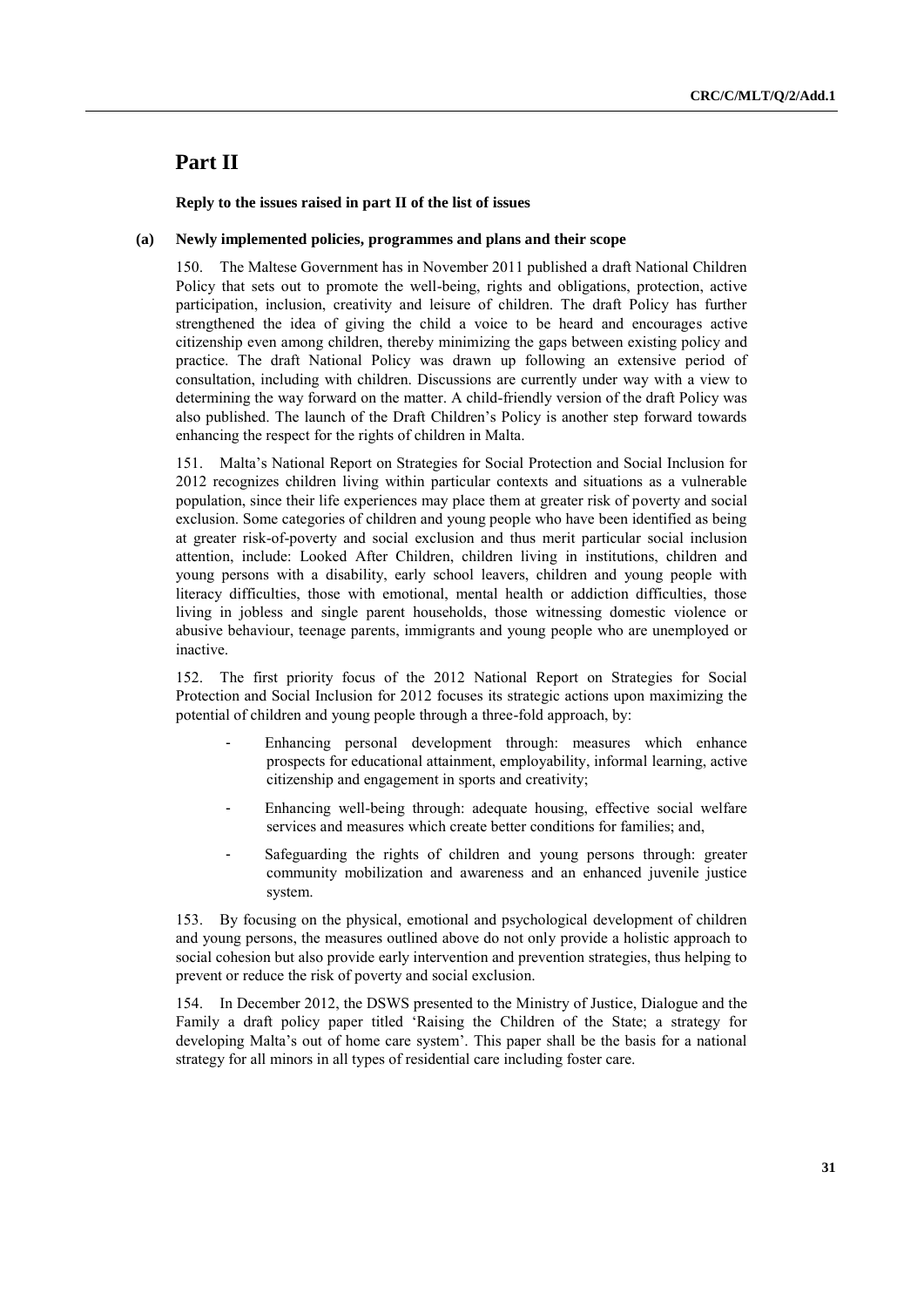# Part II

**Reply to the issues raised in part II of the list of issues**

## (a) Newly implemented policies, programmes and plans and their scope

150. The Maltese Government has in November 2011 published a draft National Children Policy that sets out to promote the well-being, rights and obligations, protection, active participation, inclusion, creativity and leisure of children. The draft Policy has further strengthened the idea of giving the child a voice to be heard and encourages active citizenship even among children, thereby minimizing the gaps between existing policy and practice. The draft National Policy was drawn up following an extensive period of consultation, including with children. Discussions are currently under way with a view to determining the way forward on the matter. A child-friendly version of the draft Policy was also published. The launch of the Draft Children's Policy is another step forward towards enhancing the respect for the rights of children in Malta.

151. Malta's National Report on Strategies for Social Protection and Social Inclusion for 2012 recognizes children living within particular contexts and situations as a vulnerable population, since their life experiences may place them at greater risk of poverty and social exclusion. Some categories of children and young people who have been identified as being at greater risk-of-poverty and social exclusion and thus merit particular social inclusion attention, include: Looked After Children, children living in institutions, children and young persons with a disability, early school leavers, children and young people with literacy difficulties, those with emotional, mental health or addiction difficulties, those living in jobless and single parent households, those witnessing domestic violence or abusive behaviour, teenage parents, immigrants and young people who are unemployed or inactive.

152. The first priority focus of the 2012 National Report on Strategies for Social Protection and Social Inclusion for 2012 focuses its strategic actions upon maximizing the potential of children and young people through a three-fold approach, by:

- Enhancing personal development through: measures which enhance prospects for educational attainment, employability, informal learning, active citizenship and engagement in sports and creativity;
- Enhancing well-being through: adequate housing, effective social welfare services and measures which create better conditions for families; and,
- Safeguarding the rights of children and young persons through: greater community mobilization and awareness and an enhanced juvenile justice system.

153. By focusing on the physical, emotional and psychological development of children and young persons, the measures outlined above do not only provide a holistic approach to social cohesion but also provide early intervention and prevention strategies, thus helping to prevent or reduce the risk of poverty and social exclusion.

154. In December 2012, the DSWS presented to the Ministry of Justice, Dialogue and the Family a draft policy paper titled 'Raising the Children of the State; a strategy for developing Malta's out of home care system'. This paper shall be the basis for a national strategy for all minors in all types of residential care including foster care.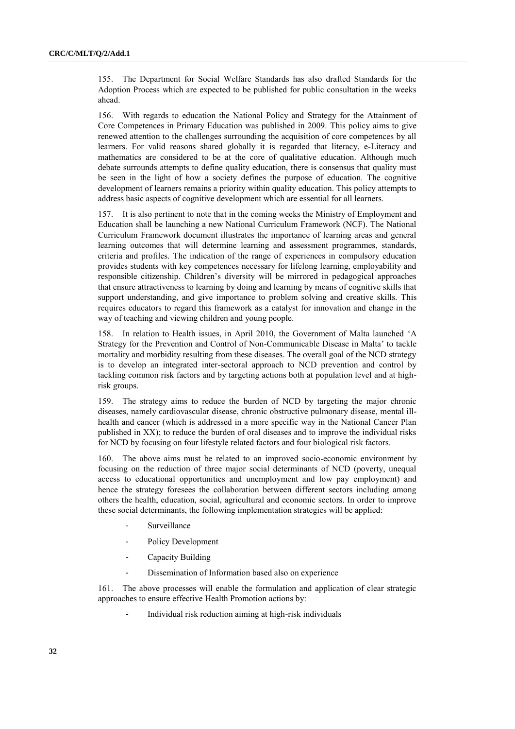155. The Department for Social Welfare Standards has also drafted Standards for the Adoption Process which are expected to be published for public consultation in the weeks ahead.

156. With regards to education the National Policy and Strategy for the Attainment of Core Competences in Primary Education was published in 2009. This policy aims to give renewed attention to the challenges surrounding the acquisition of core competences by all learners. For valid reasons shared globally it is regarded that literacy, e-Literacy and mathematics are considered to be at the core of qualitative education. Although much debate surrounds attempts to define quality education, there is consensus that quality must be seen in the light of how a society defines the purpose of education. The cognitive development of learners remains a priority within quality education. This policy attempts to address basic aspects of cognitive development which are essential for all learners.

157. It is also pertinent to note that in the coming weeks the Ministry of Employment and Education shall be launching a new National Curriculum Framework (NCF). The National Curriculum Framework document illustrates the importance of learning areas and general learning outcomes that will determine learning and assessment programmes, standards, criteria and profiles. The indication of the range of experiences in compulsory education provides students with key competences necessary for lifelong learning, employability and responsible citizenship. Children's diversity will be mirrored in pedagogical approaches that ensure attractiveness to learning by doing and learning by means of cognitive skills that support understanding, and give importance to problem solving and creative skills. This requires educators to regard this framework as a catalyst for innovation and change in the way of teaching and viewing children and young people.

158. In relation to Health issues, in April 2010, the Government of Malta launched 'A Strategy for the Prevention and Control of Non-Communicable Disease in Malta' to tackle mortality and morbidity resulting from these diseases. The overall goal of the NCD strategy is to develop an integrated inter-sectoral approach to NCD prevention and control by tackling common risk factors and by targeting actions both at population level and at high-risk groups.

159. The strategy aims to reduce the burden of NCD by targeting the major chronic diseases, namely cardiovascular disease, chronic obstructive pulmonary disease, mental ill-health and cancer (which is addressed in a more specific way in the National Cancer Plan published in XX); to reduce the burden of oral diseases and to improve the individual risks for NCD by focusing on four lifestyle related factors and four biological risk factors.

160. The above aims must be related to an improved socio-economic environment by focusing on the reduction of three major social determinants of NCD (poverty, unequal access to educational opportunities and unemployment and low pay employment) and hence the strategy foresees the collaboration between different sectors including among others the health, education, social, agricultural and economic sectors. In order to improve these social determinants, the following implementation strategies will be applied:

- Surveillance
- Policy Development
- Capacity Building
- Dissemination of Information based also on experience

161. The above processes will enable the formulation and application of clear strategic approaches to ensure effective Health Promotion actions by:

- Individual risk reduction aiming at high-risk individuals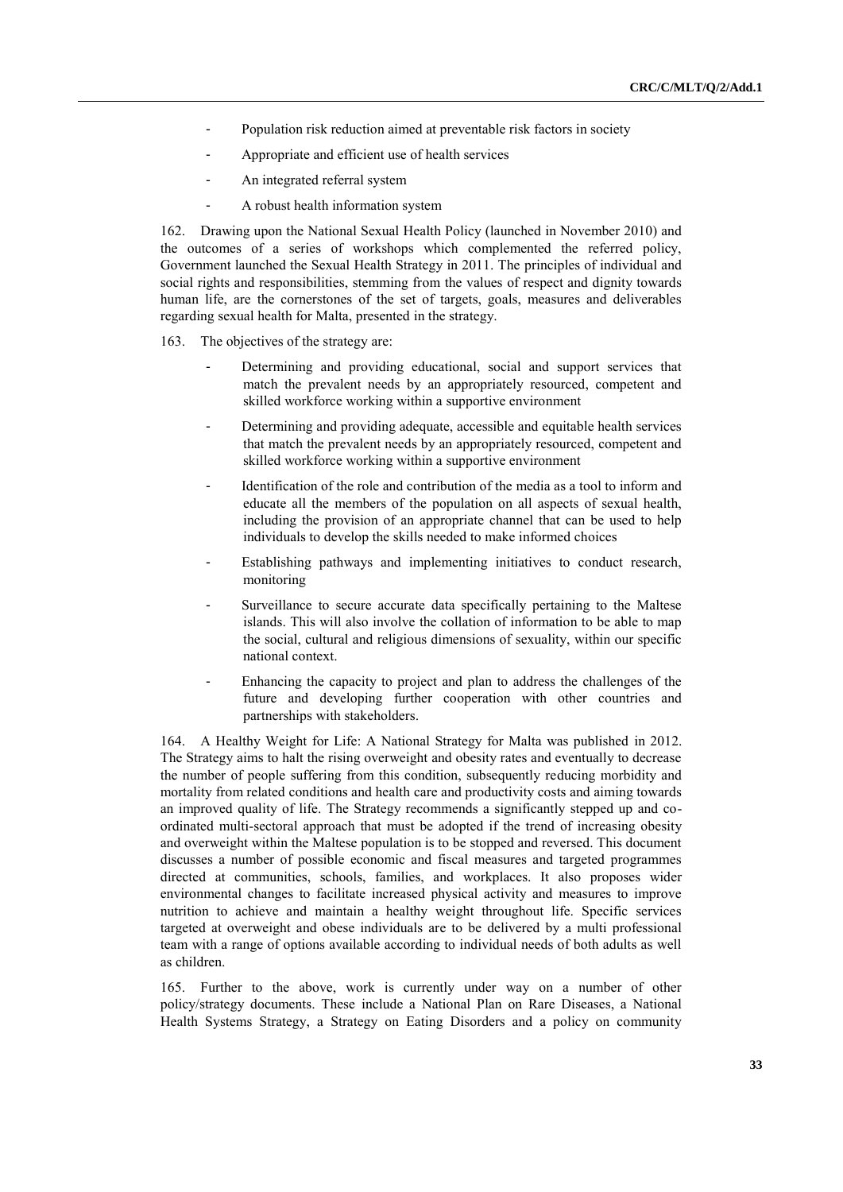- Population risk reduction aimed at preventable risk factors in society
- Appropriate and efficient use of health services
- An integrated referral system
- A robust health information system

162. Drawing upon the National Sexual Health Policy (launched in November 2010) and the outcomes of a series of workshops which complemented the referred policy, Government launched the Sexual Health Strategy in 2011. The principles of individual and social rights and responsibilities, stemming from the values of respect and dignity towards human life, are the cornerstones of the set of targets, goals, measures and deliverables regarding sexual health for Malta, presented in the strategy.

163. The objectives of the strategy are:

- Determining and providing educational, social and support services that match the prevalent needs by an appropriately resourced, competent and skilled workforce working within a supportive environment
- Determining and providing adequate, accessible and equitable health services that match the prevalent needs by an appropriately resourced, competent and skilled workforce working within a supportive environment
- Identification of the role and contribution of the media as a tool to inform and educate all the members of the population on all aspects of sexual health, including the provision of an appropriate channel that can be used to help individuals to develop the skills needed to make informed choices
- Establishing pathways and implementing initiatives to conduct research, monitoring
- Surveillance to secure accurate data specifically pertaining to the Maltese islands. This will also involve the collation of information to be able to map the social, cultural and religious dimensions of sexuality, within our specific national context.
- Enhancing the capacity to project and plan to address the challenges of the future and developing further cooperation with other countries and partnerships with stakeholders.

164. A Healthy Weight for Life: A National Strategy for Malta was published in 2012. The Strategy aims to halt the rising overweight and obesity rates and eventually to decrease the number of people suffering from this condition, subsequently reducing morbidity and mortality from related conditions and health care and productivity costs and aiming towards an improved quality of life. The Strategy recommends a significantly stepped up and co-ordinated multi-sectoral approach that must be adopted if the trend of increasing obesity and overweight within the Maltese population is to be stopped and reversed. This document discusses a number of possible economic and fiscal measures and targeted programmes directed at communities, schools, families, and workplaces. It also proposes wider environmental changes to facilitate increased physical activity and measures to improve nutrition to achieve and maintain a healthy weight throughout life. Specific services targeted at overweight and obese individuals are to be delivered by a multi professional team with a range of options available according to individual needs of both adults as well as children.

165. Further to the above, work is currently under way on a number of other policy/strategy documents. These include a National Plan on Rare Diseases, a National Health Systems Strategy, a Strategy on Eating Disorders and a policy on community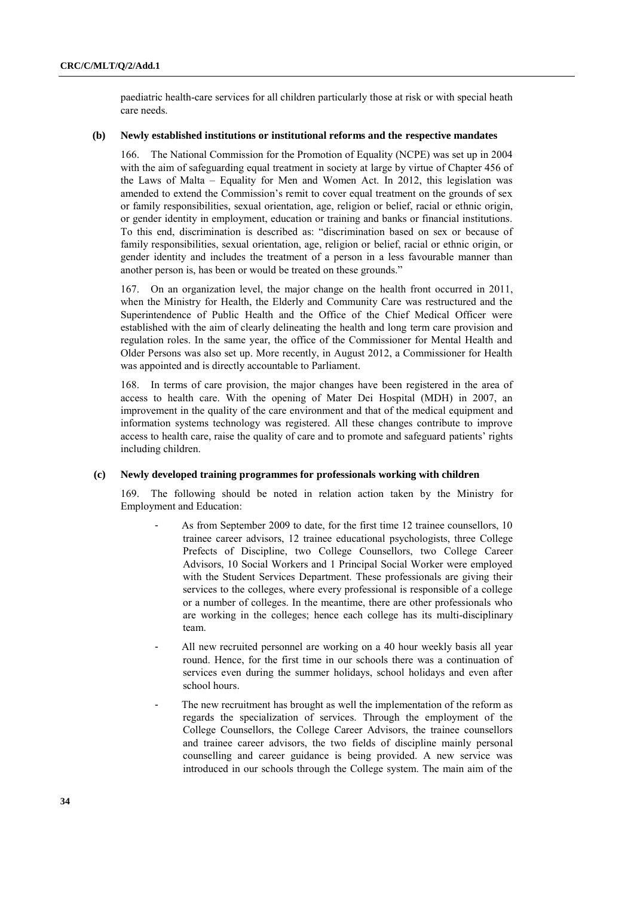paediatric health-care services for all children particularly those at risk or with special heath care needs.

### (b) Newly established institutions or institutional reforms and the respective mandates

166. The National Commission for the Promotion of Equality (NCPE) was set up in 2004 with the aim of safeguarding equal treatment in society at large by virtue of Chapter 456 of the Laws of Malta – Equality for Men and Women Act. In 2012, this legislation was amended to extend the Commission's remit to cover equal treatment on the grounds of sex or family responsibilities, sexual orientation, age, religion or belief, racial or ethnic origin, or gender identity in employment, education or training and banks or financial institutions. To this end, discrimination is described as: "discrimination based on sex or because of family responsibilities, sexual orientation, age, religion or belief, racial or ethnic origin, or gender identity and includes the treatment of a person in a less favourable manner than another person is, has been or would be treated on these grounds."

167. On an organization level, the major change on the health front occurred in 2011, when the Ministry for Health, the Elderly and Community Care was restructured and the Superintendence of Public Health and the Office of the Chief Medical Officer were established with the aim of clearly delineating the health and long term care provision and regulation roles. In the same year, the office of the Commissioner for Mental Health and Older Persons was also set up. More recently, in August 2012, a Commissioner for Health was appointed and is directly accountable to Parliament.

168. In terms of care provision, the major changes have been registered in the area of access to health care. With the opening of Mater Dei Hospital (MDH) in 2007, an improvement in the quality of the care environment and that of the medical equipment and information systems technology was registered. All these changes contribute to improve access to health care, raise the quality of care and to promote and safeguard patients' rights including children.

### (c) Newly developed training programmes for professionals working with children

169. The following should be noted in relation action taken by the Ministry for Employment and Education:

- As from September 2009 to date, for the first time 12 trainee counsellors, 10 trainee career advisors, 12 trainee educational psychologists, three College Prefects of Discipline, two College Counsellors, two College Career Advisors, 10 Social Workers and 1 Principal Social Worker were employed with the Student Services Department. These professionals are giving their services to the colleges, where every professional is responsible of a college or a number of colleges. In the meantime, there are other professionals who are working in the colleges; hence each college has its multi-disciplinary team.
- All new recruited personnel are working on a 40 hour weekly basis all year round. Hence, for the first time in our schools there was a continuation of services even during the summer holidays, school holidays and even after school hours.
- The new recruitment has brought as well the implementation of the reform as regards the specialization of services. Through the employment of the College Counsellors, the College Career Advisors, the trainee counsellors and trainee career advisors, the two fields of discipline mainly personal counselling and career guidance is being provided. A new service was introduced in our schools through the College system. The main aim of the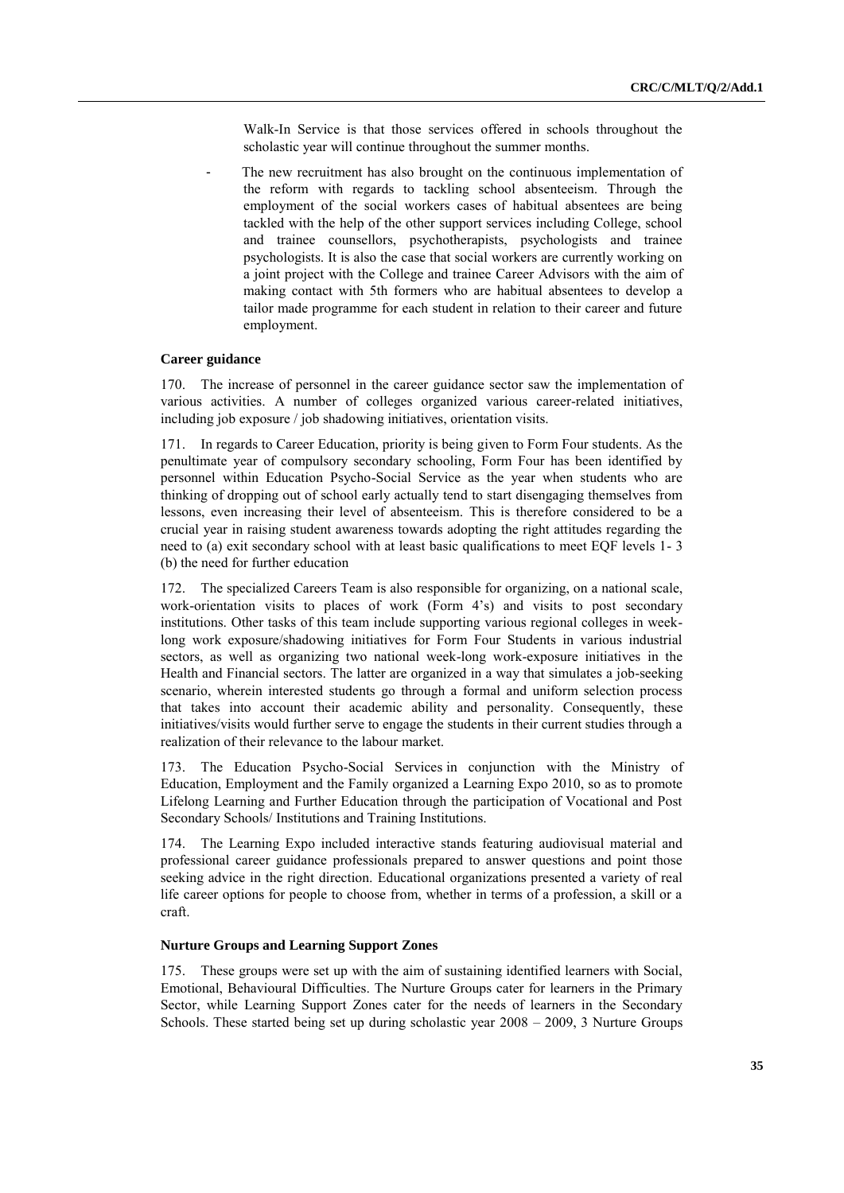Walk-In Service is that those services offered in schools throughout the scholastic year will continue throughout the summer months.

- The new recruitment has also brought on the continuous implementation of the reform with regards to tackling school absenteeism. Through the employment of the social workers cases of habitual absentees are being tackled with the help of the other support services including College, school and trainee counsellors, psychotherapists, psychologists and trainee psychologists. It is also the case that social workers are currently working on a joint project with the College and trainee Career Advisors with the aim of making contact with 5th formers who are habitual absentees to develop a tailor made programme for each student in relation to their career and future employment.

**Career guidance**

170. The increase of personnel in the career guidance sector saw the implementation of various activities. A number of colleges organized various career-related initiatives, including job exposure / job shadowing initiatives, orientation visits.

171. In regards to Career Education, priority is being given to Form Four students. As the penultimate year of compulsory secondary schooling, Form Four has been identified by personnel within Education Psycho-Social Service as the year when students who are thinking of dropping out of school early actually tend to start disengaging themselves from lessons, even increasing their level of absenteeism. This is therefore considered to be a crucial year in raising student awareness towards adopting the right attitudes regarding the need to (a) exit secondary school with at least basic qualifications to meet EQF levels 1- 3 (b) the need for further education

172. The specialized Careers Team is also responsible for organizing, on a national scale, work-orientation visits to places of work (Form 4's) and visits to post secondary institutions. Other tasks of this team include supporting various regional colleges in week-long work exposure/shadowing initiatives for Form Four Students in various industrial sectors, as well as organizing two national week-long work-exposure initiatives in the Health and Financial sectors. The latter are organized in a way that simulates a job-seeking scenario, wherein interested students go through a formal and uniform selection process that takes into account their academic ability and personality. Consequently, these initiatives/visits would further serve to engage the students in their current studies through a realization of their relevance to the labour market.

173. The Education Psycho-Social Services in conjunction with the Ministry of Education, Employment and the Family organized a Learning Expo 2010, so as to promote Lifelong Learning and Further Education through the participation of Vocational and Post Secondary Schools/ Institutions and Training Institutions.

174. The Learning Expo included interactive stands featuring audiovisual material and professional career guidance professionals prepared to answer questions and point those seeking advice in the right direction. Educational organizations presented a variety of real life career options for people to choose from, whether in terms of a profession, a skill or a craft.

**Nurture Groups and Learning Support Zones**

175. These groups were set up with the aim of sustaining identified learners with Social, Emotional, Behavioural Difficulties. The Nurture Groups cater for learners in the Primary Sector, while Learning Support Zones cater for the needs of learners in the Secondary Schools. These started being set up during scholastic year 2008 – 2009, 3 Nurture Groups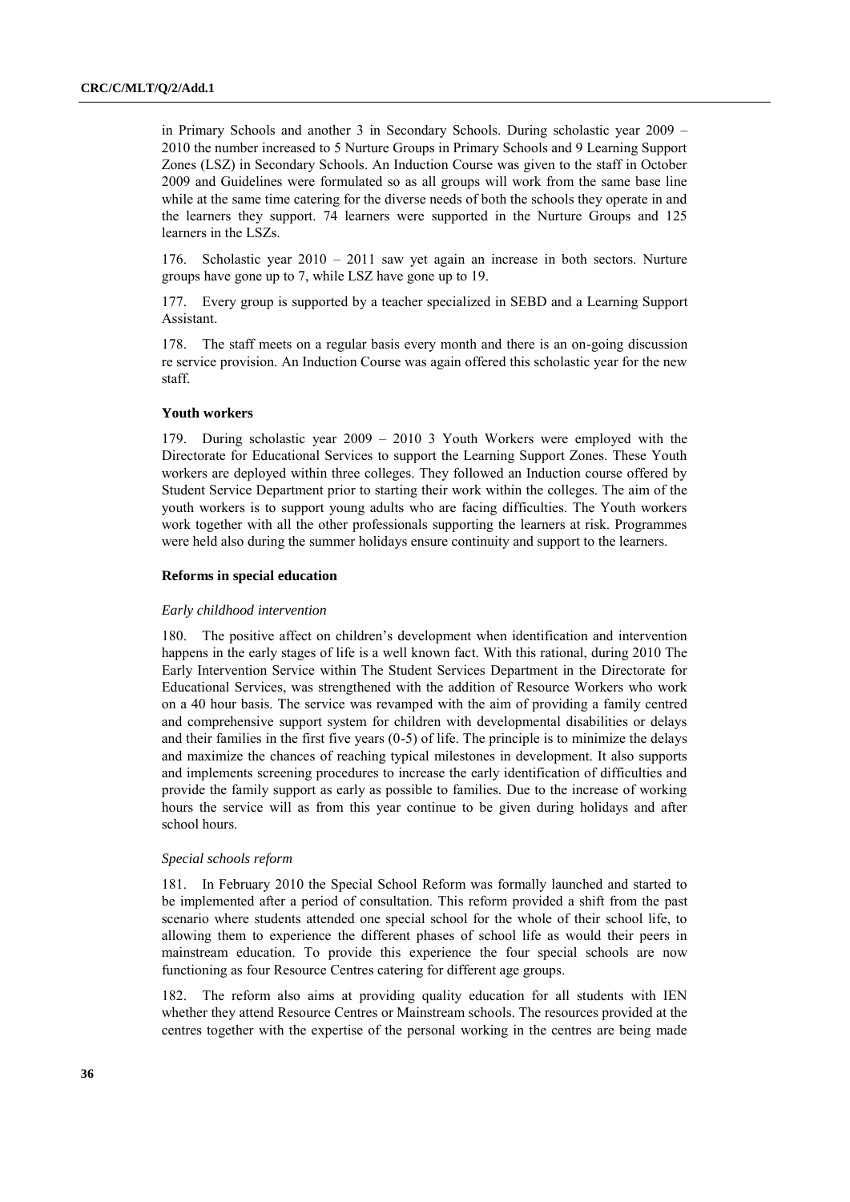in Primary Schools and another 3 in Secondary Schools. During scholastic year 2009 – 2010 the number increased to 5 Nurture Groups in Primary Schools and 9 Learning Support Zones (LSZ) in Secondary Schools. An Induction Course was given to the staff in October 2009 and Guidelines were formulated so as all groups will work from the same base line while at the same time catering for the diverse needs of both the schools they operate in and the learners they support. 74 learners were supported in the Nurture Groups and 125 learners in the LSZs.

176. Scholastic year 2010 – 2011 saw yet again an increase in both sectors. Nurture groups have gone up to 7, while LSZ have gone up to 19.

177. Every group is supported by a teacher specialized in SEBD and a Learning Support Assistant.

178. The staff meets on a regular basis every month and there is an on-going discussion re service provision. An Induction Course was again offered this scholastic year for the new staff.

### Youth workers

179. During scholastic year 2009 – 2010 3 Youth Workers were employed with the Directorate for Educational Services to support the Learning Support Zones. These Youth workers are deployed within three colleges. They followed an Induction course offered by Student Service Department prior to starting their work within the colleges. The aim of the youth workers is to support young adults who are facing difficulties. The Youth workers work together with all the other professionals supporting the learners at risk. Programmes were held also during the summer holidays ensure continuity and support to the learners.

### Reforms in special education

#### *Early childhood intervention*

180. The positive affect on children's development when identification and intervention happens in the early stages of life is a well known fact. With this rational, during 2010 The Early Intervention Service within The Student Services Department in the Directorate for Educational Services, was strengthened with the addition of Resource Workers who work on a 40 hour basis. The service was revamped with the aim of providing a family centred and comprehensive support system for children with developmental disabilities or delays and their families in the first five years (0-5) of life. The principle is to minimize the delays and maximize the chances of reaching typical milestones in development. It also supports and implements screening procedures to increase the early identification of difficulties and provide the family support as early as possible to families. Due to the increase of working hours the service will as from this year continue to be given during holidays and after school hours.

#### *Special schools reform*

181. In February 2010 the Special School Reform was formally launched and started to be implemented after a period of consultation. This reform provided a shift from the past scenario where students attended one special school for the whole of their school life, to allowing them to experience the different phases of school life as would their peers in mainstream education. To provide this experience the four special schools are now functioning as four Resource Centres catering for different age groups.

182. The reform also aims at providing quality education for all students with IEN whether they attend Resource Centres or Mainstream schools. The resources provided at the centres together with the expertise of the personal working in the centres are being made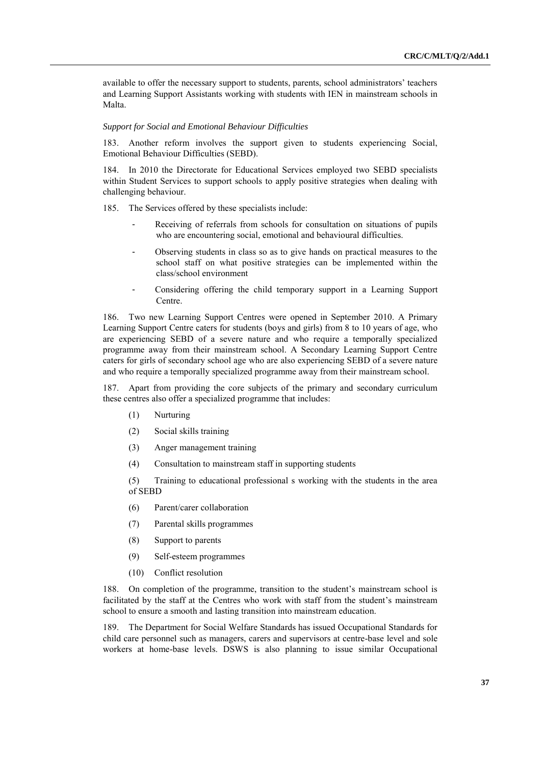available to offer the necessary support to students, parents, school administrators' teachers and Learning Support Assistants working with students with IEN in mainstream schools in Malta.

*Support for Social and Emotional Behaviour Difficulties*

183. Another reform involves the support given to students experiencing Social, Emotional Behaviour Difficulties (SEBD).

184. In 2010 the Directorate for Educational Services employed two SEBD specialists within Student Services to support schools to apply positive strategies when dealing with challenging behaviour.

185. The Services offered by these specialists include:

- Receiving of referrals from schools for consultation on situations of pupils who are encountering social, emotional and behavioural difficulties.
- Observing students in class so as to give hands on practical measures to the school staff on what positive strategies can be implemented within the class/school environment
- Considering offering the child temporary support in a Learning Support Centre.

186. Two new Learning Support Centres were opened in September 2010. A Primary Learning Support Centre caters for students (boys and girls) from 8 to 10 years of age, who are experiencing SEBD of a severe nature and who require a temporally specialized programme away from their mainstream school. A Secondary Learning Support Centre caters for girls of secondary school age who are also experiencing SEBD of a severe nature and who require a temporally specialized programme away from their mainstream school.

187. Apart from providing the core subjects of the primary and secondary curriculum these centres also offer a specialized programme that includes:

(1) Nurturing

(2) Social skills training

(3) Anger management training

(4) Consultation to mainstream staff in supporting students

(5) Training to educational professional s working with the students in the area of SEBD

(6) Parent/carer collaboration

(7) Parental skills programmes

(8) Support to parents

(9) Self-esteem programmes

(10) Conflict resolution

188. On completion of the programme, transition to the student's mainstream school is facilitated by the staff at the Centres who work with staff from the student's mainstream school to ensure a smooth and lasting transition into mainstream education.

189. The Department for Social Welfare Standards has issued Occupational Standards for child care personnel such as managers, carers and supervisors at centre-base level and sole workers at home-base levels. DSWS is also planning to issue similar Occupational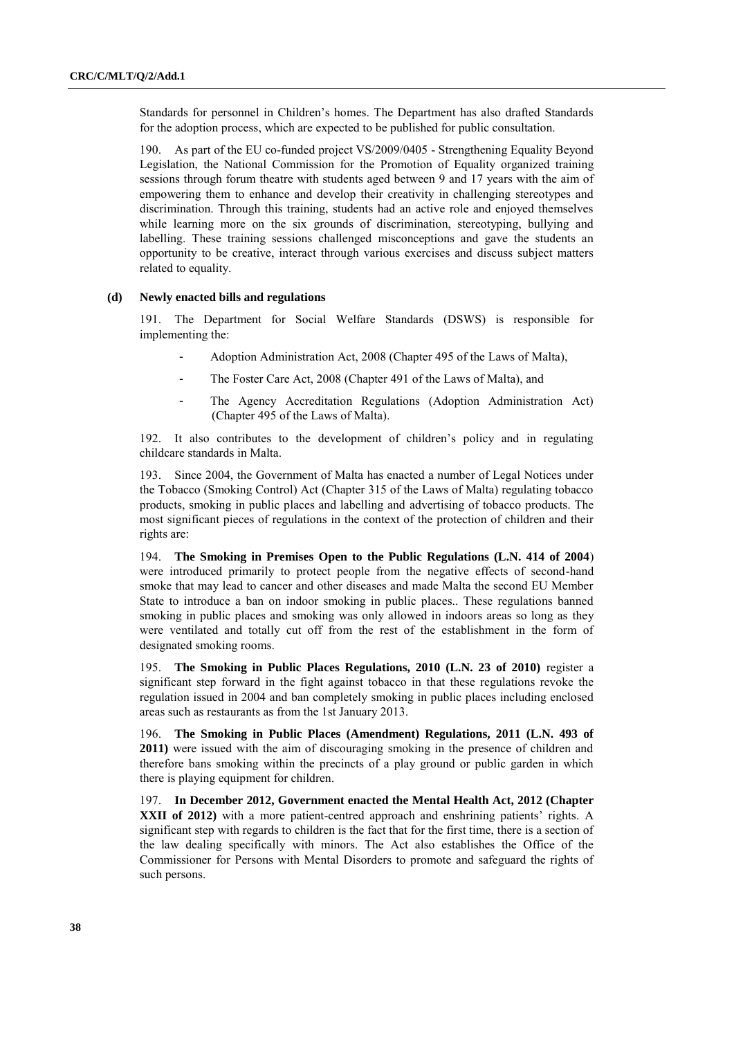Standards for personnel in Children's homes. The Department has also drafted Standards for the adoption process, which are expected to be published for public consultation.

190. As part of the EU co-funded project VS/2009/0405 - Strengthening Equality Beyond Legislation, the National Commission for the Promotion of Equality organized training sessions through forum theatre with students aged between 9 and 17 years with the aim of empowering them to enhance and develop their creativity in challenging stereotypes and discrimination. Through this training, students had an active role and enjoyed themselves while learning more on the six grounds of discrimination, stereotyping, bullying and labelling. These training sessions challenged misconceptions and gave the students an opportunity to be creative, interact through various exercises and discuss subject matters related to equality.

### (d) Newly enacted bills and regulations

191. The Department for Social Welfare Standards (DSWS) is responsible for implementing the:

- Adoption Administration Act, 2008 (Chapter 495 of the Laws of Malta),
- The Foster Care Act, 2008 (Chapter 491 of the Laws of Malta), and
- The Agency Accreditation Regulations (Adoption Administration Act) (Chapter 495 of the Laws of Malta).

192. It also contributes to the development of children's policy and in regulating childcare standards in Malta.

193. Since 2004, the Government of Malta has enacted a number of Legal Notices under the Tobacco (Smoking Control) Act (Chapter 315 of the Laws of Malta) regulating tobacco products, smoking in public places and labelling and advertising of tobacco products. The most significant pieces of regulations in the context of the protection of children and their rights are:

194. **The Smoking in Premises Open to the Public Regulations (L.N. 414 of 2004**) were introduced primarily to protect people from the negative effects of second-hand smoke that may lead to cancer and other diseases and made Malta the second EU Member State to introduce a ban on indoor smoking in public places.. These regulations banned smoking in public places and smoking was only allowed in indoors areas so long as they were ventilated and totally cut off from the rest of the establishment in the form of designated smoking rooms.

195. **The Smoking in Public Places Regulations, 2010 (L.N. 23 of 2010)** register a significant step forward in the fight against tobacco in that these regulations revoke the regulation issued in 2004 and ban completely smoking in public places including enclosed areas such as restaurants as from the 1st January 2013.

196. **The Smoking in Public Places (Amendment) Regulations, 2011 (L.N. 493 of 2011)** were issued with the aim of discouraging smoking in the presence of children and therefore bans smoking within the precincts of a play ground or public garden in which there is playing equipment for children.

197. **In December 2012, Government enacted the Mental Health Act, 2012 (Chapter XXII of 2012)** with a more patient-centred approach and enshrining patients' rights. A significant step with regards to children is the fact that for the first time, there is a section of the law dealing specifically with minors. The Act also establishes the Office of the Commissioner for Persons with Mental Disorders to promote and safeguard the rights of such persons.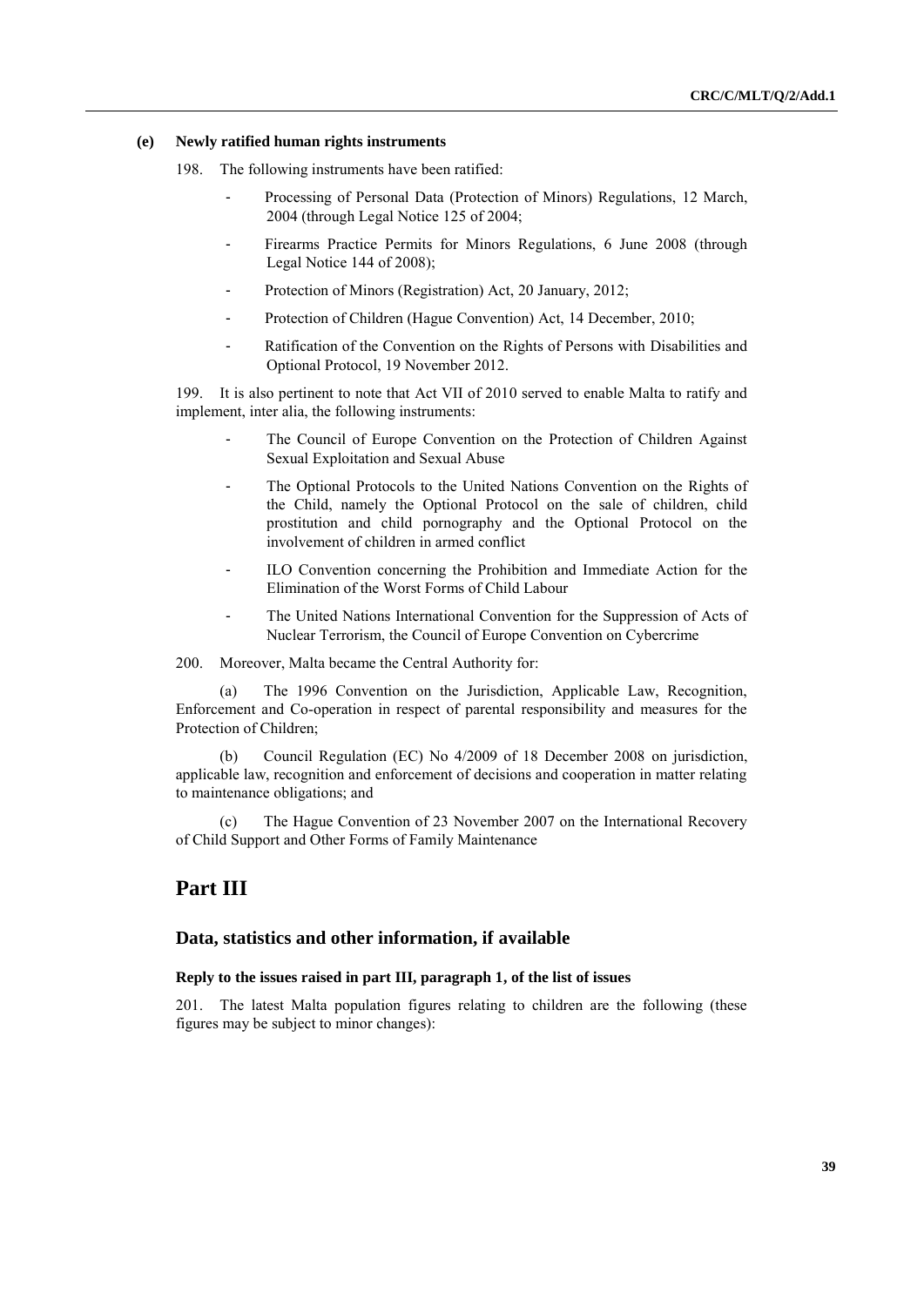#### (e) Newly ratified human rights instruments

198. The following instruments have been ratified:

- Processing of Personal Data (Protection of Minors) Regulations, 12 March, 2004 (through Legal Notice 125 of 2004;
- Firearms Practice Permits for Minors Regulations, 6 June 2008 (through Legal Notice 144 of 2008);
- Protection of Minors (Registration) Act, 20 January, 2012;
- Protection of Children (Hague Convention) Act, 14 December, 2010;
- Ratification of the Convention on the Rights of Persons with Disabilities and Optional Protocol, 19 November 2012.

199. It is also pertinent to note that Act VII of 2010 served to enable Malta to ratify and implement, inter alia, the following instruments:

- The Council of Europe Convention on the Protection of Children Against Sexual Exploitation and Sexual Abuse
- The Optional Protocols to the United Nations Convention on the Rights of the Child, namely the Optional Protocol on the sale of children, child prostitution and child pornography and the Optional Protocol on the involvement of children in armed conflict
- ILO Convention concerning the Prohibition and Immediate Action for the Elimination of the Worst Forms of Child Labour
- The United Nations International Convention for the Suppression of Acts of Nuclear Terrorism, the Council of Europe Convention on Cybercrime

200. Moreover, Malta became the Central Authority for:

(a) The 1996 Convention on the Jurisdiction, Applicable Law, Recognition, Enforcement and Co-operation in respect of parental responsibility and measures for the Protection of Children;

(b) Council Regulation (EC) No 4/2009 of 18 December 2008 on jurisdiction, applicable law, recognition and enforcement of decisions and cooperation in matter relating to maintenance obligations; and

(c) The Hague Convention of 23 November 2007 on the International Recovery of Child Support and Other Forms of Family Maintenance

# Part III

## Data, statistics and other information, if available

#### Reply to the issues raised in part III, paragraph 1, of the list of issues

201. The latest Malta population figures relating to children are the following (these figures may be subject to minor changes):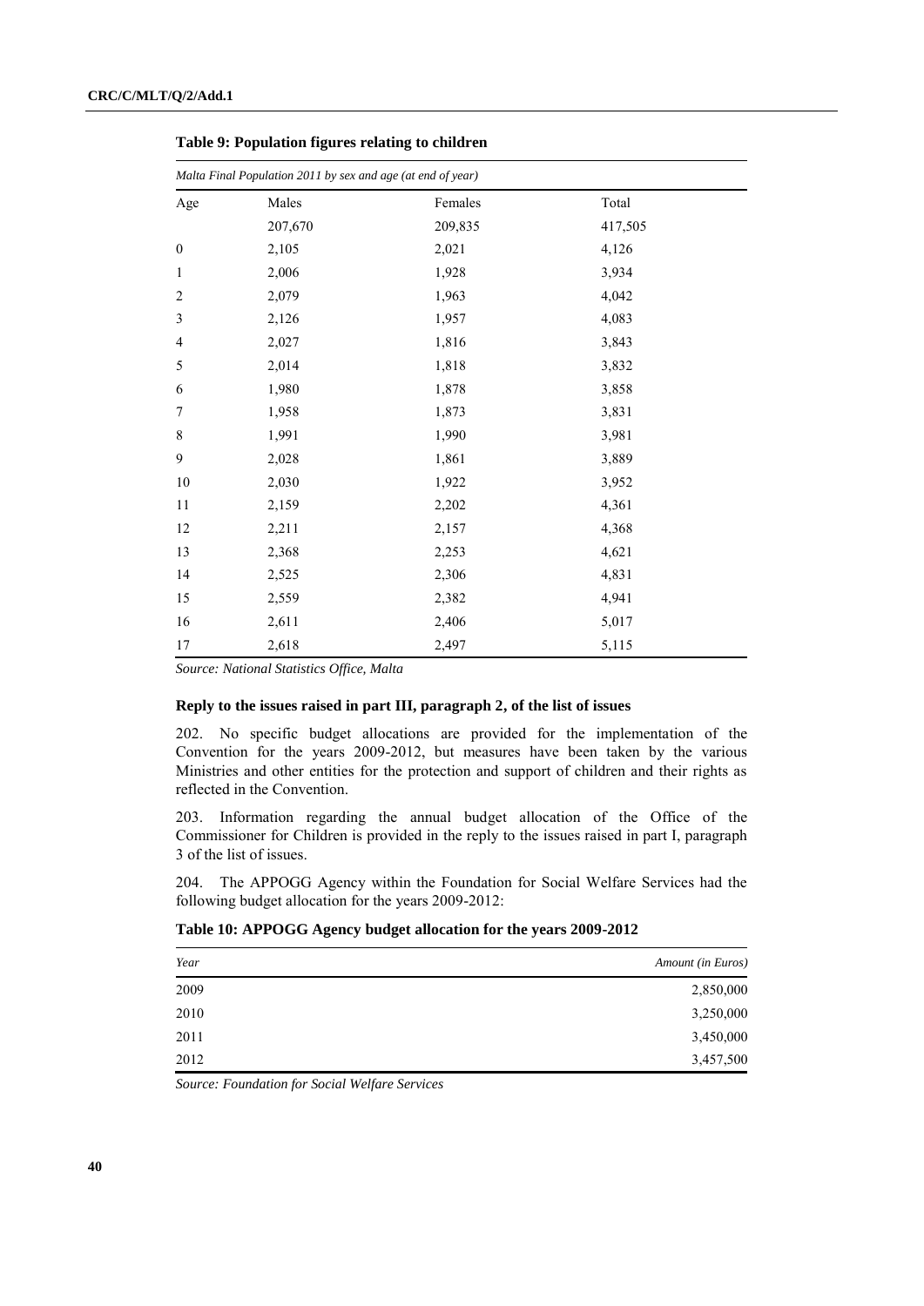**Table 9: Population figures relating to children**

| *Malta Final Population 2011 by sex and age (at end of year)* | | | |
|---|---|---|---|
| Age | Males | Females | Total |
| | 207,670 | 209,835 | 417,505 |
| 0 | 2,105 | 2,021 | 4,126 |
| 1 | 2,006 | 1,928 | 3,934 |
| 2 | 2,079 | 1,963 | 4,042 |
| 3 | 2,126 | 1,957 | 4,083 |
| 4 | 2,027 | 1,816 | 3,843 |
| 5 | 2,014 | 1,818 | 3,832 |
| 6 | 1,980 | 1,878 | 3,858 |
| 7 | 1,958 | 1,873 | 3,831 |
| 8 | 1,991 | 1,990 | 3,981 |
| 9 | 2,028 | 1,861 | 3,889 |
| 10 | 2,030 | 1,922 | 3,952 |
| 11 | 2,159 | 2,202 | 4,361 |
| 12 | 2,211 | 2,157 | 4,368 |
| 13 | 2,368 | 2,253 | 4,621 |
| 14 | 2,525 | 2,306 | 4,831 |
| 15 | 2,559 | 2,382 | 4,941 |
| 16 | 2,611 | 2,406 | 5,017 |
| 17 | 2,618 | 2,497 | 5,115 |

*Source: National Statistics Office, Malta*

### Reply to the issues raised in part III, paragraph 2, of the list of issues

202. No specific budget allocations are provided for the implementation of the Convention for the years 2009-2012, but measures have been taken by the various Ministries and other entities for the protection and support of children and their rights as reflected in the Convention.

203. Information regarding the annual budget allocation of the Office of the Commissioner for Children is provided in the reply to the issues raised in part I, paragraph 3 of the list of issues.

204. The APPOGG Agency within the Foundation for Social Welfare Services had the following budget allocation for the years 2009-2012:

**Table 10: APPOGG Agency budget allocation for the years 2009-2012**

| *Year* | *Amount (in Euros)* |
|---|---:|
| 2009 | 2,850,000 |
| 2010 | 3,250,000 |
| 2011 | 3,450,000 |
| 2012 | 3,457,500 |

*Source: Foundation for Social Welfare Services*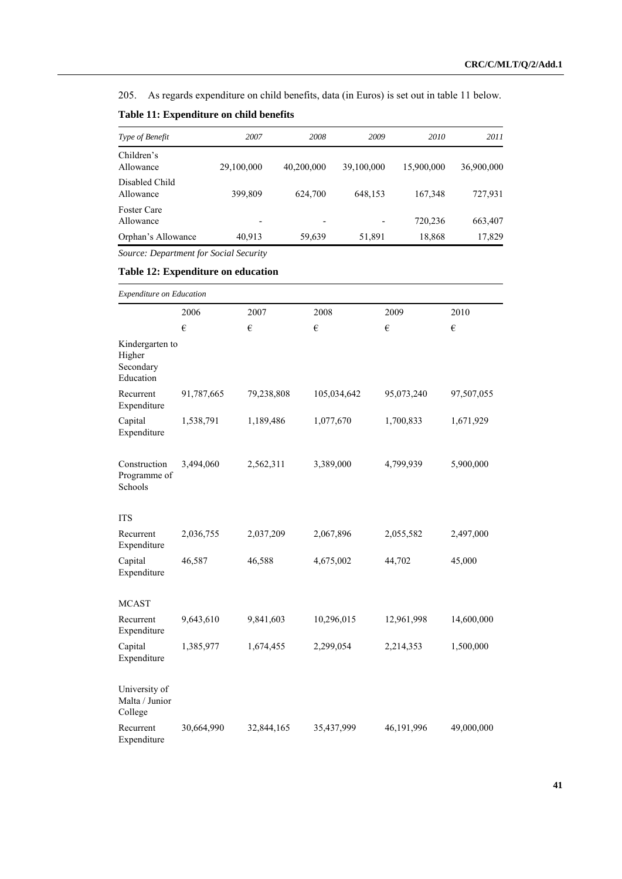205. As regards expenditure on child benefits, data (in Euros) is set out in table 11 below.

**Table 11: Expenditure on child benefits**

| *Type of Benefit* | *2007* | *2008* | *2009* | *2010* | *2011* |
|---|---|---|---|---|---|
| Children's Allowance | 29,100,000 | 40,200,000 | 39,100,000 | 15,900,000 | 36,900,000 |
| Disabled Child Allowance | 399,809 | 624,700 | 648,153 | 167,348 | 727,931 |
| Foster Care Allowance | - | - | - | 720,236 | 663,407 |
| Orphan's Allowance | 40,913 | 59,639 | 51,891 | 18,868 | 17,829 |

*Source: Department for Social Security*

**Table 12: Expenditure on education**

| *Expenditure on Education* | | | | | |
|---|---|---|---|---|---|
| | 2006 | 2007 | 2008 | 2009 | 2010 |
| | € | € | € | € | € |
| Kindergarten to Higher Secondary Education | | | | | |
| Recurrent Expenditure | 91,787,665 | 79,238,808 | 105,034,642 | 95,073,240 | 97,507,055 |
| Capital Expenditure | 1,538,791 | 1,189,486 | 1,077,670 | 1,700,833 | 1,671,929 |
| Construction Programme of Schools | 3,494,060 | 2,562,311 | 3,389,000 | 4,799,939 | 5,900,000 |
| ITS | | | | | |
| Recurrent Expenditure | 2,036,755 | 2,037,209 | 2,067,896 | 2,055,582 | 2,497,000 |
| Capital Expenditure | 46,587 | 46,588 | 4,675,002 | 44,702 | 45,000 |
| MCAST | | | | | |
| Recurrent Expenditure | 9,643,610 | 9,841,603 | 10,296,015 | 12,961,998 | 14,600,000 |
| Capital Expenditure | 1,385,977 | 1,674,455 | 2,299,054 | 2,214,353 | 1,500,000 |
| University of Malta / Junior College | | | | | |
| Recurrent Expenditure | 30,664,990 | 32,844,165 | 35,437,999 | 46,191,996 | 49,000,000 |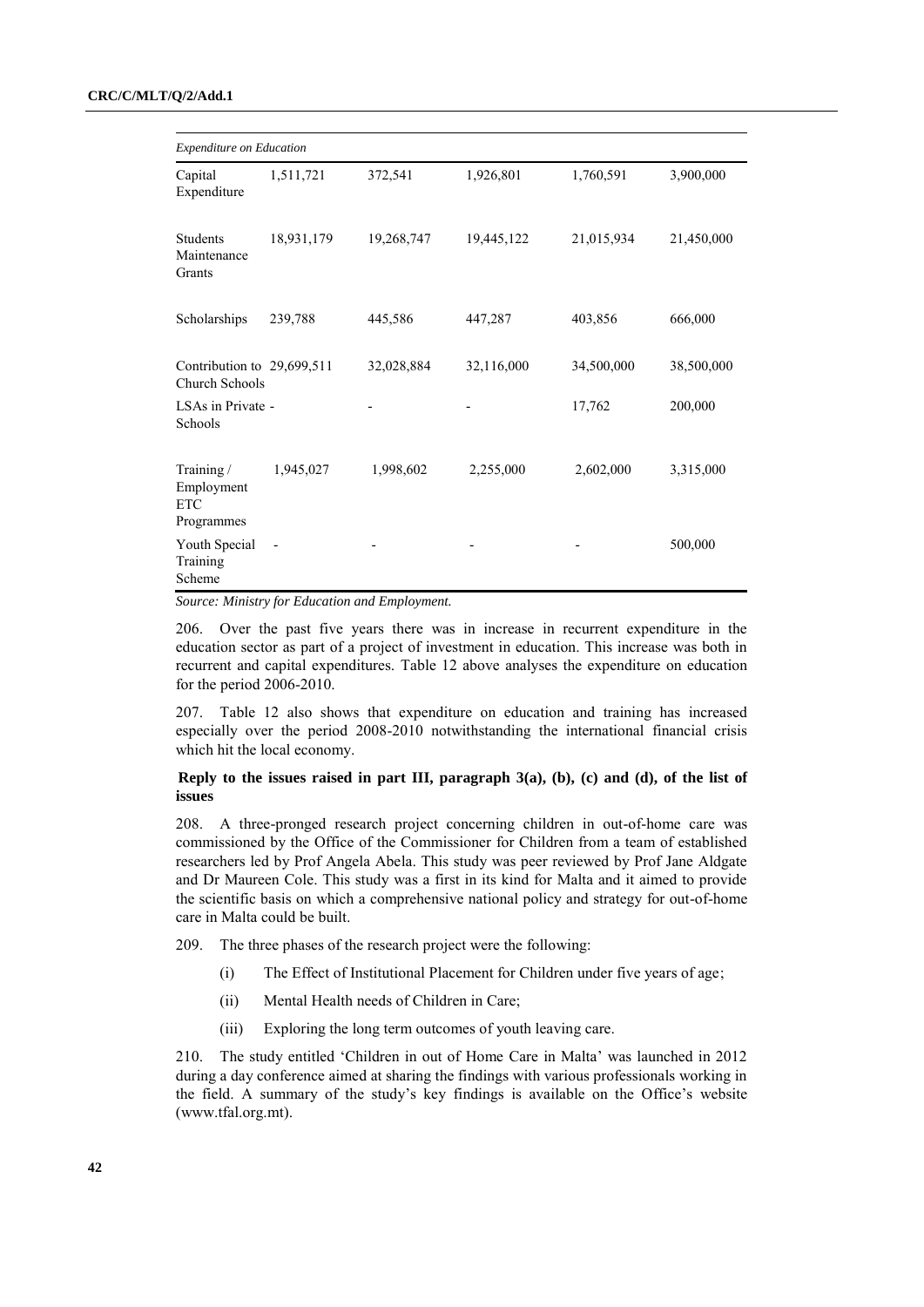| *Expenditure on Education* | | | | | |
|---|---|---|---|---|---|
| Capital Expenditure | 1,511,721 | 372,541 | 1,926,801 | 1,760,591 | 3,900,000 |
| Students Maintenance Grants | 18,931,179 | 19,268,747 | 19,445,122 | 21,015,934 | 21,450,000 |
| Scholarships | 239,788 | 445,586 | 447,287 | 403,856 | 666,000 |
| Contribution to Church Schools | 29,699,511 | 32,028,884 | 32,116,000 | 34,500,000 | 38,500,000 |
| LSAs in Private Schools | - | - | - | 17,762 | 200,000 |
| Training / Employment ETC Programmes | 1,945,027 | 1,998,602 | 2,255,000 | 2,602,000 | 3,315,000 |
| Youth Special Training Scheme | - | - | - | - | 500,000 |

*Source: Ministry for Education and Employment.*

206. Over the past five years there was in increase in recurrent expenditure in the education sector as part of a project of investment in education. This increase was both in recurrent and capital expenditures. Table 12 above analyses the expenditure on education for the period 2006-2010.

207. Table 12 also shows that expenditure on education and training has increased especially over the period 2008-2010 notwithstanding the international financial crisis which hit the local economy.

### Reply to the issues raised in part III, paragraph 3(a), (b), (c) and (d), of the list of issues

208. A three-pronged research project concerning children in out-of-home care was commissioned by the Office of the Commissioner for Children from a team of established researchers led by Prof Angela Abela. This study was peer reviewed by Prof Jane Aldgate and Dr Maureen Cole. This study was a first in its kind for Malta and it aimed to provide the scientific basis on which a comprehensive national policy and strategy for out-of-home care in Malta could be built.

209. The three phases of the research project were the following:

(i) The Effect of Institutional Placement for Children under five years of age;

(ii) Mental Health needs of Children in Care;

(iii) Exploring the long term outcomes of youth leaving care.

210. The study entitled 'Children in out of Home Care in Malta' was launched in 2012 during a day conference aimed at sharing the findings with various professionals working in the field. A summary of the study's key findings is available on the Office's website (www.tfal.org.mt).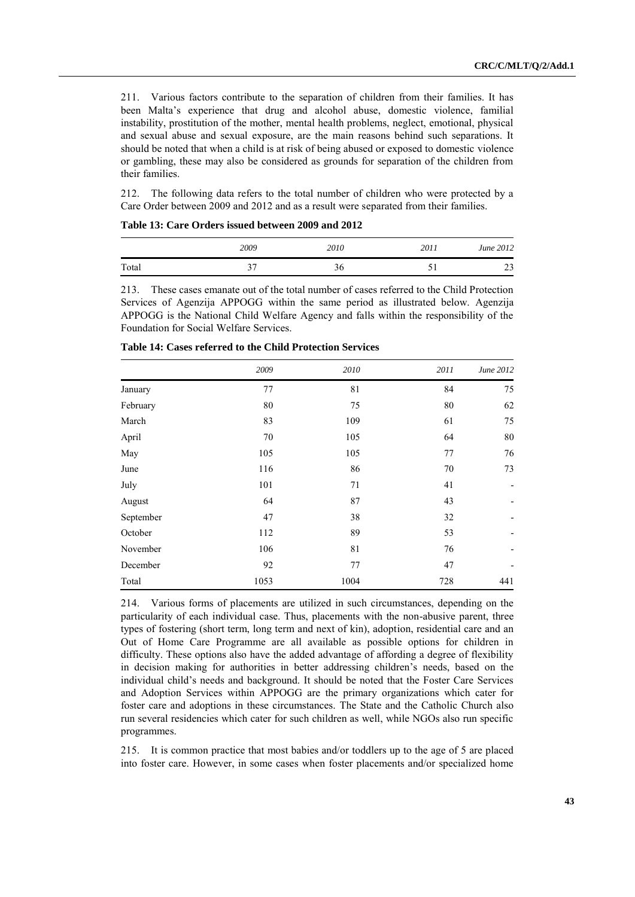211. Various factors contribute to the separation of children from their families. It has been Malta's experience that drug and alcohol abuse, domestic violence, familial instability, prostitution of the mother, mental health problems, neglect, emotional, physical and sexual abuse and sexual exposure, are the main reasons behind such separations. It should be noted that when a child is at risk of being abused or exposed to domestic violence or gambling, these may also be considered as grounds for separation of the children from their families.

212. The following data refers to the total number of children who were protected by a Care Order between 2009 and 2012 and as a result were separated from their families.

**Table 13: Care Orders issued between 2009 and 2012**

| | *2009* | *2010* | *2011* | *June 2012* |
|---|---|---|---|---|
| Total | 37 | 36 | 51 | 23 |

213. These cases emanate out of the total number of cases referred to the Child Protection Services of Agenzija APPOGG within the same period as illustrated below. Agenzija APPOGG is the National Child Welfare Agency and falls within the responsibility of the Foundation for Social Welfare Services.

**Table 14: Cases referred to the Child Protection Services**

| | *2009* | *2010* | *2011* | *June 2012* |
|---|---|---|---|---|
| January | 77 | 81 | 84 | 75 |
| February | 80 | 75 | 80 | 62 |
| March | 83 | 109 | 61 | 75 |
| April | 70 | 105 | 64 | 80 |
| May | 105 | 105 | 77 | 76 |
| June | 116 | 86 | 70 | 73 |
| July | 101 | 71 | 41 | - |
| August | 64 | 87 | 43 | - |
| September | 47 | 38 | 32 | - |
| October | 112 | 89 | 53 | - |
| November | 106 | 81 | 76 | - |
| December | 92 | 77 | 47 | - |
| Total | 1053 | 1004 | 728 | 441 |

214. Various forms of placements are utilized in such circumstances, depending on the particularity of each individual case. Thus, placements with the non-abusive parent, three types of fostering (short term, long term and next of kin), adoption, residential care and an Out of Home Care Programme are all available as possible options for children in difficulty. These options also have the added advantage of affording a degree of flexibility in decision making for authorities in better addressing children's needs, based on the individual child's needs and background. It should be noted that the Foster Care Services and Adoption Services within APPOGG are the primary organizations which cater for foster care and adoptions in these circumstances. The State and the Catholic Church also run several residencies which cater for such children as well, while NGOs also run specific programmes.

215. It is common practice that most babies and/or toddlers up to the age of 5 are placed into foster care. However, in some cases when foster placements and/or specialized home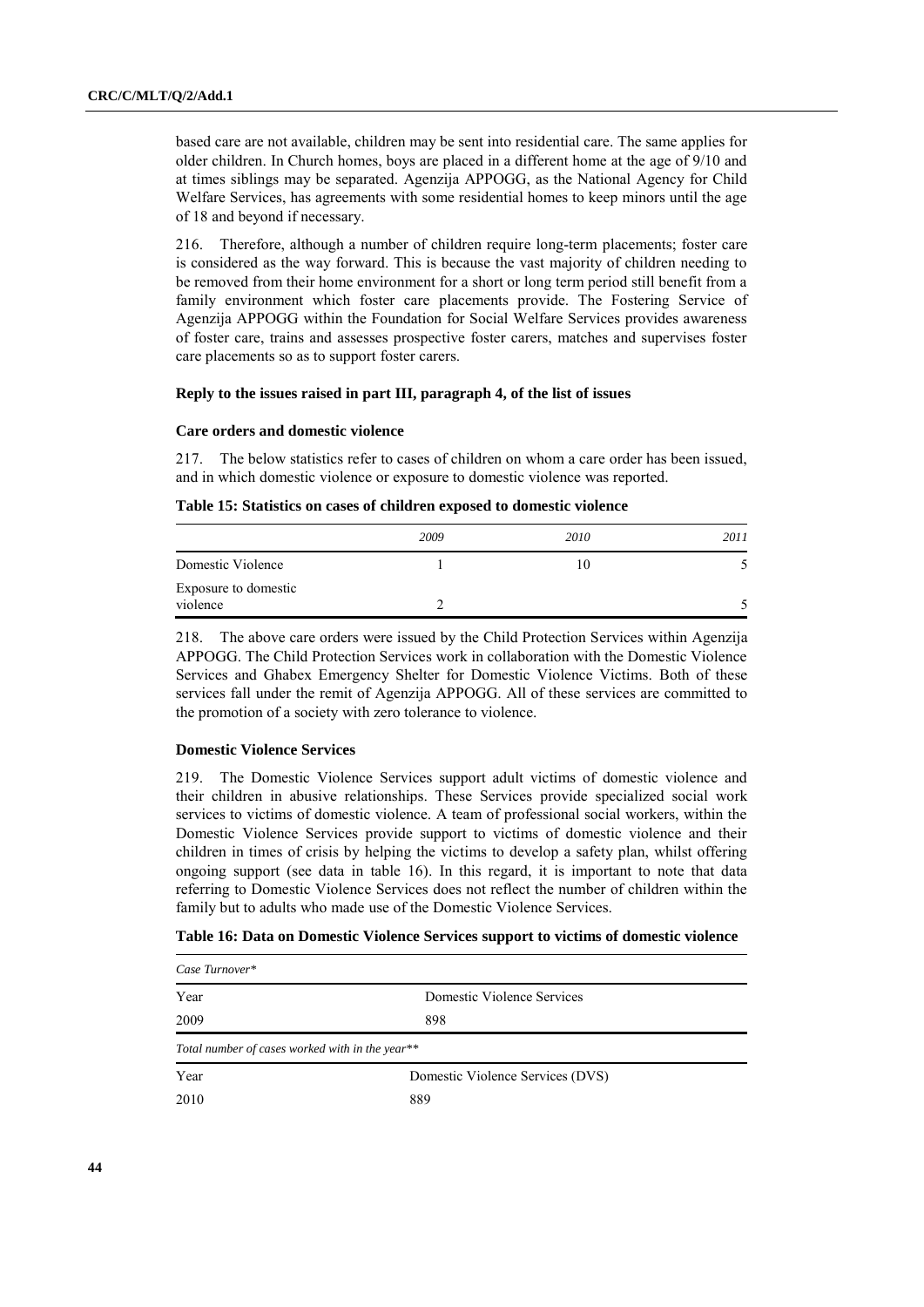based care are not available, children may be sent into residential care. The same applies for older children. In Church homes, boys are placed in a different home at the age of 9/10 and at times siblings may be separated. Agenzija APPOGG, as the National Agency for Child Welfare Services, has agreements with some residential homes to keep minors until the age of 18 and beyond if necessary.

216. Therefore, although a number of children require long-term placements; foster care is considered as the way forward. This is because the vast majority of children needing to be removed from their home environment for a short or long term period still benefit from a family environment which foster care placements provide. The Fostering Service of Agenzija APPOGG within the Foundation for Social Welfare Services provides awareness of foster care, trains and assesses prospective foster carers, matches and supervises foster care placements so as to support foster carers.

#### Reply to the issues raised in part III, paragraph 4, of the list of issues

#### Care orders and domestic violence

217. The below statistics refer to cases of children on whom a care order has been issued, and in which domestic violence or exposure to domestic violence was reported.

**Table 15: Statistics on cases of children exposed to domestic violence**

| | *2009* | *2010* | *2011* |
|---|---|---|---|
| Domestic Violence | 1 | 10 | 5 |
| Exposure to domestic violence | 2 | | 5 |

218. The above care orders were issued by the Child Protection Services within Agenzija APPOGG. The Child Protection Services work in collaboration with the Domestic Violence Services and Ghabex Emergency Shelter for Domestic Violence Victims. Both of these services fall under the remit of Agenzija APPOGG. All of these services are committed to the promotion of a society with zero tolerance to violence.

#### Domestic Violence Services

219. The Domestic Violence Services support adult victims of domestic violence and their children in abusive relationships. These Services provide specialized social work services to victims of domestic violence. A team of professional social workers, within the Domestic Violence Services provide support to victims of domestic violence and their children in times of crisis by helping the victims to develop a safety plan, whilst offering ongoing support (see data in table 16). In this regard, it is important to note that data referring to Domestic Violence Services does not reflect the number of children within the family but to adults who made use of the Domestic Violence Services.

**Table 16: Data on Domestic Violence Services support to victims of domestic violence**

| *Case Turnover\** | |
|---|---|
| Year | Domestic Violence Services |
| 2009 | 898 |
| *Total number of cases worked with in the year\*\** | |
| Year | Domestic Violence Services (DVS) |
| 2010 | 889 |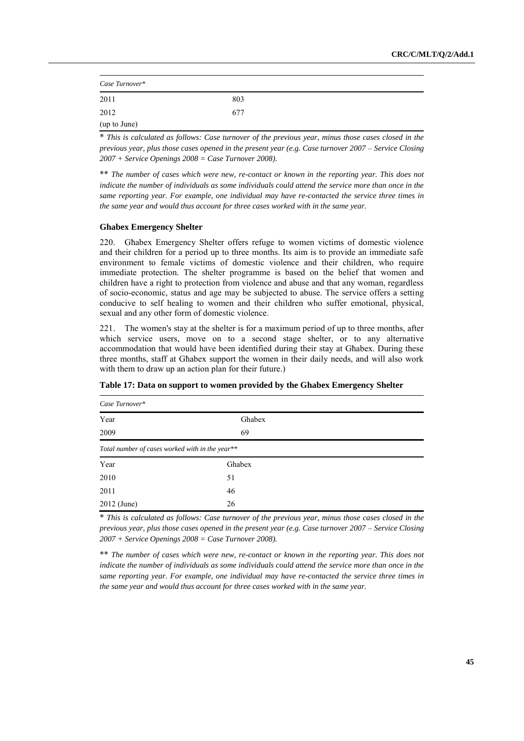| *Case Turnover\** | |
|---|---|
| 2011 | 803 |
| 2012 (up to June) | 677 |

\* *This is calculated as follows: Case turnover of the previous year, minus those cases closed in the previous year, plus those cases opened in the present year (e.g. Case turnover 2007 – Service Closing 2007 + Service Openings 2008 = Case Turnover 2008).*

\*\* *The number of cases which were new, re-contact or known in the reporting year. This does not indicate the number of individuals as some individuals could attend the service more than once in the same reporting year. For example, one individual may have re-contacted the service three times in the same year and would thus account for three cases worked with in the same year.*

**Ghabex Emergency Shelter**

220. Għabex Emergency Shelter offers refuge to women victims of domestic violence and their children for a period up to three months. Its aim is to provide an immediate safe environment to female victims of domestic violence and their children, who require immediate protection. The shelter programme is based on the belief that women and children have a right to protection from violence and abuse and that any woman, regardless of socio-economic, status and age may be subjected to abuse. The service offers a setting conducive to self healing to women and their children who suffer emotional, physical, sexual and any other form of domestic violence.

221. The women's stay at the shelter is for a maximum period of up to three months, after which service users, move on to a second stage shelter, or to any alternative accommodation that would have been identified during their stay at Għabex. During these three months, staff at Għabex support the women in their daily needs, and will also work with them to draw up an action plan for their future.)

**Table 17: Data on support to women provided by the Ghabex Emergency Shelter**

| *Case Turnover\** | |
|---|---|
| Year | Ghabex |
| 2009 | 69 |
| *Total number of cases worked with in the year\*\** | |
| Year | Ghabex |
| 2010 | 51 |
| 2011 | 46 |
| 2012 (June) | 26 |

\* *This is calculated as follows: Case turnover of the previous year, minus those cases closed in the previous year, plus those cases opened in the present year (e.g. Case turnover 2007 – Service Closing 2007 + Service Openings 2008 = Case Turnover 2008).*

\*\* *The number of cases which were new, re-contact or known in the reporting year. This does not indicate the number of individuals as some individuals could attend the service more than once in the same reporting year. For example, one individual may have re-contacted the service three times in the same year and would thus account for three cases worked with in the same year.*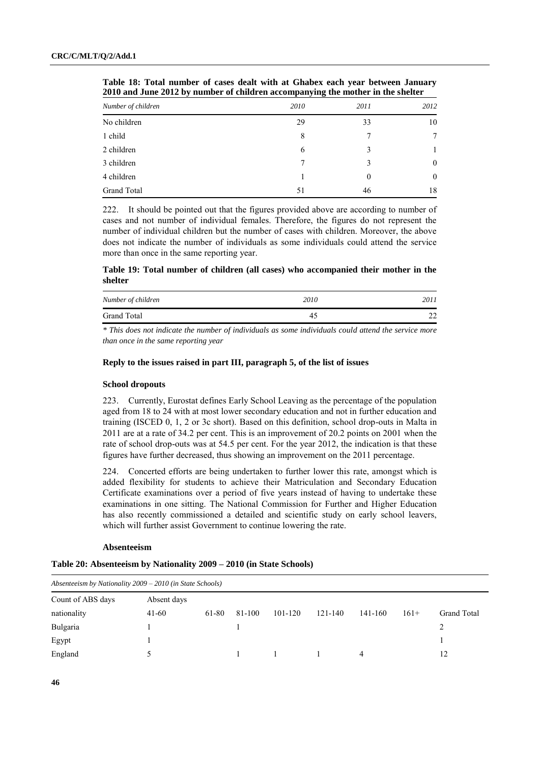**Table 18: Total number of cases dealt with at Ghabex each year between January 2010 and June 2012 by number of children accompanying the mother in the shelter**

| *Number of children* | *2010* | *2011* | *2012* |
|---|---|---|---|
| No children | 29 | 33 | 10 |
| 1 child | 8 | 7 | 7 |
| 2 children | 6 | 3 | 1 |
| 3 children | 7 | 3 | 0 |
| 4 children | 1 | 0 | 0 |
| Grand Total | 51 | 46 | 18 |

222. It should be pointed out that the figures provided above are according to number of cases and not number of individual females. Therefore, the figures do not represent the number of individual children but the number of cases with children. Moreover, the above does not indicate the number of individuals as some individuals could attend the service more than once in the same reporting year.

**Table 19: Total number of children (all cases) who accompanied their mother in the shelter**

| *Number of children* | *2010* | *2011* |
|---|---|---|
| Grand Total | 45 | 22 |

*\* This does not indicate the number of individuals as some individuals could attend the service more than once in the same reporting year*

### Reply to the issues raised in part III, paragraph 5, of the list of issues

#### School dropouts

223. Currently, Eurostat defines Early School Leaving as the percentage of the population aged from 18 to 24 with at most lower secondary education and not in further education and training (ISCED 0, 1, 2 or 3c short). Based on this definition, school drop-outs in Malta in 2011 are at a rate of 34.2 per cent. This is an improvement of 20.2 points on 2001 when the rate of school drop-outs was at 54.5 per cent. For the year 2012, the indication is that these figures have further decreased, thus showing an improvement on the 2011 percentage.

224. Concerted efforts are being undertaken to further lower this rate, amongst which is added flexibility for students to achieve their Matriculation and Secondary Education Certificate examinations over a period of five years instead of having to undertake these examinations in one sitting. The National Commission for Further and Higher Education has also recently commissioned a detailed and scientific study on early school leavers, which will further assist Government to continue lowering the rate.

#### Absenteeism

**Table 20: Absenteeism by Nationality 2009 – 2010 (in State Schools)**

| *Absenteeism by Nationality 2009 – 2010 (in State Schools)* | | | | | | | | |
|---|---|---|---|---|---|---|---|---|
| Count of ABS days | Absent days | | | | | | | |
| nationality | 41-60 | 61-80 | 81-100 | 101-120 | 121-140 | 141-160 | 161+ | Grand Total |
| Bulgaria | 1 | | 1 | | | | | 2 |
| Egypt | 1 | | | | | | | 1 |
| England | 5 | | 1 | 1 | 1 | 4 | | 12 |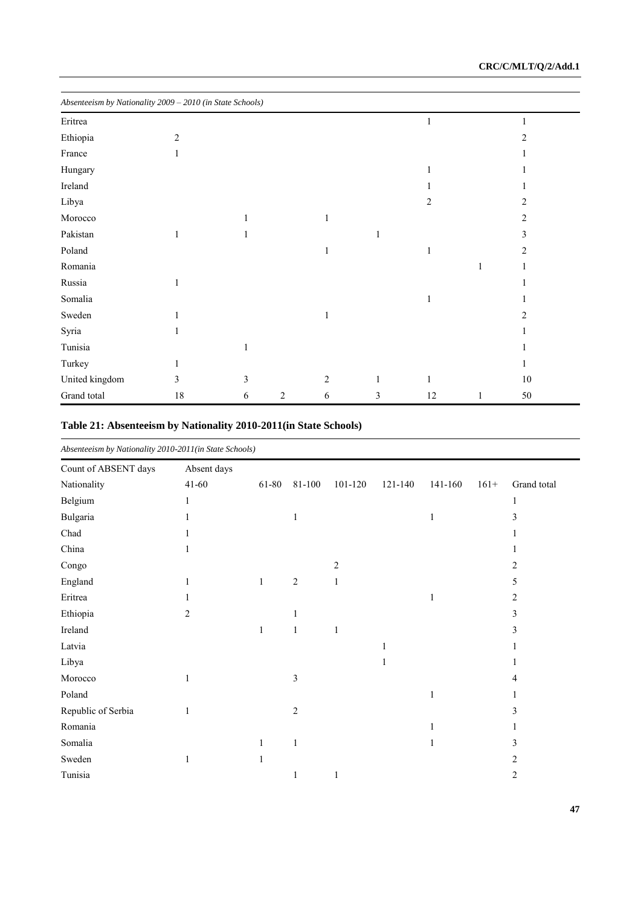| *Absenteeism by Nationality 2009 – 2010 (in State Schools)* | | | | | | | | |
|---|---|---|---|---|---|---|---|---|
| Eritrea | | | | | | 1 | | 1 |
| Ethiopia | 2 | | | | | | | 2 |
| France | 1 | | | | | | | 1 |
| Hungary | | | | | | 1 | | 1 |
| Ireland | | | | | | 1 | | 1 |
| Libya | | | | | | 2 | | 2 |
| Morocco | | 1 | | 1 | | | | 2 |
| Pakistan | 1 | 1 | | | 1 | | | 3 |
| Poland | | | | 1 | | 1 | | 2 |
| Romania | | | | | | | 1 | 1 |
| Russia | 1 | | | | | | | 1 |
| Somalia | | | | | | 1 | | 1 |
| Sweden | 1 | | | 1 | | | | 2 |
| Syria | 1 | | | | | | | 1 |
| Tunisia | | 1 | | | | | | 1 |
| Turkey | 1 | | | | | | | 1 |
| United kingdom | 3 | 3 | | 2 | 1 | 1 | | 10 |
| Grand total | 18 | 6 | 2 | 6 | 3 | 12 | 1 | 50 |

## Table 21: Absenteeism by Nationality 2010-2011(in State Schools)

*Absenteeism by Nationality 2010-2011(in State Schools)*

| Count of ABSENT days | Absent days | | | | | | | |
|---|---|---|---|---|---|---|---|---|
| Nationality | 41-60 | 61-80 | 81-100 | 101-120 | 121-140 | 141-160 | 161+ | Grand total |
| Belgium | 1 | | | | | | | 1 |
| Bulgaria | 1 | | 1 | | | 1 | | 3 |
| Chad | 1 | | | | | | | 1 |
| China | 1 | | | | | | | 1 |
| Congo | | | | 2 | | | | 2 |
| England | 1 | 1 | 2 | 1 | | | | 5 |
| Eritrea | 1 | | | | | 1 | | 2 |
| Ethiopia | 2 | | 1 | | | | | 3 |
| Ireland | | 1 | 1 | 1 | | | | 3 |
| Latvia | | | | | 1 | | | 1 |
| Libya | | | | | 1 | | | 1 |
| Morocco | 1 | | 3 | | | | | 4 |
| Poland | | | | | | 1 | | 1 |
| Republic of Serbia | 1 | | 2 | | | | | 3 |
| Romania | | | | | | 1 | | 1 |
| Somalia | | 1 | 1 | | | 1 | | 3 |
| Sweden | 1 | 1 | | | | | | 2 |
| Tunisia | | | 1 | 1 | | | | 2 |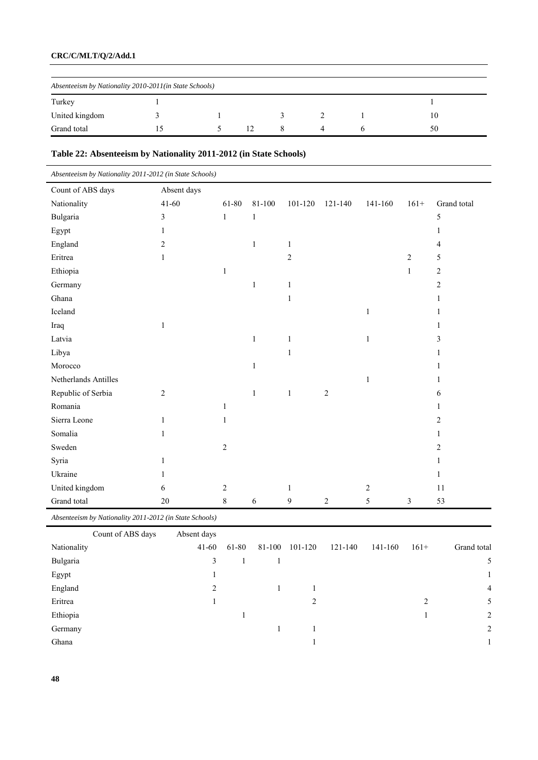| *Absenteeism by Nationality 2010-2011(in State Schools)* | | | | | | | | |
|---|---|---|---|---|---|---|---|---|
| Turkey | 1 | | | | | | | 1 |
| United kingdom | 3 | 1 | | 3 | 2 | 1 | | 10 |
| Grand total | 15 | 5 | 12 | 8 | 4 | 6 | | 50 |

### Table 22: Absenteeism by Nationality 2011-2012 (in State Schools)

*Absenteeism by Nationality 2011-2012 (in State Schools)*

| Count of ABS days | Absent days | | | | | | | |
|---|---|---|---|---|---|---|---|---|
| Nationality | 41-60 | 61-80 | 81-100 | 101-120 | 121-140 | 141-160 | 161+ | Grand total |
| Bulgaria | 3 | 1 | 1 | | | | | 5 |
| Egypt | 1 | | | | | | | 1 |
| England | 2 | | 1 | 1 | | | | 4 |
| Eritrea | 1 | | | 2 | | | 2 | 5 |
| Ethiopia | | 1 | | | | | 1 | 2 |
| Germany | | | 1 | 1 | | | | 2 |
| Ghana | | | | 1 | | | | 1 |
| Iceland | | | | | | 1 | | 1 |
| Iraq | 1 | | | | | | | 1 |
| Latvia | | | 1 | 1 | | 1 | | 3 |
| Libya | | | | 1 | | | | 1 |
| Morocco | | | 1 | | | | | 1 |
| Netherlands Antilles | | | | | | 1 | | 1 |
| Republic of Serbia | 2 | | 1 | 1 | 2 | | | 6 |
| Romania | | 1 | | | | | | 1 |
| Sierra Leone | 1 | 1 | | | | | | 2 |
| Somalia | 1 | | | | | | | 1 |
| Sweden | | 2 | | | | | | 2 |
| Syria | 1 | | | | | | | 1 |
| Ukraine | 1 | | | | | | | 1 |
| United kingdom | 6 | 2 | | 1 | | 2 | | 11 |
| Grand total | 20 | 8 | 6 | 9 | 2 | 5 | 3 | 53 |

*Absenteeism by Nationality 2011-2012 (in State Schools)*

| Count of ABS days | Absent days | | | | | | | |
|---|---|---|---|---|---|---|---|---|
| Nationality | 41-60 | 61-80 | 81-100 | 101-120 | 121-140 | 141-160 | 161+ | Grand total |
| Bulgaria | 3 | 1 | 1 | | | | | 5 |
| Egypt | 1 | | | | | | | 1 |
| England | 2 | | 1 | 1 | | | | 4 |
| Eritrea | 1 | | | 2 | | | 2 | 5 |
| Ethiopia | | 1 | | | | | 1 | 2 |
| Germany | | | 1 | 1 | | | | 2 |
| Ghana | | | | 1 | | | | 1 |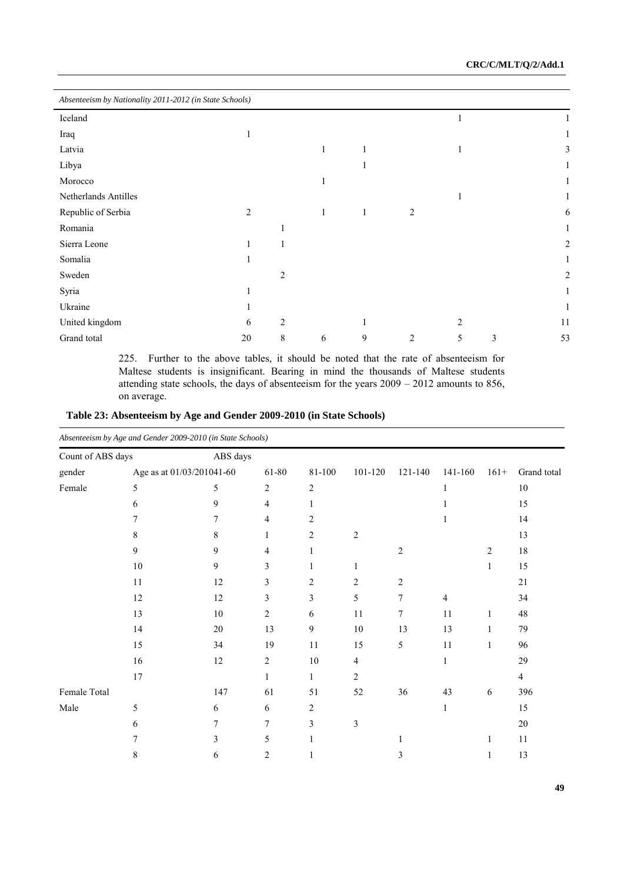| Absenteeism by Nationality 2011-2012 (in State Schools) | | | | | | | | |
|---|---|---|---|---|---|---|---|---|
| Iceland | | | | | | 1 | | 1 |
| Iraq | 1 | | | | | | | 1 |
| Latvia | | | 1 | 1 | | 1 | | 3 |
| Libya | | | | 1 | | | | 1 |
| Morocco | | | 1 | | | | | 1 |
| Netherlands Antilles | | | | | | 1 | | 1 |
| Republic of Serbia | 2 | | 1 | 1 | 2 | | | 6 |
| Romania | | 1 | | | | | | 1 |
| Sierra Leone | 1 | 1 | | | | | | 2 |
| Somalia | 1 | | | | | | | 1 |
| Sweden | | 2 | | | | | | 2 |
| Syria | 1 | | | | | | | 1 |
| Ukraine | 1 | | | | | | | 1 |
| United kingdom | 6 | 2 | | 1 | | 2 | | 11 |
| Grand total | 20 | 8 | 6 | 9 | 2 | 5 | 3 | 53 |

225. Further to the above tables, it should be noted that the rate of absenteeism for Maltese students is insignificant. Bearing in mind the thousands of Maltese students attending state schools, the days of absenteeism for the years 2009 – 2012 amounts to 856, on average.

**Table 23: Absenteeism by Age and Gender 2009-2010 (in State Schools)**

*Absenteeism by Age and Gender 2009-2010 (in State Schools)*

| Count of ABS days | | ABS days | | | | | | | |
|---|---|---|---|---|---|---|---|---|---|
| gender | Age as at 01/03/2010 | 41-60 | 61-80 | 81-100 | 101-120 | 121-140 | 141-160 | 161+ | Grand total |
| Female | 5 | 5 | 2 | 2 | | | 1 | | 10 |
| | 6 | 9 | 4 | 1 | | | 1 | | 15 |
| | 7 | 7 | 4 | 2 | | | 1 | | 14 |
| | 8 | 8 | 1 | 2 | 2 | | | | 13 |
| | 9 | 9 | 4 | 1 | | 2 | | 2 | 18 |
| | 10 | 9 | 3 | 1 | 1 | | | 1 | 15 |
| | 11 | 12 | 3 | 2 | 2 | 2 | | | 21 |
| | 12 | 12 | 3 | 3 | 5 | 7 | 4 | | 34 |
| | 13 | 10 | 2 | 6 | 11 | 7 | 11 | 1 | 48 |
| | 14 | 20 | 13 | 9 | 10 | 13 | 13 | 1 | 79 |
| | 15 | 34 | 19 | 11 | 15 | 5 | 11 | 1 | 96 |
| | 16 | 12 | 2 | 10 | 4 | | 1 | | 29 |
| | 17 | | 1 | 1 | 2 | | | | 4 |
| Female Total | | 147 | 61 | 51 | 52 | 36 | 43 | 6 | 396 |
| Male | 5 | 6 | 6 | 2 | | | 1 | | 15 |
| | 6 | 7 | 7 | 3 | 3 | | | | 20 |
| | 7 | 3 | 5 | 1 | | 1 | | 1 | 11 |
| | 8 | 6 | 2 | 1 | | 3 | | 1 | 13 |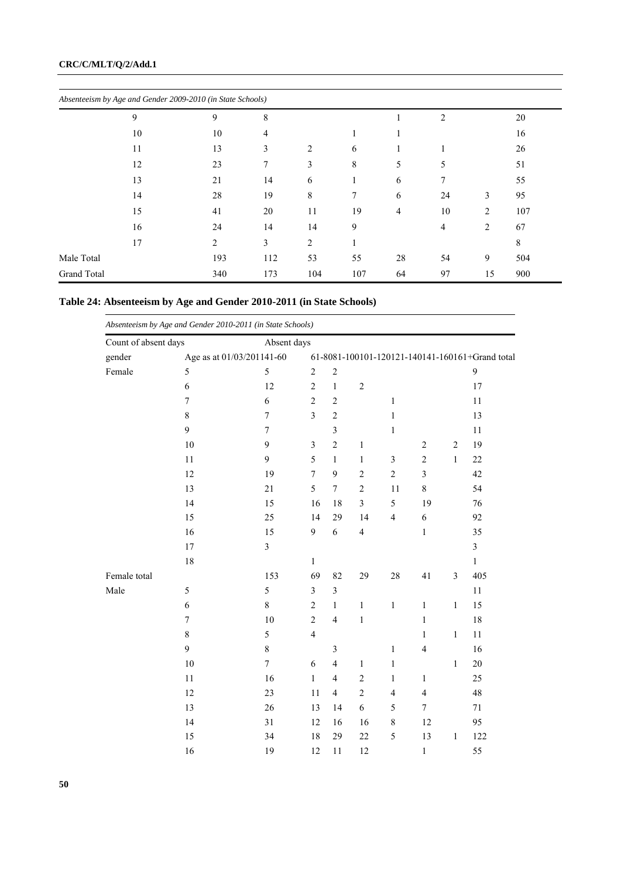*Absenteeism by Age and Gender 2009-2010 (in State Schools)*

| | | | | | | | | | |
|---|---|---|---|---|---|---|---|---|---|
| | 9 | 9 | 8 | | | 1 | 2 | | 20 |
| | 10 | 10 | 4 | | 1 | 1 | | | 16 |
| | 11 | 13 | 3 | 2 | 6 | 1 | 1 | | 26 |
| | 12 | 23 | 7 | 3 | 8 | 5 | 5 | | 51 |
| | 13 | 21 | 14 | 6 | 1 | 6 | 7 | | 55 |
| | 14 | 28 | 19 | 8 | 7 | 6 | 24 | 3 | 95 |
| | 15 | 41 | 20 | 11 | 19 | 4 | 10 | 2 | 107 |
| | 16 | 24 | 14 | 14 | 9 | | 4 | 2 | 67 |
| | 17 | 2 | 3 | 2 | 1 | | | | 8 |
| Male Total | | 193 | 112 | 53 | 55 | 28 | 54 | 9 | 504 |
| Grand Total | | 340 | 173 | 104 | 107 | 64 | 97 | 15 | 900 |

## Table 24: Absenteeism by Age and Gender 2010-2011 (in State Schools)

*Absenteeism by Age and Gender 2010-2011 (in State Schools)*

| Count of absent days | | Absent days | | | | | | | |
|---|---|---|---|---|---|---|---|---|---|
| gender | Age as at 01/03/2011 | 41-60 | 61-80 | 81-100 | 101-120 | 121-140 | 141-160 | 161+ | Grand total |
| Female | 5 | 5 | 2 | 2 | | | | | 9 |
| | 6 | 12 | 2 | 1 | 2 | | | | 17 |
| | 7 | 6 | 2 | 2 | | 1 | | | 11 |
| | 8 | 7 | 3 | 2 | | 1 | | | 13 |
| | 9 | 7 | | 3 | | 1 | | | 11 |
| | 10 | 9 | 3 | 2 | 1 | | 2 | 2 | 19 |
| | 11 | 9 | 5 | 1 | 1 | 3 | 2 | 1 | 22 |
| | 12 | 19 | 7 | 9 | 2 | 2 | 3 | | 42 |
| | 13 | 21 | 5 | 7 | 2 | 11 | 8 | | 54 |
| | 14 | 15 | 16 | 18 | 3 | 5 | 19 | | 76 |
| | 15 | 25 | 14 | 29 | 14 | 4 | 6 | | 92 |
| | 16 | 15 | 9 | 6 | 4 | | 1 | | 35 |
| | 17 | 3 | | | | | | | 3 |
| | 18 | | 1 | | | | | | 1 |
| Female total | | 153 | 69 | 82 | 29 | 28 | 41 | 3 | 405 |
| Male | 5 | 5 | 3 | 3 | | | | | 11 |
| | 6 | 8 | 2 | 1 | 1 | 1 | 1 | 1 | 15 |
| | 7 | 10 | 2 | 4 | 1 | | 1 | | 18 |
| | 8 | 5 | 4 | | | | 1 | 1 | 11 |
| | 9 | 8 | | 3 | | 1 | 4 | | 16 |
| | 10 | 7 | 6 | 4 | 1 | 1 | | 1 | 20 |
| | 11 | 16 | 1 | 4 | 2 | 1 | 1 | | 25 |
| | 12 | 23 | 11 | 4 | 2 | 4 | 4 | | 48 |
| | 13 | 26 | 13 | 14 | 6 | 5 | 7 | | 71 |
| | 14 | 31 | 12 | 16 | 16 | 8 | 12 | | 95 |
| | 15 | 34 | 18 | 29 | 22 | 5 | 13 | 1 | 122 |
| | 16 | 19 | 12 | 11 | 12 | | 1 | | 55 |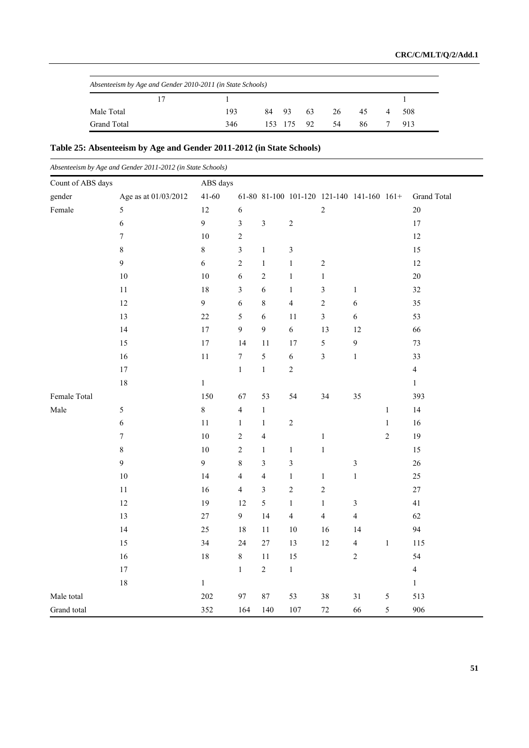| *Absenteeism by Age and Gender 2010-2011 (in State Schools)* | | | | | | | | |
|---|---|---|---|---|---|---|---|---|
| 17 | 1 | | | | | | | 1 |
| Male Total | 193 | 84 | 93 | 63 | 26 | 45 | 4 | 508 |
| Grand Total | 346 | 153 | 175 | 92 | 54 | 86 | 7 | 913 |

## Table 25: Absenteeism by Age and Gender 2011-2012 (in State Schools)

*Absenteeism by Age and Gender 2011-2012 (in State Schools)*

| Count of ABS days | | ABS days | | | | | | | |
|---|---|---|---|---|---|---|---|---|---|
| gender | Age as at 01/03/2012 | 41-60 | 61-80 | 81-100 | 101-120 | 121-140 | 141-160 | 161+ | Grand Total |
| Female | 5 | 12 | 6 | | | 2 | | | 20 |
| | 6 | 9 | 3 | 3 | 2 | | | | 17 |
| | 7 | 10 | 2 | | | | | | 12 |
| | 8 | 8 | 3 | 1 | 3 | | | | 15 |
| | 9 | 6 | 2 | 1 | 1 | 2 | | | 12 |
| | 10 | 10 | 6 | 2 | 1 | 1 | | | 20 |
| | 11 | 18 | 3 | 6 | 1 | 3 | 1 | | 32 |
| | 12 | 9 | 6 | 8 | 4 | 2 | 6 | | 35 |
| | 13 | 22 | 5 | 6 | 11 | 3 | 6 | | 53 |
| | 14 | 17 | 9 | 9 | 6 | 13 | 12 | | 66 |
| | 15 | 17 | 14 | 11 | 17 | 5 | 9 | | 73 |
| | 16 | 11 | 7 | 5 | 6 | 3 | 1 | | 33 |
| | 17 | | 1 | 1 | 2 | | | | 4 |
| | 18 | 1 | | | | | | | 1 |
| Female Total | | 150 | 67 | 53 | 54 | 34 | 35 | | 393 |
| Male | 5 | 8 | 4 | 1 | | | | 1 | 14 |
| | 6 | 11 | 1 | 1 | 2 | | | 1 | 16 |
| | 7 | 10 | 2 | 4 | | 1 | | 2 | 19 |
| | 8 | 10 | 2 | 1 | 1 | 1 | | | 15 |
| | 9 | 9 | 8 | 3 | 3 | | 3 | | 26 |
| | 10 | 14 | 4 | 4 | 1 | 1 | 1 | | 25 |
| | 11 | 16 | 4 | 3 | 2 | 2 | | | 27 |
| | 12 | 19 | 12 | 5 | 1 | 1 | 3 | | 41 |
| | 13 | 27 | 9 | 14 | 4 | 4 | 4 | | 62 |
| | 14 | 25 | 18 | 11 | 10 | 16 | 14 | | 94 |
| | 15 | 34 | 24 | 27 | 13 | 12 | 4 | 1 | 115 |
| | 16 | 18 | 8 | 11 | 15 | | 2 | | 54 |
| | 17 | | 1 | 2 | 1 | | | | 4 |
| | 18 | 1 | | | | | | | 1 |
| Male total | | 202 | 97 | 87 | 53 | 38 | 31 | 5 | 513 |
| Grand total | | 352 | 164 | 140 | 107 | 72 | 66 | 5 | 906 |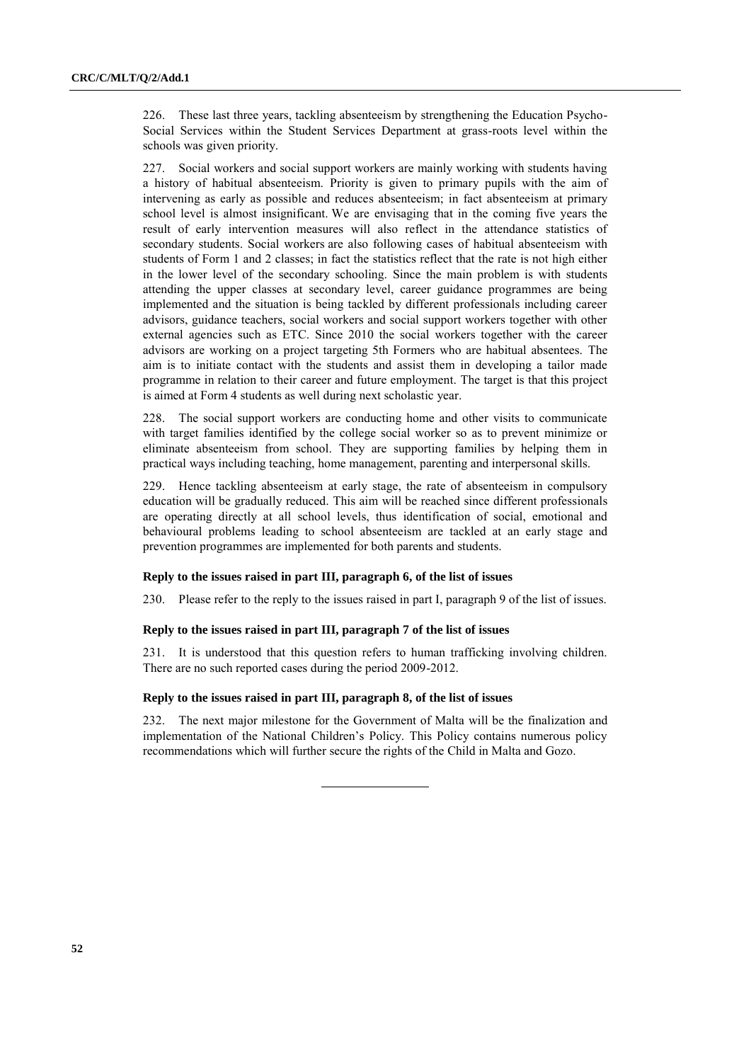226. These last three years, tackling absenteeism by strengthening the Education Psycho-Social Services within the Student Services Department at grass-roots level within the schools was given priority.

227. Social workers and social support workers are mainly working with students having a history of habitual absenteeism. Priority is given to primary pupils with the aim of intervening as early as possible and reduces absenteeism; in fact absenteeism at primary school level is almost insignificant. We are envisaging that in the coming five years the result of early intervention measures will also reflect in the attendance statistics of secondary students. Social workers are also following cases of habitual absenteeism with students of Form 1 and 2 classes; in fact the statistics reflect that the rate is not high either in the lower level of the secondary schooling. Since the main problem is with students attending the upper classes at secondary level, career guidance programmes are being implemented and the situation is being tackled by different professionals including career advisors, guidance teachers, social workers and social support workers together with other external agencies such as ETC. Since 2010 the social workers together with the career advisors are working on a project targeting 5th Formers who are habitual absentees. The aim is to initiate contact with the students and assist them in developing a tailor made programme in relation to their career and future employment. The target is that this project is aimed at Form 4 students as well during next scholastic year.

228. The social support workers are conducting home and other visits to communicate with target families identified by the college social worker so as to prevent minimize or eliminate absenteeism from school. They are supporting families by helping them in practical ways including teaching, home management, parenting and interpersonal skills.

229. Hence tackling absenteeism at early stage, the rate of absenteeism in compulsory education will be gradually reduced. This aim will be reached since different professionals are operating directly at all school levels, thus identification of social, emotional and behavioural problems leading to school absenteeism are tackled at an early stage and prevention programmes are implemented for both parents and students.

### Reply to the issues raised in part III, paragraph 6, of the list of issues

230. Please refer to the reply to the issues raised in part I, paragraph 9 of the list of issues.

### Reply to the issues raised in part III, paragraph 7 of the list of issues

231. It is understood that this question refers to human trafficking involving children. There are no such reported cases during the period 2009-2012.

### Reply to the issues raised in part III, paragraph 8, of the list of issues

232. The next major milestone for the Government of Malta will be the finalization and implementation of the National Children's Policy. This Policy contains numerous policy recommendations which will further secure the rights of the Child in Malta and Gozo.